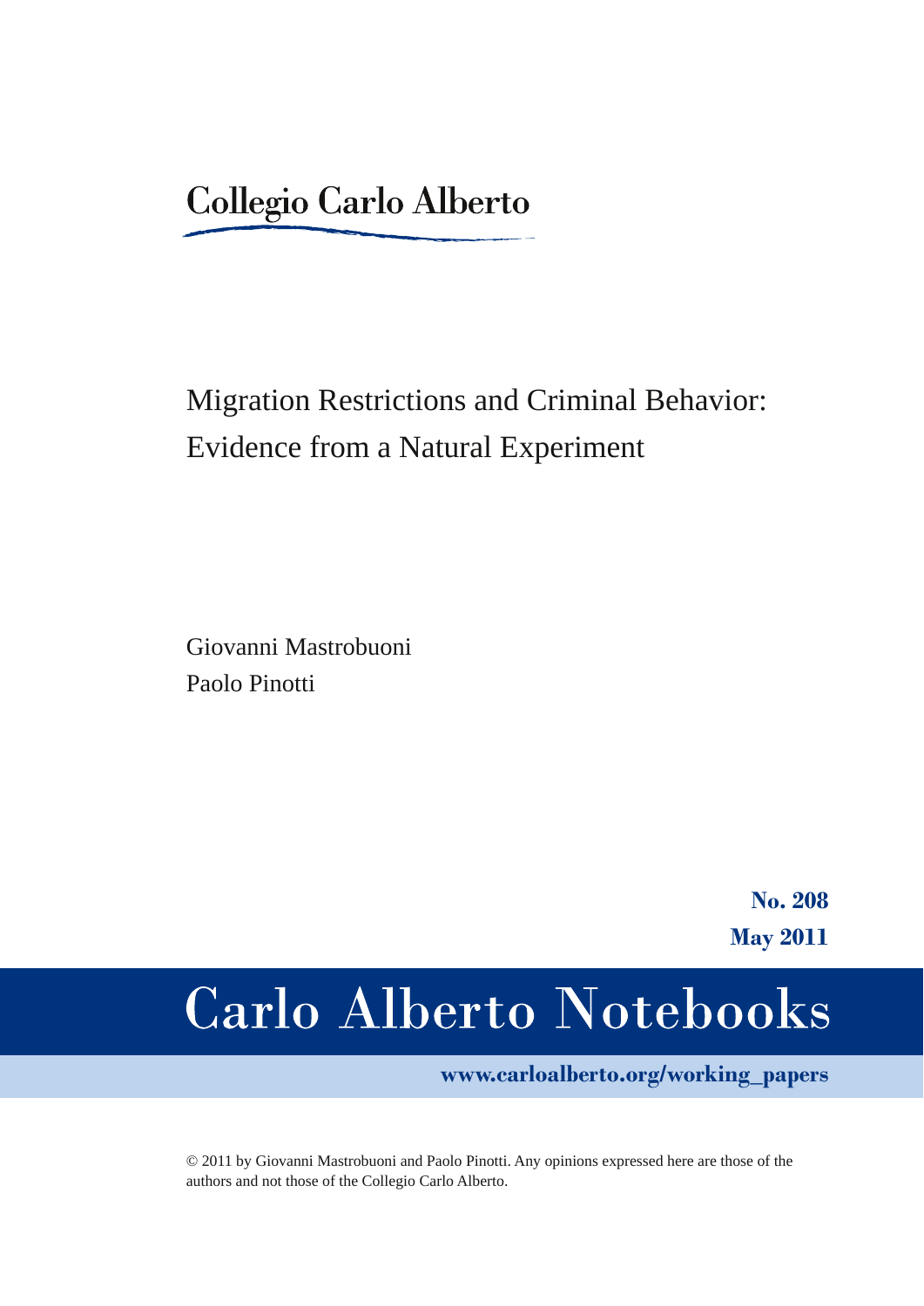Collegio Carlo Alberto

# Migration Restrictions and Criminal Behavior: Evidence from a Natural Experiment

Giovanni Mastrobuoni
Paolo Pinotti

**No. 208**
**May 2011**

# Carlo Alberto Notebooks

**www.carloalberto.org/working_papers**

© 2011 by Giovanni Mastrobuoni and Paolo Pinotti. Any opinions expressed here are those of the authors and not those of the Collegio Carlo Alberto.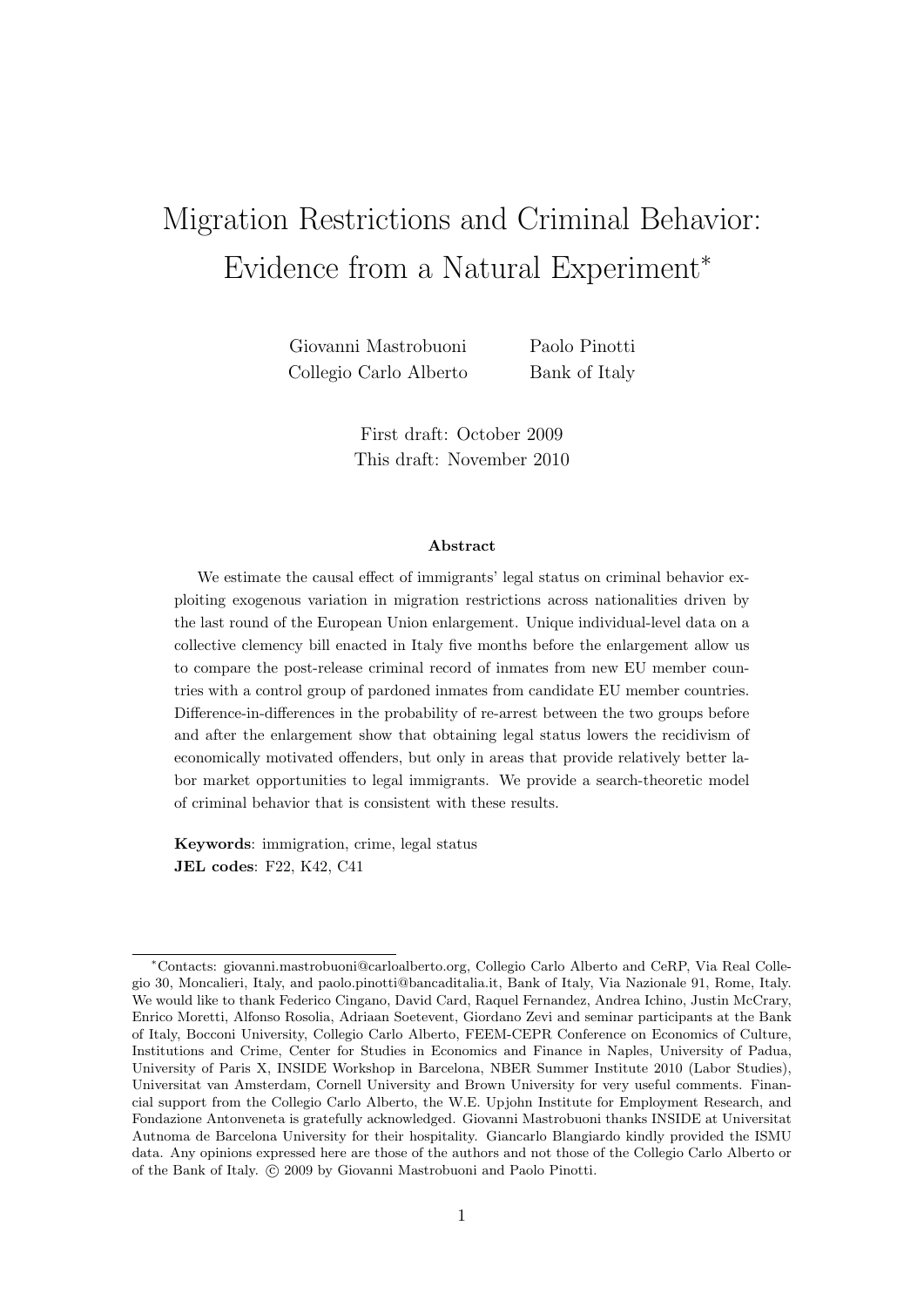# Migration Restrictions and Criminal Behavior: Evidence from a Natural Experiment*

Giovanni Mastrobuoni
Collegio Carlo Alberto

Paolo Pinotti
Bank of Italy

First draft: October 2009
This draft: November 2010

## Abstract

We estimate the causal effect of immigrants' legal status on criminal behavior exploiting exogenous variation in migration restrictions across nationalities driven by the last round of the European Union enlargement. Unique individual-level data on a collective clemency bill enacted in Italy five months before the enlargement allow us to compare the post-release criminal record of inmates from new EU member countries with a control group of pardoned inmates from candidate EU member countries. Difference-in-differences in the probability of re-arrest between the two groups before and after the enlargement show that obtaining legal status lowers the recidivism of economically motivated offenders, but only in areas that provide relatively better labor market opportunities to legal immigrants. We provide a search-theoretic model of criminal behavior that is consistent with these results.

**Keywords**: immigration, crime, legal status
**JEL codes**: F22, K42, C41

*Contacts: giovanni.mastrobuoni@carloalberto.org, Collegio Carlo Alberto and CeRP, Via Real Collegio 30, Moncalieri, Italy, and paolo.pinotti@bancaditalia.it, Bank of Italy, Via Nazionale 91, Rome, Italy. We would like to thank Federico Cingano, David Card, Raquel Fernandez, Andrea Ichino, Justin McCrary, Enrico Moretti, Alfonso Rosolia, Adriaan Soetevent, Giordano Zevi and seminar participants at the Bank of Italy, Bocconi University, Collegio Carlo Alberto, FEEM-CEPR Conference on Economics of Culture, Institutions and Crime, Center for Studies in Economics and Finance in Naples, University of Padua, University of Paris X, INSIDE Workshop in Barcelona, NBER Summer Institute 2010 (Labor Studies), Universitat van Amsterdam, Cornell University and Brown University for very useful comments. Financial support from the Collegio Carlo Alberto, the W.E. Upjohn Institute for Employment Research, and Fondazione Antonveneta is gratefully acknowledged. Giovanni Mastrobuoni thanks INSIDE at Universitat Autnoma de Barcelona University for their hospitality. Giancarlo Blangiardo kindly provided the ISMU data. Any opinions expressed here are those of the authors and not those of the Collegio Carlo Alberto or of the Bank of Italy. © 2009 by Giovanni Mastrobuoni and Paolo Pinotti.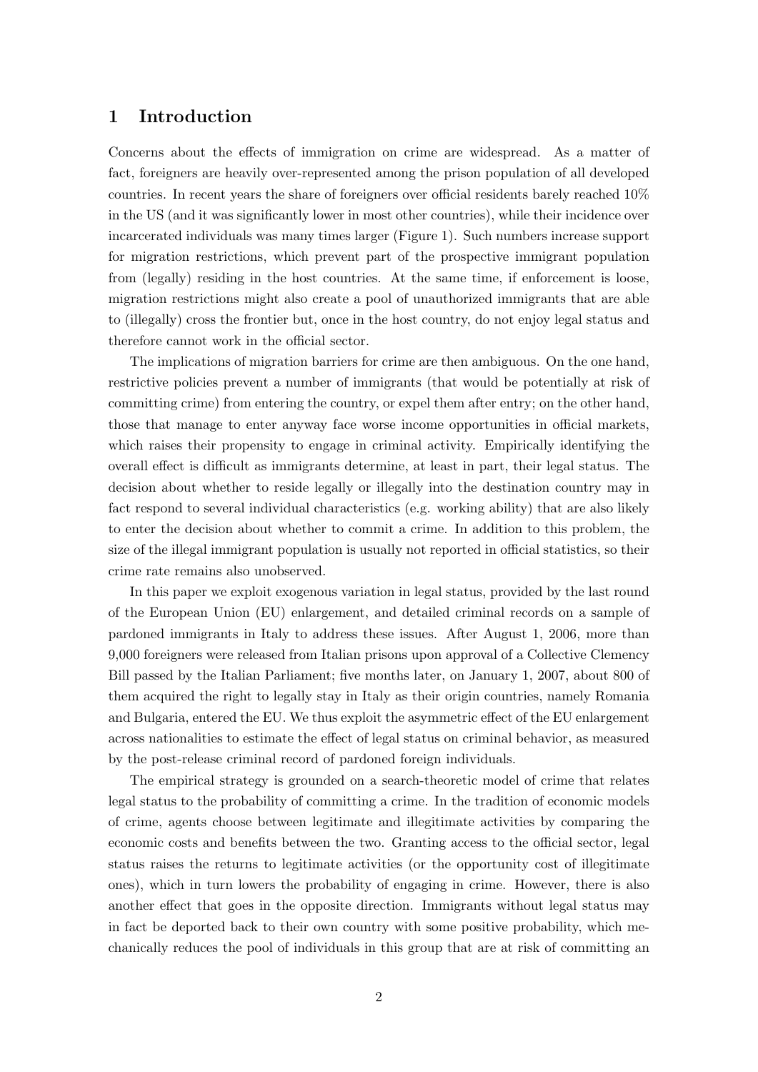## 1 Introduction

Concerns about the effects of immigration on crime are widespread. As a matter of fact, foreigners are heavily over-represented among the prison population of all developed countries. In recent years the share of foreigners over official residents barely reached 10% in the US (and it was significantly lower in most other countries), while their incidence over incarcerated individuals was many times larger (Figure 1). Such numbers increase support for migration restrictions, which prevent part of the prospective immigrant population from (legally) residing in the host countries. At the same time, if enforcement is loose, migration restrictions might also create a pool of unauthorized immigrants that are able to (illegally) cross the frontier but, once in the host country, do not enjoy legal status and therefore cannot work in the official sector.

The implications of migration barriers for crime are then ambiguous. On the one hand, restrictive policies prevent a number of immigrants (that would be potentially at risk of committing crime) from entering the country, or expel them after entry; on the other hand, those that manage to enter anyway face worse income opportunities in official markets, which raises their propensity to engage in criminal activity. Empirically identifying the overall effect is difficult as immigrants determine, at least in part, their legal status. The decision about whether to reside legally or illegally into the destination country may in fact respond to several individual characteristics (e.g. working ability) that are also likely to enter the decision about whether to commit a crime. In addition to this problem, the size of the illegal immigrant population is usually not reported in official statistics, so their crime rate remains also unobserved.

In this paper we exploit exogenous variation in legal status, provided by the last round of the European Union (EU) enlargement, and detailed criminal records on a sample of pardoned immigrants in Italy to address these issues. After August 1, 2006, more than 9,000 foreigners were released from Italian prisons upon approval of a Collective Clemency Bill passed by the Italian Parliament; five months later, on January 1, 2007, about 800 of them acquired the right to legally stay in Italy as their origin countries, namely Romania and Bulgaria, entered the EU. We thus exploit the asymmetric effect of the EU enlargement across nationalities to estimate the effect of legal status on criminal behavior, as measured by the post-release criminal record of pardoned foreign individuals.

The empirical strategy is grounded on a search-theoretic model of crime that relates legal status to the probability of committing a crime. In the tradition of economic models of crime, agents choose between legitimate and illegitimate activities by comparing the economic costs and benefits between the two. Granting access to the official sector, legal status raises the returns to legitimate activities (or the opportunity cost of illegitimate ones), which in turn lowers the probability of engaging in crime. However, there is also another effect that goes in the opposite direction. Immigrants without legal status may in fact be deported back to their own country with some positive probability, which mechanically reduces the pool of individuals in this group that are at risk of committing an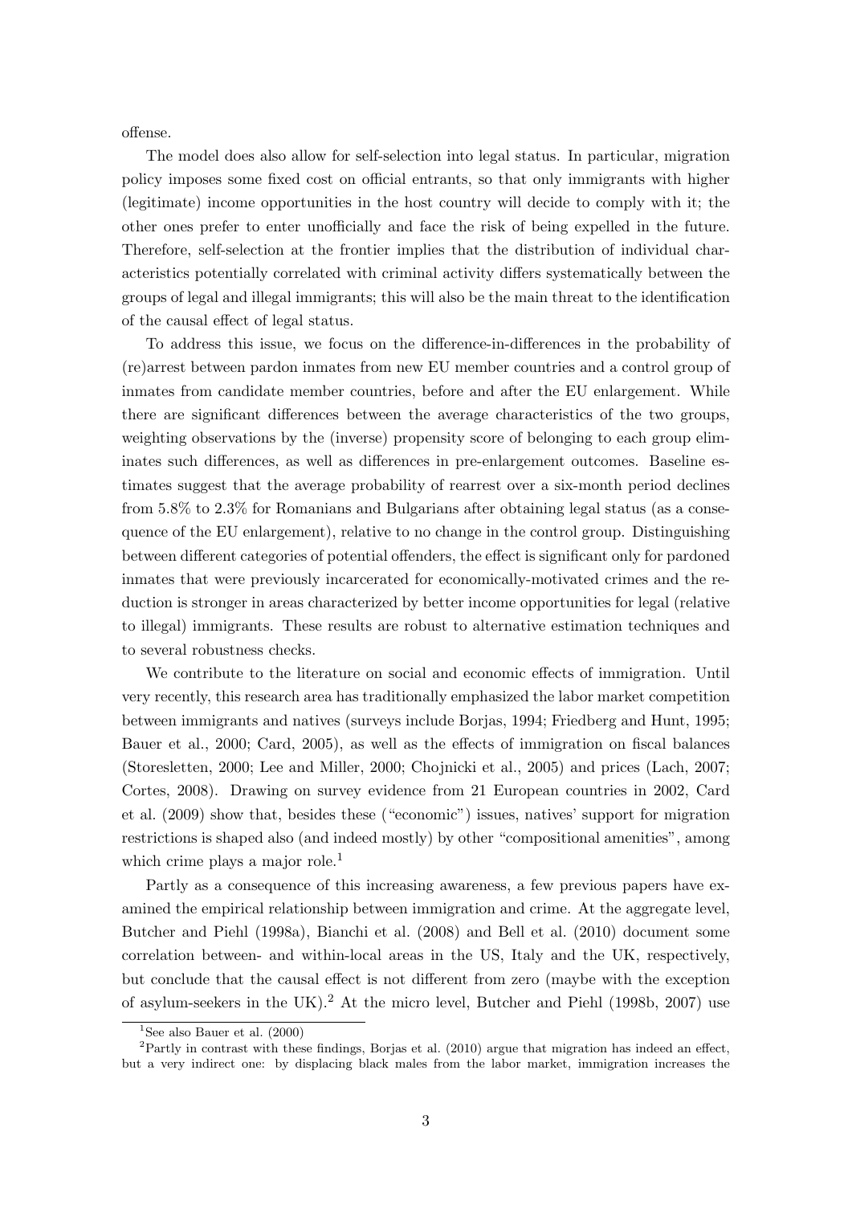offense.

The model does also allow for self-selection into legal status. In particular, migration policy imposes some fixed cost on official entrants, so that only immigrants with higher (legitimate) income opportunities in the host country will decide to comply with it; the other ones prefer to enter unofficially and face the risk of being expelled in the future. Therefore, self-selection at the frontier implies that the distribution of individual characteristics potentially correlated with criminal activity differs systematically between the groups of legal and illegal immigrants; this will also be the main threat to the identification of the causal effect of legal status.

To address this issue, we focus on the difference-in-differences in the probability of (re)arrest between pardon inmates from new EU member countries and a control group of inmates from candidate member countries, before and after the EU enlargement. While there are significant differences between the average characteristics of the two groups, weighting observations by the (inverse) propensity score of belonging to each group eliminates such differences, as well as differences in pre-enlargement outcomes. Baseline estimates suggest that the average probability of rearrest over a six-month period declines from 5.8% to 2.3% for Romanians and Bulgarians after obtaining legal status (as a consequence of the EU enlargement), relative to no change in the control group. Distinguishing between different categories of potential offenders, the effect is significant only for pardoned inmates that were previously incarcerated for economically-motivated crimes and the reduction is stronger in areas characterized by better income opportunities for legal (relative to illegal) immigrants. These results are robust to alternative estimation techniques and to several robustness checks.

We contribute to the literature on social and economic effects of immigration. Until very recently, this research area has traditionally emphasized the labor market competition between immigrants and natives (surveys include Borjas, 1994; Friedberg and Hunt, 1995; Bauer et al., 2000; Card, 2005), as well as the effects of immigration on fiscal balances (Storesletten, 2000; Lee and Miller, 2000; Chojnicki et al., 2005) and prices (Lach, 2007; Cortes, 2008). Drawing on survey evidence from 21 European countries in 2002, Card et al. (2009) show that, besides these ("economic") issues, natives' support for migration restrictions is shaped also (and indeed mostly) by other "compositional amenities", among which crime plays a major role.[1]

Partly as a consequence of this increasing awareness, a few previous papers have examined the empirical relationship between immigration and crime. At the aggregate level, Butcher and Piehl (1998a), Bianchi et al. (2008) and Bell et al. (2010) document some correlation between- and within-local areas in the US, Italy and the UK, respectively, but conclude that the causal effect is not different from zero (maybe with the exception of asylum-seekers in the UK).[2] At the micro level, Butcher and Piehl (1998b, 2007) use

[1] See also Bauer et al. (2000)

[2] Partly in contrast with these findings, Borjas et al. (2010) argue that migration has indeed an effect, but a very indirect one: by displacing black males from the labor market, immigration increases the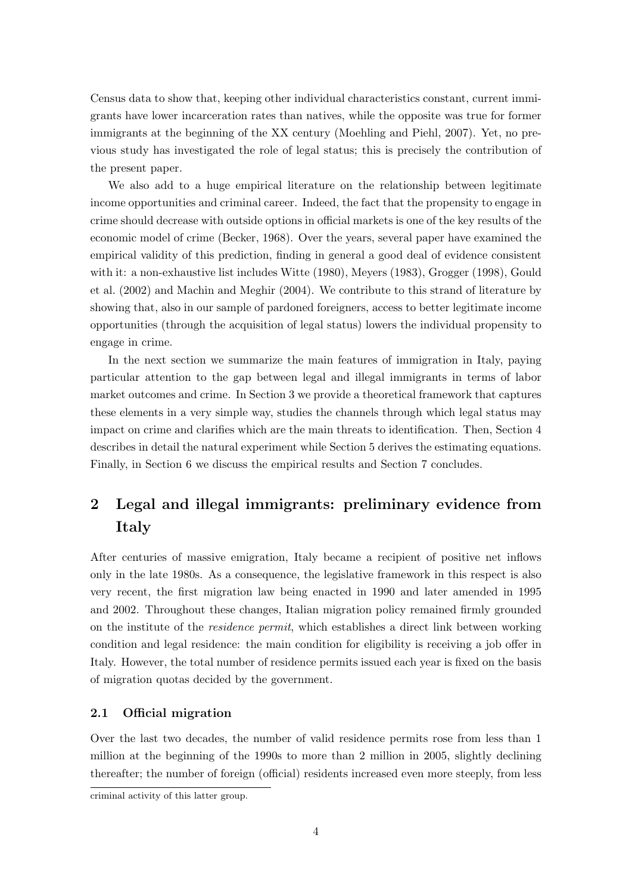Census data to show that, keeping other individual characteristics constant, current immigrants have lower incarceration rates than natives, while the opposite was true for former immigrants at the beginning of the XX century (Moehling and Piehl, 2007). Yet, no previous study has investigated the role of legal status; this is precisely the contribution of the present paper.

We also add to a huge empirical literature on the relationship between legitimate income opportunities and criminal career. Indeed, the fact that the propensity to engage in crime should decrease with outside options in official markets is one of the key results of the economic model of crime (Becker, 1968). Over the years, several paper have examined the empirical validity of this prediction, finding in general a good deal of evidence consistent with it: a non-exhaustive list includes Witte (1980), Meyers (1983), Grogger (1998), Gould et al. (2002) and Machin and Meghir (2004). We contribute to this strand of literature by showing that, also in our sample of pardoned foreigners, access to better legitimate income opportunities (through the acquisition of legal status) lowers the individual propensity to engage in crime.

In the next section we summarize the main features of immigration in Italy, paying particular attention to the gap between legal and illegal immigrants in terms of labor market outcomes and crime. In Section 3 we provide a theoretical framework that captures these elements in a very simple way, studies the channels through which legal status may impact on crime and clarifies which are the main threats to identification. Then, Section 4 describes in detail the natural experiment while Section 5 derives the estimating equations. Finally, in Section 6 we discuss the empirical results and Section 7 concludes.

## 2 Legal and illegal immigrants: preliminary evidence from Italy

After centuries of massive emigration, Italy became a recipient of positive net inflows only in the late 1980s. As a consequence, the legislative framework in this respect is also very recent, the first migration law being enacted in 1990 and later amended in 1995 and 2002. Throughout these changes, Italian migration policy remained firmly grounded on the institute of the *residence permit*, which establishes a direct link between working condition and legal residence: the main condition for eligibility is receiving a job offer in Italy. However, the total number of residence permits issued each year is fixed on the basis of migration quotas decided by the government.

### 2.1 Official migration

Over the last two decades, the number of valid residence permits rose from less than 1 million at the beginning of the 1990s to more than 2 million in 2005, slightly declining thereafter; the number of foreign (official) residents increased even more steeply, from less

criminal activity of this latter group.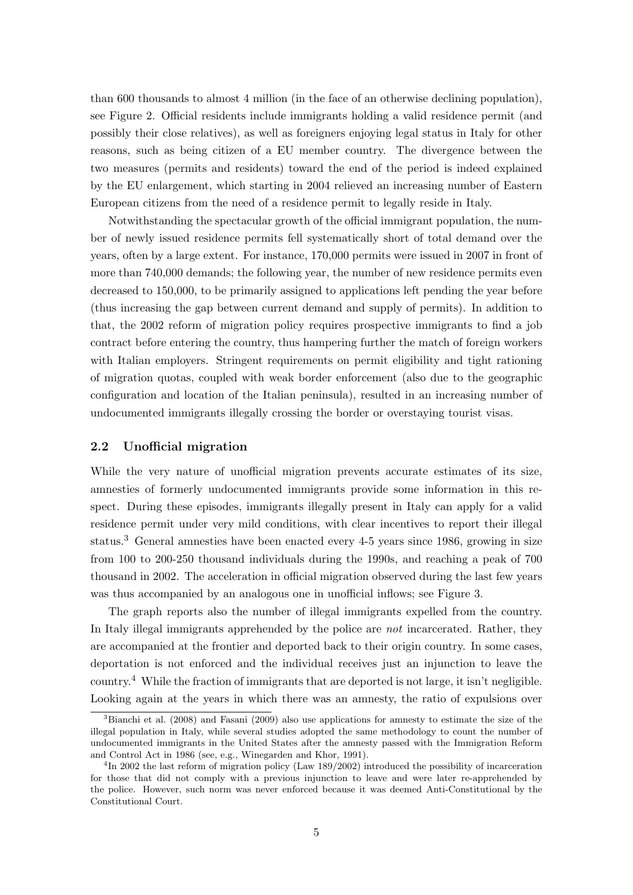than 600 thousands to almost 4 million (in the face of an otherwise declining population), see Figure 2. Official residents include immigrants holding a valid residence permit (and possibly their close relatives), as well as foreigners enjoying legal status in Italy for other reasons, such as being citizen of a EU member country. The divergence between the two measures (permits and residents) toward the end of the period is indeed explained by the EU enlargement, which starting in 2004 relieved an increasing number of Eastern European citizens from the need of a residence permit to legally reside in Italy.

Notwithstanding the spectacular growth of the official immigrant population, the number of newly issued residence permits fell systematically short of total demand over the years, often by a large extent. For instance, 170,000 permits were issued in 2007 in front of more than 740,000 demands; the following year, the number of new residence permits even decreased to 150,000, to be primarily assigned to applications left pending the year before (thus increasing the gap between current demand and supply of permits). In addition to that, the 2002 reform of migration policy requires prospective immigrants to find a job contract before entering the country, thus hampering further the match of foreign workers with Italian employers. Stringent requirements on permit eligibility and tight rationing of migration quotas, coupled with weak border enforcement (also due to the geographic configuration and location of the Italian peninsula), resulted in an increasing number of undocumented immigrants illegally crossing the border or overstaying tourist visas.

### 2.2 Unofficial migration

While the very nature of unofficial migration prevents accurate estimates of its size, amnesties of formerly undocumented immigrants provide some information in this respect. During these episodes, immigrants illegally present in Italy can apply for a valid residence permit under very mild conditions, with clear incentives to report their illegal status.[3] General amnesties have been enacted every 4-5 years since 1986, growing in size from 100 to 200-250 thousand individuals during the 1990s, and reaching a peak of 700 thousand in 2002. The acceleration in official migration observed during the last few years was thus accompanied by an analogous one in unofficial inflows; see Figure 3.

The graph reports also the number of illegal immigrants expelled from the country. In Italy illegal immigrants apprehended by the police are *not* incarcerated. Rather, they are accompanied at the frontier and deported back to their origin country. In some cases, deportation is not enforced and the individual receives just an injunction to leave the country.[4] While the fraction of immigrants that are deported is not large, it isn't negligible. Looking again at the years in which there was an amnesty, the ratio of expulsions over

[3] Bianchi et al. (2008) and Fasani (2009) also use applications for amnesty to estimate the size of the illegal population in Italy, while several studies adopted the same methodology to count the number of undocumented immigrants in the United States after the amnesty passed with the Immigration Reform and Control Act in 1986 (see, e.g., Winegarden and Khor, 1991).

[4] In 2002 the last reform of migration policy (Law 189/2002) introduced the possibility of incarceration for those that did not comply with a previous injunction to leave and were later re-apprehended by the police. However, such norm was never enforced because it was deemed Anti-Constitutional by the Constitutional Court.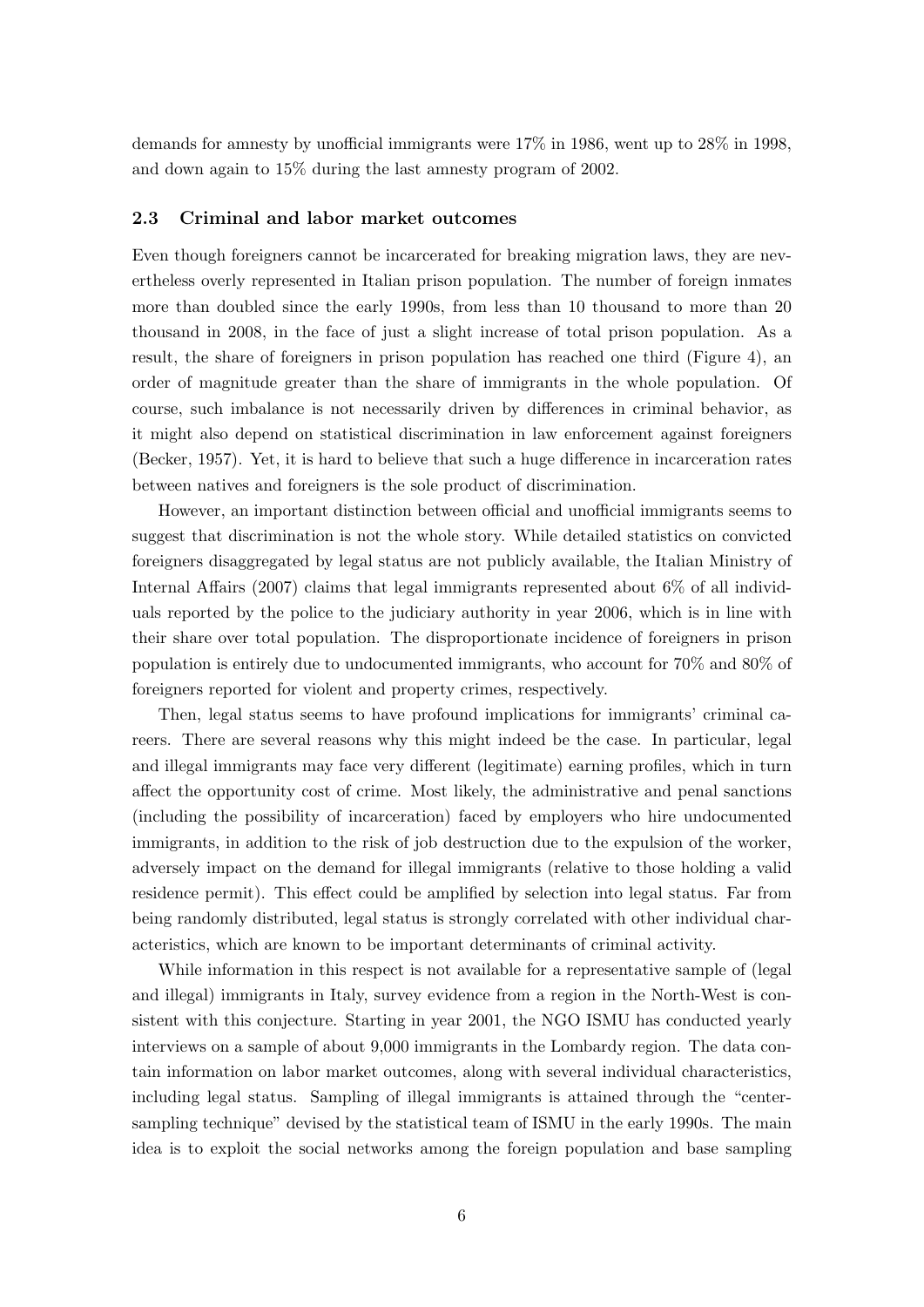demands for amnesty by unofficial immigrants were 17% in 1986, went up to 28% in 1998, and down again to 15% during the last amnesty program of 2002.

### 2.3 Criminal and labor market outcomes

Even though foreigners cannot be incarcerated for breaking migration laws, they are nevertheless overly represented in Italian prison population. The number of foreign inmates more than doubled since the early 1990s, from less than 10 thousand to more than 20 thousand in 2008, in the face of just a slight increase of total prison population. As a result, the share of foreigners in prison population has reached one third (Figure 4), an order of magnitude greater than the share of immigrants in the whole population. Of course, such imbalance is not necessarily driven by differences in criminal behavior, as it might also depend on statistical discrimination in law enforcement against foreigners (Becker, 1957). Yet, it is hard to believe that such a huge difference in incarceration rates between natives and foreigners is the sole product of discrimination.

However, an important distinction between official and unofficial immigrants seems to suggest that discrimination is not the whole story. While detailed statistics on convicted foreigners disaggregated by legal status are not publicly available, the Italian Ministry of Internal Affairs (2007) claims that legal immigrants represented about 6% of all individuals reported by the police to the judiciary authority in year 2006, which is in line with their share over total population. The disproportionate incidence of foreigners in prison population is entirely due to undocumented immigrants, who account for 70% and 80% of foreigners reported for violent and property crimes, respectively.

Then, legal status seems to have profound implications for immigrants' criminal careers. There are several reasons why this might indeed be the case. In particular, legal and illegal immigrants may face very different (legitimate) earning profiles, which in turn affect the opportunity cost of crime. Most likely, the administrative and penal sanctions (including the possibility of incarceration) faced by employers who hire undocumented immigrants, in addition to the risk of job destruction due to the expulsion of the worker, adversely impact on the demand for illegal immigrants (relative to those holding a valid residence permit). This effect could be amplified by selection into legal status. Far from being randomly distributed, legal status is strongly correlated with other individual characteristics, which are known to be important determinants of criminal activity.

While information in this respect is not available for a representative sample of (legal and illegal) immigrants in Italy, survey evidence from a region in the North-West is consistent with this conjecture. Starting in year 2001, the NGO ISMU has conducted yearly interviews on a sample of about 9,000 immigrants in the Lombardy region. The data contain information on labor market outcomes, along with several individual characteristics, including legal status. Sampling of illegal immigrants is attained through the "center-sampling technique" devised by the statistical team of ISMU in the early 1990s. The main idea is to exploit the social networks among the foreign population and base sampling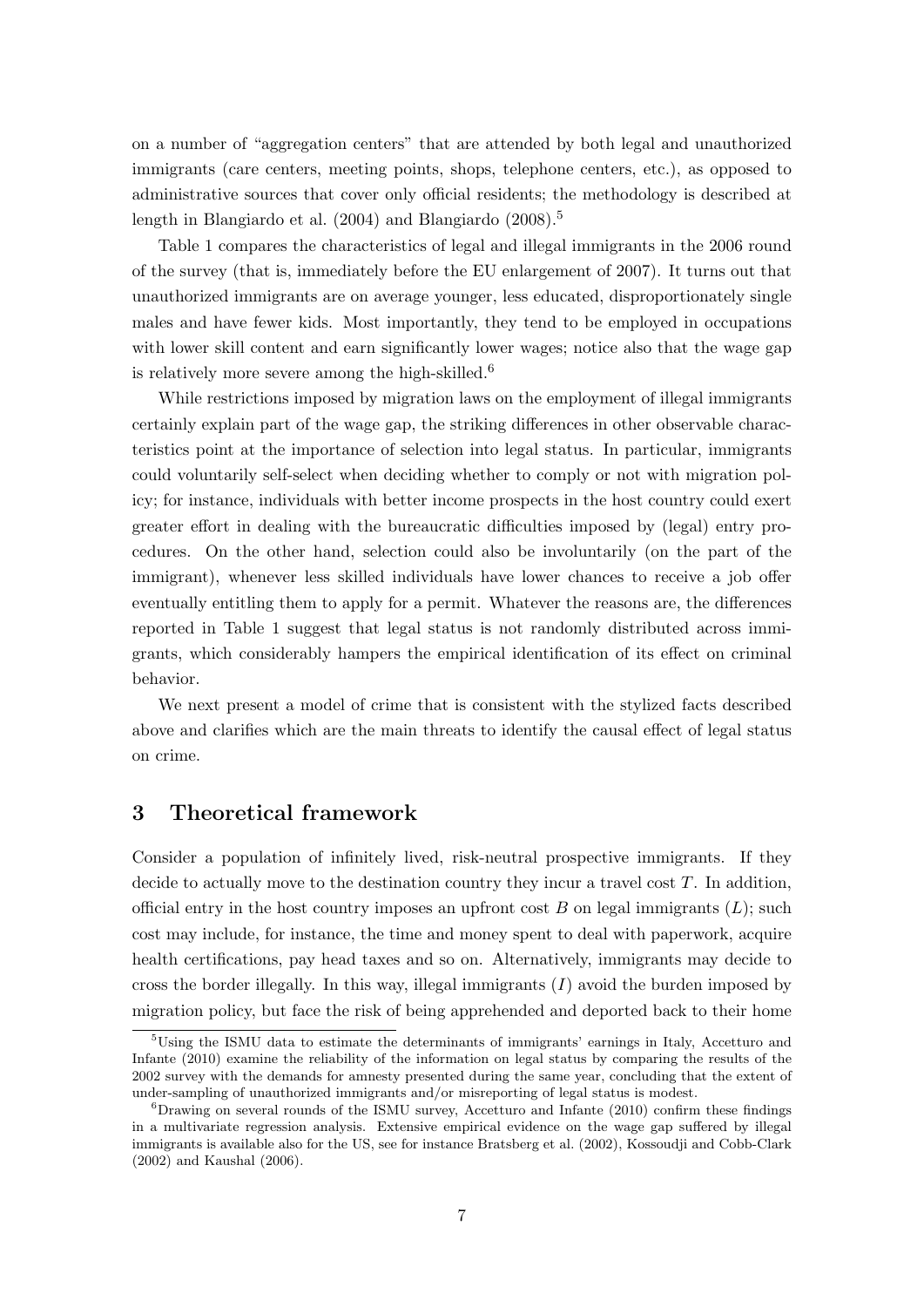on a number of "aggregation centers" that are attended by both legal and unauthorized immigrants (care centers, meeting points, shops, telephone centers, etc.), as opposed to administrative sources that cover only official residents; the methodology is described at length in Blangiardo et al. (2004) and Blangiardo (2008).[5]

Table 1 compares the characteristics of legal and illegal immigrants in the 2006 round of the survey (that is, immediately before the EU enlargement of 2007). It turns out that unauthorized immigrants are on average younger, less educated, disproportionately single males and have fewer kids. Most importantly, they tend to be employed in occupations with lower skill content and earn significantly lower wages; notice also that the wage gap is relatively more severe among the high-skilled.[6]

While restrictions imposed by migration laws on the employment of illegal immigrants certainly explain part of the wage gap, the striking differences in other observable characteristics point at the importance of selection into legal status. In particular, immigrants could voluntarily self-select when deciding whether to comply or not with migration policy; for instance, individuals with better income prospects in the host country could exert greater effort in dealing with the bureaucratic difficulties imposed by (legal) entry procedures. On the other hand, selection could also be involuntarily (on the part of the immigrant), whenever less skilled individuals have lower chances to receive a job offer eventually entitling them to apply for a permit. Whatever the reasons are, the differences reported in Table 1 suggest that legal status is not randomly distributed across immigrants, which considerably hampers the empirical identification of its effect on criminal behavior.

We next present a model of crime that is consistent with the stylized facts described above and clarifies which are the main threats to identify the causal effect of legal status on crime.

## 3 Theoretical framework

Consider a population of infinitely lived, risk-neutral prospective immigrants. If they decide to actually move to the destination country they incur a travel cost $T$. In addition, official entry in the host country imposes an upfront cost $B$ on legal immigrants ($L$); such cost may include, for instance, the time and money spent to deal with paperwork, acquire health certifications, pay head taxes and so on. Alternatively, immigrants may decide to cross the border illegally. In this way, illegal immigrants ($I$) avoid the burden imposed by migration policy, but face the risk of being apprehended and deported back to their home

[5] Using the ISMU data to estimate the determinants of immigrants' earnings in Italy, Accetturo and Infante (2010) examine the reliability of the information on legal status by comparing the results of the 2002 survey with the demands for amnesty presented during the same year, concluding that the extent of under-sampling of unauthorized immigrants and/or misreporting of legal status is modest.

[6] Drawing on several rounds of the ISMU survey, Accetturo and Infante (2010) confirm these findings in a multivariate regression analysis. Extensive empirical evidence on the wage gap suffered by illegal immigrants is available also for the US, see for instance Bratsberg et al. (2002), Kossoudji and Cobb-Clark (2002) and Kaushal (2006).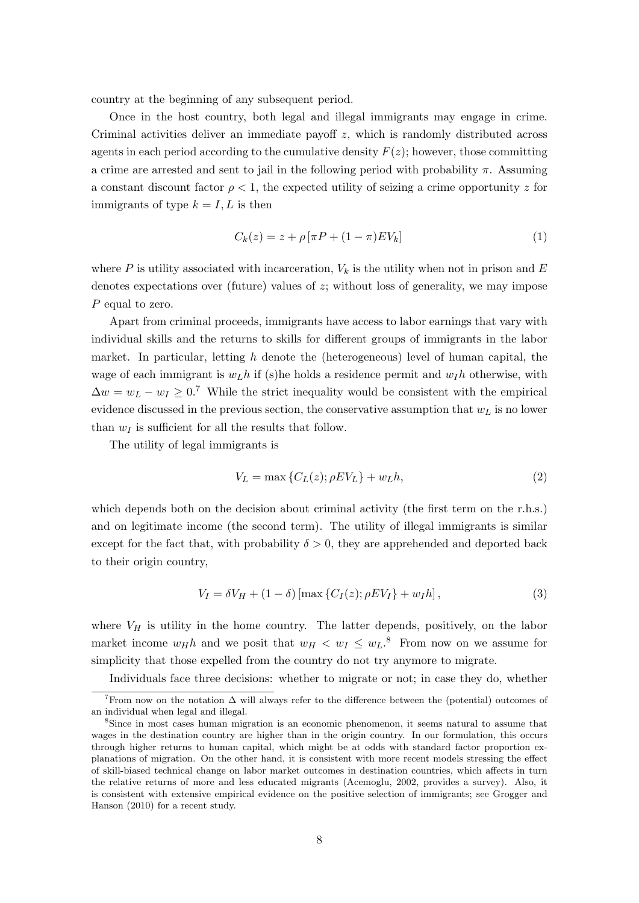country at the beginning of any subsequent period.

Once in the host country, both legal and illegal immigrants may engage in crime. Criminal activities deliver an immediate payoff $z$, which is randomly distributed across agents in each period according to the cumulative density $F(z)$; however, those committing a crime are arrested and sent to jail in the following period with probability $\pi$. Assuming a constant discount factor $\rho < 1$, the expected utility of seizing a crime opportunity $z$ for immigrants of type $k = I, L$ is then

$$C_k(z) = z + \rho \left[\pi P + (1 - \pi) E V_k\right] \tag{1}$$

where $P$ is utility associated with incarceration, $V_k$ is the utility when not in prison and $E$ denotes expectations over (future) values of $z$; without loss of generality, we may impose $P$ equal to zero.

Apart from criminal proceeds, immigrants have access to labor earnings that vary with individual skills and the returns to skills for different groups of immigrants in the labor market. In particular, letting $h$ denote the (heterogeneous) level of human capital, the wage of each immigrant is $w_L h$ if (s)he holds a residence permit and $w_I h$ otherwise, with $\Delta w = w_L - w_I \geq 0$.[7] While the strict inequality would be consistent with the empirical evidence discussed in the previous section, the conservative assumption that $w_L$ is no lower than $w_I$ is sufficient for all the results that follow.

The utility of legal immigrants is

$$V_L = \max\left\{C_L(z); \rho E V_L\right\} + w_L h, \tag{2}$$

which depends both on the decision about criminal activity (the first term on the r.h.s.) and on legitimate income (the second term). The utility of illegal immigrants is similar except for the fact that, with probability $\delta > 0$, they are apprehended and deported back to their origin country,

$$V_I = \delta V_H + (1 - \delta)\left[\max\left\{C_I(z); \rho E V_I\right\} + w_I h\right], \tag{3}$$

where $V_H$ is utility in the home country. The latter depends, positively, on the labor market income $w_H h$ and we posit that $w_H < w_I \leq w_L$.[8] From now on we assume for simplicity that those expelled from the country do not try anymore to migrate.

Individuals face three decisions: whether to migrate or not; in case they do, whether

[7] From now on the notation $\Delta$ will always refer to the difference between the (potential) outcomes of an individual when legal and illegal.

[8] Since in most cases human migration is an economic phenomenon, it seems natural to assume that wages in the destination country are higher than in the origin country. In our formulation, this occurs through higher returns to human capital, which might be at odds with standard factor proportion explanations of migration. On the other hand, it is consistent with more recent models stressing the effect of skill-biased technical change on labor market outcomes in destination countries, which affects in turn the relative returns of more and less educated migrants (Acemoglu, 2002, provides a survey). Also, it is consistent with extensive empirical evidence on the positive selection of immigrants; see Grogger and Hanson (2010) for a recent study.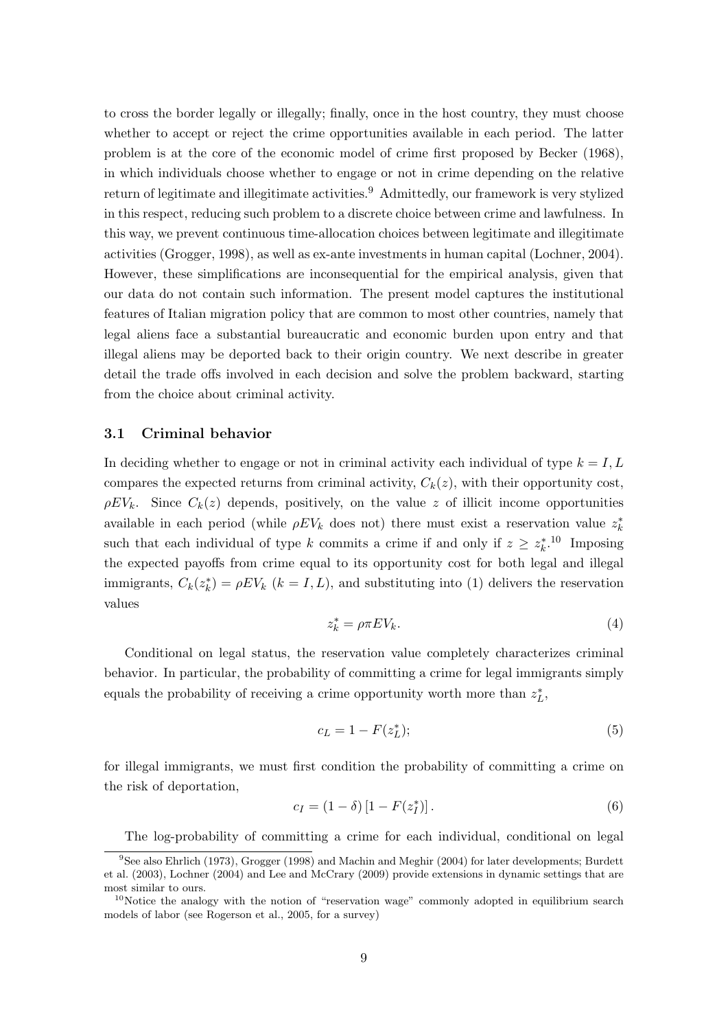to cross the border legally or illegally; finally, once in the host country, they must choose whether to accept or reject the crime opportunities available in each period. The latter problem is at the core of the economic model of crime first proposed by Becker (1968), in which individuals choose whether to engage or not in crime depending on the relative return of legitimate and illegitimate activities.[9] Admittedly, our framework is very stylized in this respect, reducing such problem to a discrete choice between crime and lawfulness. In this way, we prevent continuous time-allocation choices between legitimate and illegitimate activities (Grogger, 1998), as well as ex-ante investments in human capital (Lochner, 2004). However, these simplifications are inconsequential for the empirical analysis, given that our data do not contain such information. The present model captures the institutional features of Italian migration policy that are common to most other countries, namely that legal aliens face a substantial bureaucratic and economic burden upon entry and that illegal aliens may be deported back to their origin country. We next describe in greater detail the trade offs involved in each decision and solve the problem backward, starting from the choice about criminal activity.

### 3.1 Criminal behavior

In deciding whether to engage or not in criminal activity each individual of type $k = I, L$ compares the expected returns from criminal activity, $C_k(z)$, with their opportunity cost, $\rho EV_k$. Since $C_k(z)$ depends, positively, on the value $z$ of illicit income opportunities available in each period (while $\rho EV_k$ does not) there must exist a reservation value $z_k^*$ such that each individual of type $k$ commits a crime if and only if $z \geq z_k^*$.[10] Imposing the expected payoffs from crime equal to its opportunity cost for both legal and illegal immigrants, $C_k(z_k^*) = \rho EV_k$ $(k = I, L)$, and substituting into (1) delivers the reservation values

$$z_k^* = \rho \pi EV_k. \tag{4}$$

Conditional on legal status, the reservation value completely characterizes criminal behavior. In particular, the probability of committing a crime for legal immigrants simply equals the probability of receiving a crime opportunity worth more than $z_L^*$,

$$c_L = 1 - F(z_L^*); \tag{5}$$

for illegal immigrants, we must first condition the probability of committing a crime on the risk of deportation,

$$c_I = (1 - \delta)\left[1 - F(z_I^*)\right]. \tag{6}$$

The log-probability of committing a crime for each individual, conditional on legal

[9] See also Ehrlich (1973), Grogger (1998) and Machin and Meghir (2004) for later developments; Burdett et al. (2003), Lochner (2004) and Lee and McCrary (2009) provide extensions in dynamic settings that are most similar to ours.

[10] Notice the analogy with the notion of "reservation wage" commonly adopted in equilibrium search models of labor (see Rogerson et al., 2005, for a survey)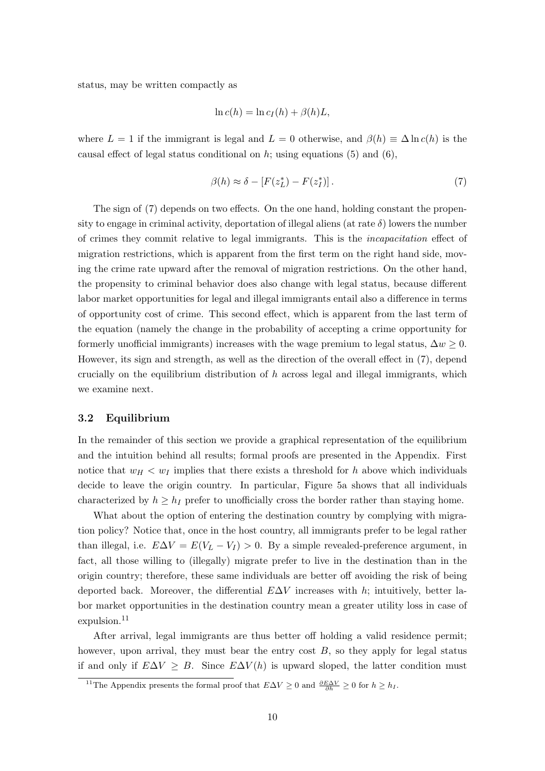status, may be written compactly as

$$\ln c(h) = \ln c_I(h) + \beta(h)L,$$

where $L = 1$ if the immigrant is legal and $L = 0$ otherwise, and $\beta(h) \equiv \Delta \ln c(h)$ is the causal effect of legal status conditional on $h$; using equations (5) and (6),

$$\beta(h) \approx \delta - [F(z_L^*) - F(z_I^*)] \,. \tag{7}$$

The sign of (7) depends on two effects. On the one hand, holding constant the propensity to engage in criminal activity, deportation of illegal aliens (at rate $\delta$) lowers the number of crimes they commit relative to legal immigrants. This is the *incapacitation* effect of migration restrictions, which is apparent from the first term on the right hand side, moving the crime rate upward after the removal of migration restrictions. On the other hand, the propensity to criminal behavior does also change with legal status, because different labor market opportunities for legal and illegal immigrants entail also a difference in terms of opportunity cost of crime. This second effect, which is apparent from the last term of the equation (namely the change in the probability of accepting a crime opportunity for formerly unofficial immigrants) increases with the wage premium to legal status, $\Delta w \geq 0$. However, its sign and strength, as well as the direction of the overall effect in (7), depend crucially on the equilibrium distribution of $h$ across legal and illegal immigrants, which we examine next.

### 3.2 Equilibrium

In the remainder of this section we provide a graphical representation of the equilibrium and the intuition behind all results; formal proofs are presented in the Appendix. First notice that $w_H < w_I$ implies that there exists a threshold for $h$ above which individuals decide to leave the origin country. In particular, Figure 5a shows that all individuals characterized by $h \geq h_I$ prefer to unofficially cross the border rather than staying home.

What about the option of entering the destination country by complying with migration policy? Notice that, once in the host country, all immigrants prefer to be legal rather than illegal, i.e. $E\Delta V = E(V_L - V_I) > 0$. By a simple revealed-preference argument, in fact, all those willing to (illegally) migrate prefer to live in the destination than in the origin country; therefore, these same individuals are better off avoiding the risk of being deported back. Moreover, the differential $E\Delta V$ increases with $h$; intuitively, better labor market opportunities in the destination country mean a greater utility loss in case of expulsion.[11]

After arrival, legal immigrants are thus better off holding a valid residence permit; however, upon arrival, they must bear the entry cost $B$, so they apply for legal status if and only if $E\Delta V \geq B$. Since $E\Delta V(h)$ is upward sloped, the latter condition must

[11] The Appendix presents the formal proof that $E\Delta V \geq 0$ and $\frac{\partial E\Delta V}{\partial h} \geq 0$ for $h \geq h_I$.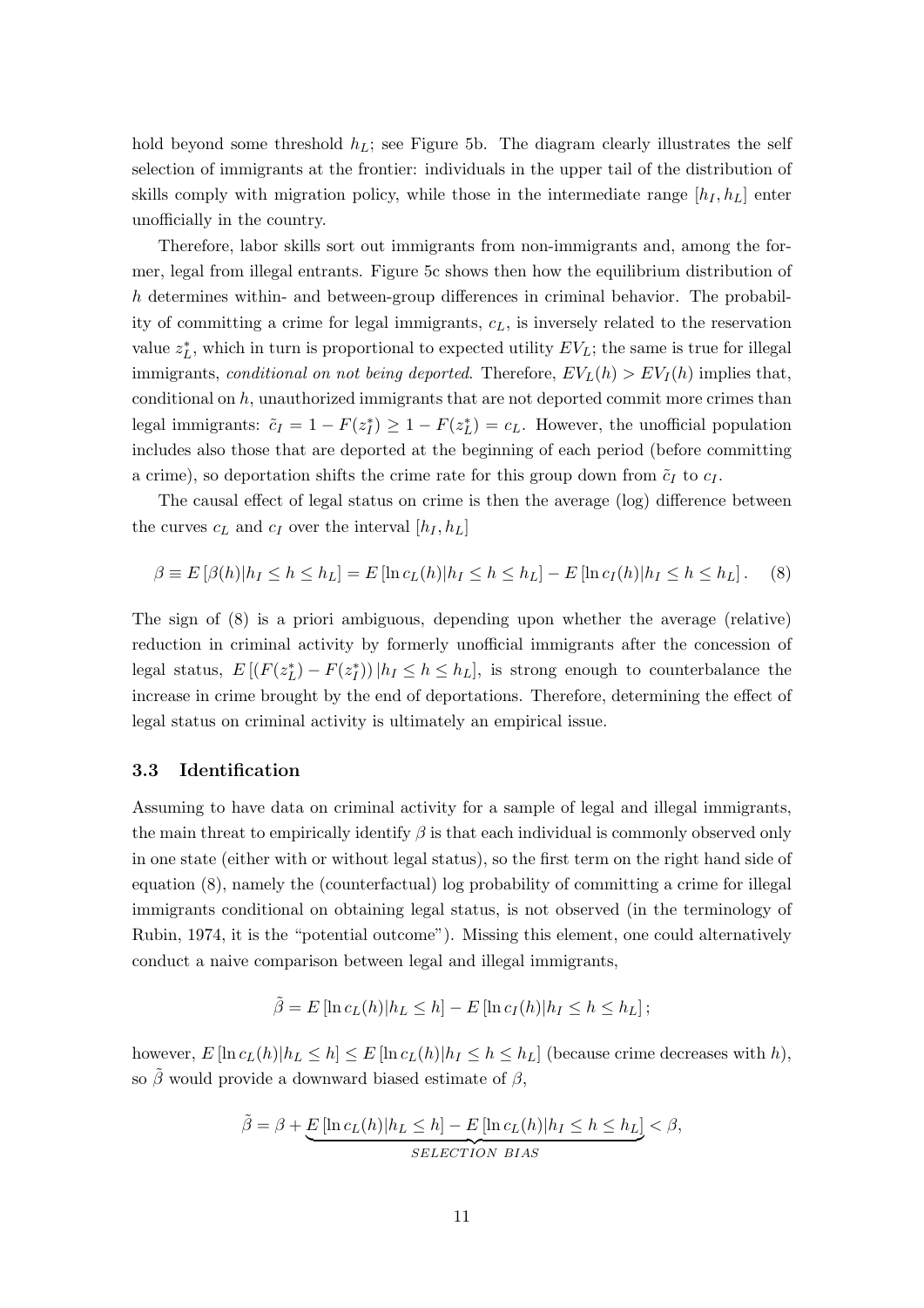hold beyond some threshold $h_L$; see Figure 5b. The diagram clearly illustrates the self selection of immigrants at the frontier: individuals in the upper tail of the distribution of skills comply with migration policy, while those in the intermediate range $[h_I, h_L]$ enter unofficially in the country.

Therefore, labor skills sort out immigrants from non-immigrants and, among the former, legal from illegal entrants. Figure 5c shows then how the equilibrium distribution of $h$ determines within- and between-group differences in criminal behavior. The probability of committing a crime for legal immigrants, $c_L$, is inversely related to the reservation value $z_L^*$, which in turn is proportional to expected utility $EV_L$; the same is true for illegal immigrants, *conditional on not being deported*. Therefore, $EV_L(h) > EV_I(h)$ implies that, conditional on $h$, unauthorized immigrants that are not deported commit more crimes than legal immigrants: $\tilde{c}_I = 1 - F(z_I^*) \geq 1 - F(z_L^*) = c_L$. However, the unofficial population includes also those that are deported at the beginning of each period (before committing a crime), so deportation shifts the crime rate for this group down from $\tilde{c}_I$ to $c_I$.

The causal effect of legal status on crime is then the average (log) difference between the curves $c_L$ and $c_I$ over the interval $[h_I, h_L]$

$$\beta \equiv E\left[\beta(h)|h_I \leq h \leq h_L\right] = E\left[\ln c_L(h)|h_I \leq h \leq h_L\right] - E\left[\ln c_I(h)|h_I \leq h \leq h_L\right]. \quad (8)$$

The sign of (8) is a priori ambiguous, depending upon whether the average (relative) reduction in criminal activity by formerly unofficial immigrants after the concession of legal status, $E\left[\left(F(z_L^*) - F(z_I^*)\right)|h_I \leq h \leq h_L\right]$, is strong enough to counterbalance the increase in crime brought by the end of deportations. Therefore, determining the effect of legal status on criminal activity is ultimately an empirical issue.

### 3.3 Identification

Assuming to have data on criminal activity for a sample of legal and illegal immigrants, the main threat to empirically identify $\beta$ is that each individual is commonly observed only in one state (either with or without legal status), so the first term on the right hand side of equation (8), namely the (counterfactual) log probability of committing a crime for illegal immigrants conditional on obtaining legal status, is not observed (in the terminology of Rubin, 1974, it is the "potential outcome"). Missing this element, one could alternatively conduct a naive comparison between legal and illegal immigrants,

$$\tilde{\beta} = E\left[\ln c_L(h)|h_L \leq h\right] - E\left[\ln c_I(h)|h_I \leq h \leq h_L\right];$$

however, $E\left[\ln c_L(h)|h_L \leq h\right] \leq E\left[\ln c_L(h)|h_I \leq h \leq h_L\right]$ (because crime decreases with $h$), so $\tilde{\beta}$ would provide a downward biased estimate of $\beta$,

$$\tilde{\beta} = \beta + \underbrace{E\left[\ln c_L(h)|h_L \leq h\right] - E\left[\ln c_L(h)|h_I \leq h \leq h_L\right]}_{SELECTION\ BIAS} < \beta,$$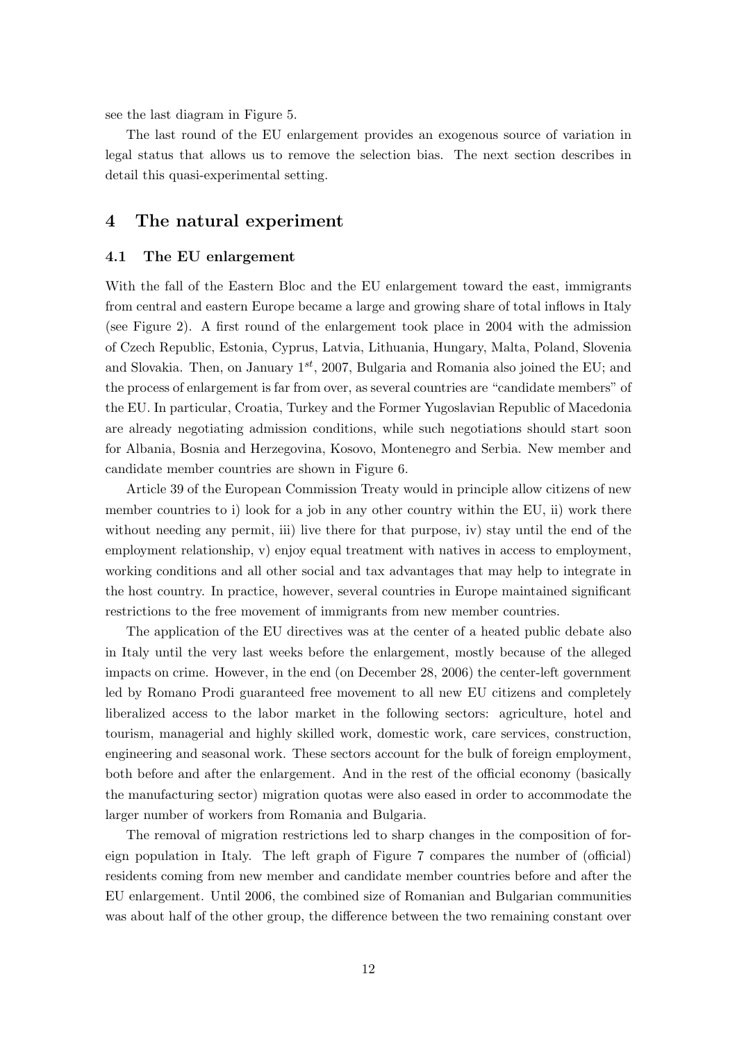see the last diagram in Figure 5.

The last round of the EU enlargement provides an exogenous source of variation in legal status that allows us to remove the selection bias. The next section describes in detail this quasi-experimental setting.

# 4 The natural experiment

## 4.1 The EU enlargement

With the fall of the Eastern Bloc and the EU enlargement toward the east, immigrants from central and eastern Europe became a large and growing share of total inflows in Italy (see Figure 2). A first round of the enlargement took place in 2004 with the admission of Czech Republic, Estonia, Cyprus, Latvia, Lithuania, Hungary, Malta, Poland, Slovenia and Slovakia. Then, on January $1^{st}$, 2007, Bulgaria and Romania also joined the EU; and the process of enlargement is far from over, as several countries are "candidate members" of the EU. In particular, Croatia, Turkey and the Former Yugoslavian Republic of Macedonia are already negotiating admission conditions, while such negotiations should start soon for Albania, Bosnia and Herzegovina, Kosovo, Montenegro and Serbia. New member and candidate member countries are shown in Figure 6.

Article 39 of the European Commission Treaty would in principle allow citizens of new member countries to i) look for a job in any other country within the EU, ii) work there without needing any permit, iii) live there for that purpose, iv) stay until the end of the employment relationship, v) enjoy equal treatment with natives in access to employment, working conditions and all other social and tax advantages that may help to integrate in the host country. In practice, however, several countries in Europe maintained significant restrictions to the free movement of immigrants from new member countries.

The application of the EU directives was at the center of a heated public debate also in Italy until the very last weeks before the enlargement, mostly because of the alleged impacts on crime. However, in the end (on December 28, 2006) the center-left government led by Romano Prodi guaranteed free movement to all new EU citizens and completely liberalized access to the labor market in the following sectors: agriculture, hotel and tourism, managerial and highly skilled work, domestic work, care services, construction, engineering and seasonal work. These sectors account for the bulk of foreign employment, both before and after the enlargement. And in the rest of the official economy (basically the manufacturing sector) migration quotas were also eased in order to accommodate the larger number of workers from Romania and Bulgaria.

The removal of migration restrictions led to sharp changes in the composition of foreign population in Italy. The left graph of Figure 7 compares the number of (official) residents coming from new member and candidate member countries before and after the EU enlargement. Until 2006, the combined size of Romanian and Bulgarian communities was about half of the other group, the difference between the two remaining constant over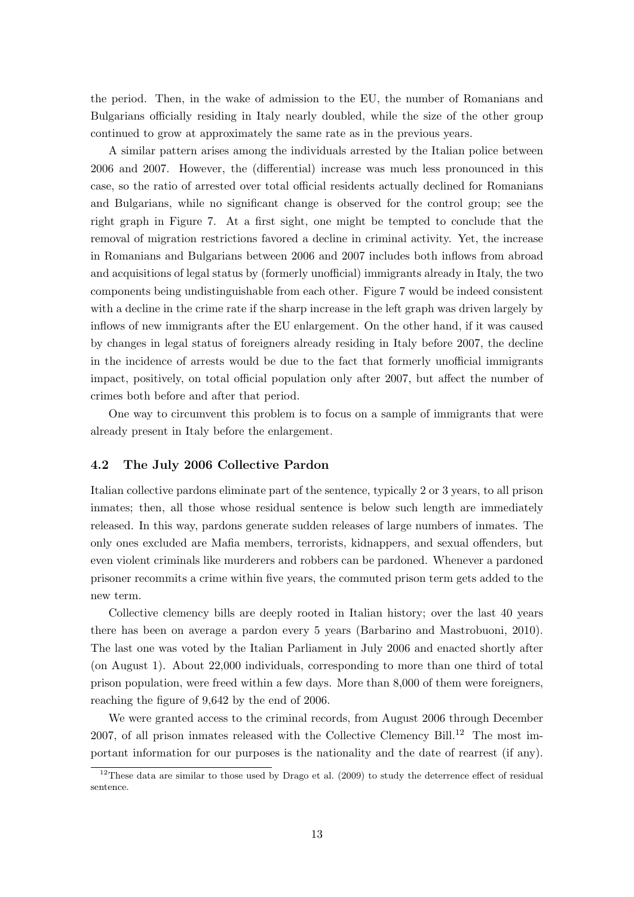the period. Then, in the wake of admission to the EU, the number of Romanians and Bulgarians officially residing in Italy nearly doubled, while the size of the other group continued to grow at approximately the same rate as in the previous years.

A similar pattern arises among the individuals arrested by the Italian police between 2006 and 2007. However, the (differential) increase was much less pronounced in this case, so the ratio of arrested over total official residents actually declined for Romanians and Bulgarians, while no significant change is observed for the control group; see the right graph in Figure 7. At a first sight, one might be tempted to conclude that the removal of migration restrictions favored a decline in criminal activity. Yet, the increase in Romanians and Bulgarians between 2006 and 2007 includes both inflows from abroad and acquisitions of legal status by (formerly unofficial) immigrants already in Italy, the two components being undistinguishable from each other. Figure 7 would be indeed consistent with a decline in the crime rate if the sharp increase in the left graph was driven largely by inflows of new immigrants after the EU enlargement. On the other hand, if it was caused by changes in legal status of foreigners already residing in Italy before 2007, the decline in the incidence of arrests would be due to the fact that formerly unofficial immigrants impact, positively, on total official population only after 2007, but affect the number of crimes both before and after that period.

One way to circumvent this problem is to focus on a sample of immigrants that were already present in Italy before the enlargement.

### 4.2 The July 2006 Collective Pardon

Italian collective pardons eliminate part of the sentence, typically 2 or 3 years, to all prison inmates; then, all those whose residual sentence is below such length are immediately released. In this way, pardons generate sudden releases of large numbers of inmates. The only ones excluded are Mafia members, terrorists, kidnappers, and sexual offenders, but even violent criminals like murderers and robbers can be pardoned. Whenever a pardoned prisoner recommits a crime within five years, the commuted prison term gets added to the new term.

Collective clemency bills are deeply rooted in Italian history; over the last 40 years there has been on average a pardon every 5 years (Barbarino and Mastrobuoni, 2010). The last one was voted by the Italian Parliament in July 2006 and enacted shortly after (on August 1). About 22,000 individuals, corresponding to more than one third of total prison population, were freed within a few days. More than 8,000 of them were foreigners, reaching the figure of 9,642 by the end of 2006.

We were granted access to the criminal records, from August 2006 through December 2007, of all prison inmates released with the Collective Clemency Bill.[12] The most important information for our purposes is the nationality and the date of rearrest (if any).

[12] These data are similar to those used by Drago et al. (2009) to study the deterrence effect of residual sentence.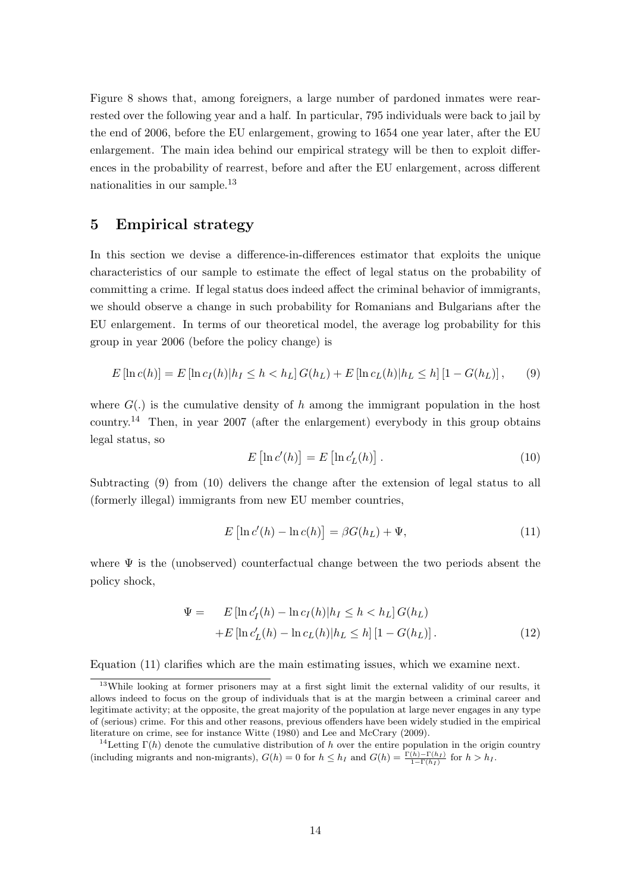Figure 8 shows that, among foreigners, a large number of pardoned inmates were rearrested over the following year and a half. In particular, 795 individuals were back to jail by the end of 2006, before the EU enlargement, growing to 1654 one year later, after the EU enlargement. The main idea behind our empirical strategy will be then to exploit differences in the probability of rearrest, before and after the EU enlargement, across different nationalities in our sample.[13]

## 5 Empirical strategy

In this section we devise a difference-in-differences estimator that exploits the unique characteristics of our sample to estimate the effect of legal status on the probability of committing a crime. If legal status does indeed affect the criminal behavior of immigrants, we should observe a change in such probability for Romanians and Bulgarians after the EU enlargement. In terms of our theoretical model, the average log probability for this group in year 2006 (before the policy change) is

$$E[\ln c(h)] = E[\ln c_I(h) | h_I \leq h < h_L] G(h_L) + E[\ln c_L(h) | h_L \leq h] [1 - G(h_L)], \qquad (9)$$

where $G(.)$ is the cumulative density of $h$ among the immigrant population in the host country.[14] Then, in year 2007 (after the enlargement) everybody in this group obtains legal status, so

$$E[\ln c'(h)] = E[\ln c'_L(h)]. \qquad (10)$$

Subtracting (9) from (10) delivers the change after the extension of legal status to all (formerly illegal) immigrants from new EU member countries,

$$E[\ln c'(h) - \ln c(h)] = \beta G(h_L) + \Psi, \qquad (11)$$

where $\Psi$ is the (unobserved) counterfactual change between the two periods absent the policy shock,

$$\begin{aligned} \Psi = \quad & E[\ln c'_I(h) - \ln c_I(h) | h_I \leq h < h_L] G(h_L) \\ & + E[\ln c'_L(h) - \ln c_L(h) | h_L \leq h] [1 - G(h_L)]. \end{aligned} \qquad (12)$$

Equation (11) clarifies which are the main estimating issues, which we examine next.

[13] While looking at former prisoners may at a first sight limit the external validity of our results, it allows indeed to focus on the group of individuals that is at the margin between a criminal career and legitimate activity; at the opposite, the great majority of the population at large never engages in any type of (serious) crime. For this and other reasons, previous offenders have been widely studied in the empirical literature on crime, see for instance Witte (1980) and Lee and McCrary (2009).

[14] Letting $\Gamma(h)$ denote the cumulative distribution of $h$ over the entire population in the origin country (including migrants and non-migrants), $G(h) = 0$ for $h \leq h_I$ and $G(h) = \frac{\Gamma(h) - \Gamma(h_I)}{1 - \Gamma(h_I)}$ for $h > h_I$.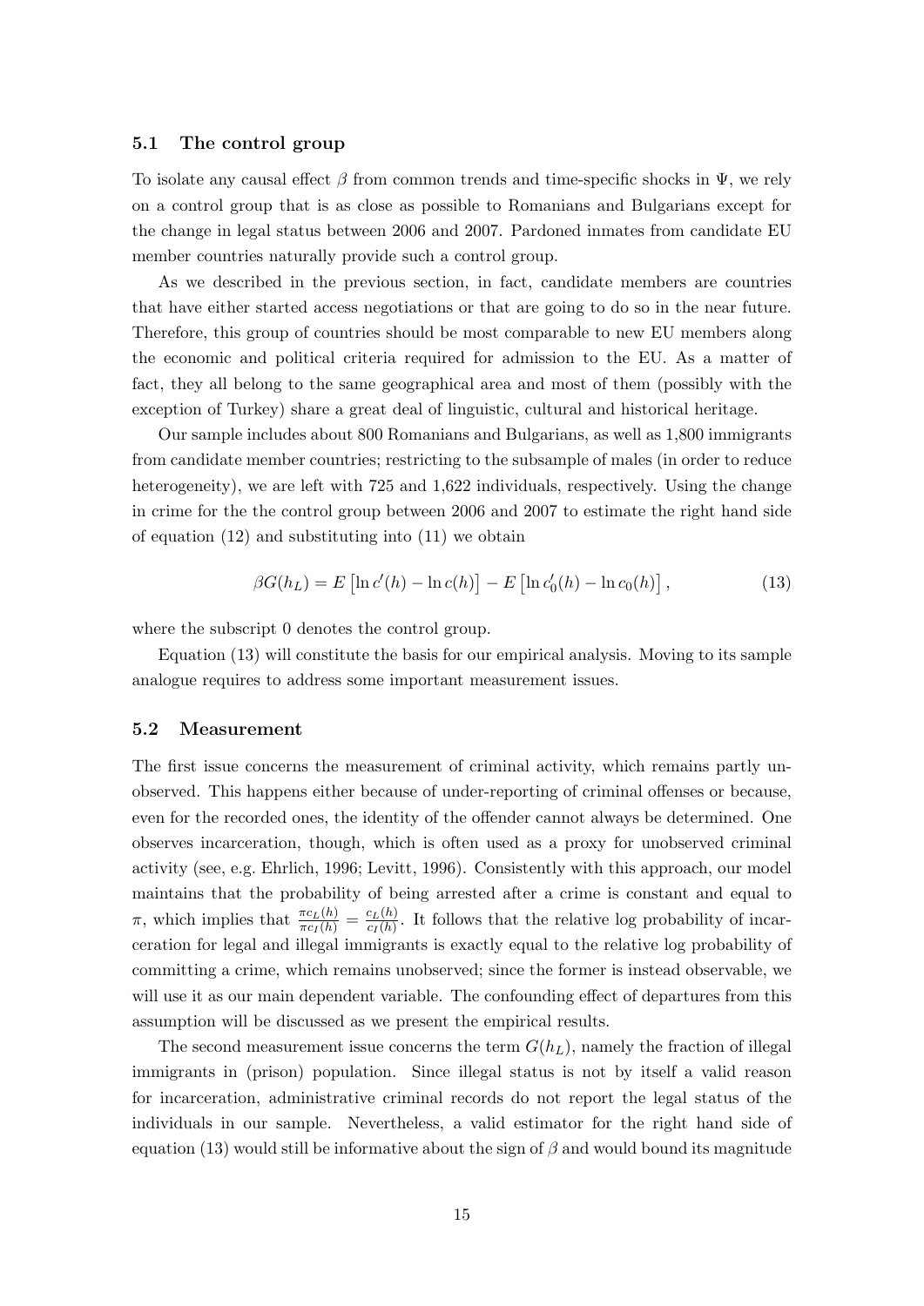### 5.1 The control group

To isolate any causal effect $\beta$ from common trends and time-specific shocks in $\Psi$, we rely on a control group that is as close as possible to Romanians and Bulgarians except for the change in legal status between 2006 and 2007. Pardoned inmates from candidate EU member countries naturally provide such a control group.

As we described in the previous section, in fact, candidate members are countries that have either started access negotiations or that are going to do so in the near future. Therefore, this group of countries should be most comparable to new EU members along the economic and political criteria required for admission to the EU. As a matter of fact, they all belong to the same geographical area and most of them (possibly with the exception of Turkey) share a great deal of linguistic, cultural and historical heritage.

Our sample includes about 800 Romanians and Bulgarians, as well as 1,800 immigrants from candidate member countries; restricting to the subsample of males (in order to reduce heterogeneity), we are left with 725 and 1,622 individuals, respectively. Using the change in crime for the the control group between 2006 and 2007 to estimate the right hand side of equation (12) and substituting into (11) we obtain

$$\beta G(h_L) = E\left[\ln c'(h) - \ln c(h)\right] - E\left[\ln c_0'(h) - \ln c_0(h)\right], \tag{13}$$

where the subscript 0 denotes the control group.

Equation (13) will constitute the basis for our empirical analysis. Moving to its sample analogue requires to address some important measurement issues.

### 5.2 Measurement

The first issue concerns the measurement of criminal activity, which remains partly unobserved. This happens either because of under-reporting of criminal offenses or because, even for the recorded ones, the identity of the offender cannot always be determined. One observes incarceration, though, which is often used as a proxy for unobserved criminal activity (see, e.g. Ehrlich, 1996; Levitt, 1996). Consistently with this approach, our model maintains that the probability of being arrested after a crime is constant and equal to $\pi$, which implies that $\frac{\pi c_L(h)}{\pi c_I(h)} = \frac{c_L(h)}{c_I(h)}$. It follows that the relative log probability of incarceration for legal and illegal immigrants is exactly equal to the relative log probability of committing a crime, which remains unobserved; since the former is instead observable, we will use it as our main dependent variable. The confounding effect of departures from this assumption will be discussed as we present the empirical results.

The second measurement issue concerns the term $G(h_L)$, namely the fraction of illegal immigrants in (prison) population. Since illegal status is not by itself a valid reason for incarceration, administrative criminal records do not report the legal status of the individuals in our sample. Nevertheless, a valid estimator for the right hand side of equation (13) would still be informative about the sign of $\beta$ and would bound its magnitude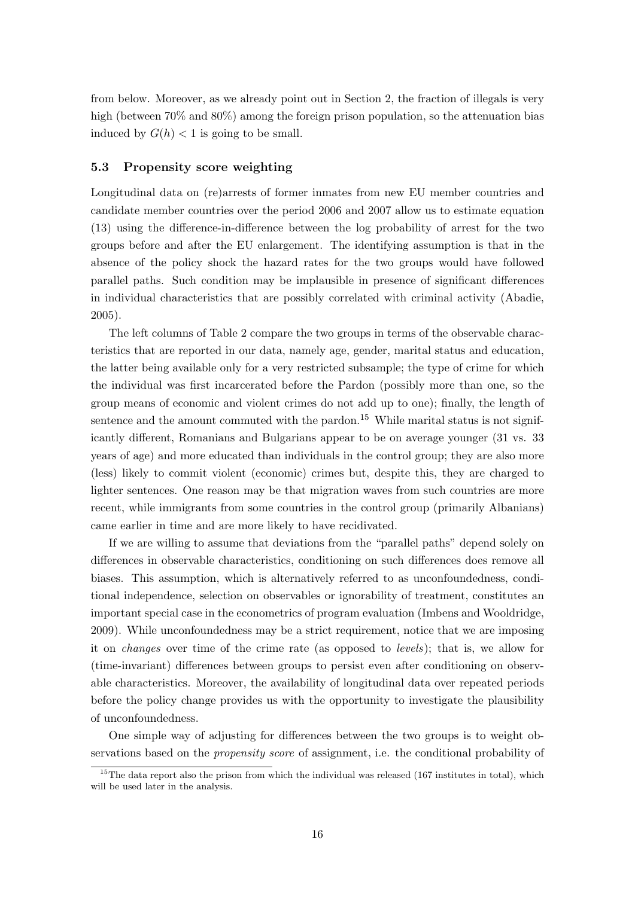from below. Moreover, as we already point out in Section 2, the fraction of illegals is very high (between 70% and 80%) among the foreign prison population, so the attenuation bias induced by $G(h) < 1$ is going to be small.

### 5.3 Propensity score weighting

Longitudinal data on (re)arrests of former inmates from new EU member countries and candidate member countries over the period 2006 and 2007 allow us to estimate equation (13) using the difference-in-difference between the log probability of arrest for the two groups before and after the EU enlargement. The identifying assumption is that in the absence of the policy shock the hazard rates for the two groups would have followed parallel paths. Such condition may be implausible in presence of significant differences in individual characteristics that are possibly correlated with criminal activity (Abadie, 2005).

The left columns of Table 2 compare the two groups in terms of the observable characteristics that are reported in our data, namely age, gender, marital status and education, the latter being available only for a very restricted subsample; the type of crime for which the individual was first incarcerated before the Pardon (possibly more than one, so the group means of economic and violent crimes do not add up to one); finally, the length of sentence and the amount commuted with the pardon.[15] While marital status is not significantly different, Romanians and Bulgarians appear to be on average younger (31 vs. 33 years of age) and more educated than individuals in the control group; they are also more (less) likely to commit violent (economic) crimes but, despite this, they are charged to lighter sentences. One reason may be that migration waves from such countries are more recent, while immigrants from some countries in the control group (primarily Albanians) came earlier in time and are more likely to have recidivated.

If we are willing to assume that deviations from the "parallel paths" depend solely on differences in observable characteristics, conditioning on such differences does remove all biases. This assumption, which is alternatively referred to as unconfoundedness, conditional independence, selection on observables or ignorability of treatment, constitutes an important special case in the econometrics of program evaluation (Imbens and Wooldridge, 2009). While unconfoundedness may be a strict requirement, notice that we are imposing it on *changes* over time of the crime rate (as opposed to *levels*); that is, we allow for (time-invariant) differences between groups to persist even after conditioning on observable characteristics. Moreover, the availability of longitudinal data over repeated periods before the policy change provides us with the opportunity to investigate the plausibility of unconfoundedness.

One simple way of adjusting for differences between the two groups is to weight observations based on the *propensity score* of assignment, i.e. the conditional probability of

[15] The data report also the prison from which the individual was released (167 institutes in total), which will be used later in the analysis.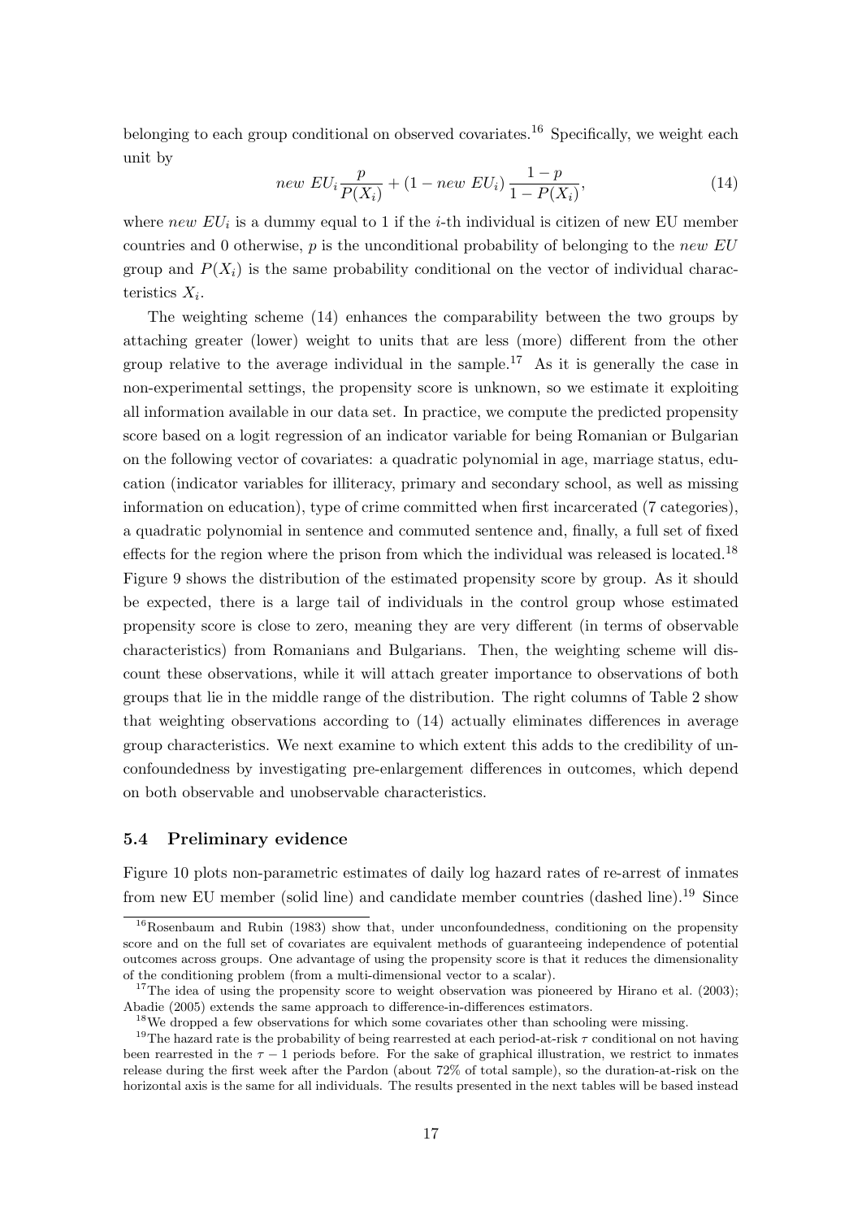belonging to each group conditional on observed covariates.[16] Specifically, we weight each unit by

$$new\ EU_i \frac{p}{P(X_i)} + (1 - new\ EU_i) \frac{1-p}{1-P(X_i)}, \tag{14}$$

where $new\ EU_i$ is a dummy equal to 1 if the $i$-th individual is citizen of new EU member countries and 0 otherwise, $p$ is the unconditional probability of belonging to the *new EU* group and $P(X_i)$ is the same probability conditional on the vector of individual characteristics $X_i$.

The weighting scheme (14) enhances the comparability between the two groups by attaching greater (lower) weight to units that are less (more) different from the other group relative to the average individual in the sample.[17] As it is generally the case in non-experimental settings, the propensity score is unknown, so we estimate it exploiting all information available in our data set. In practice, we compute the predicted propensity score based on a logit regression of an indicator variable for being Romanian or Bulgarian on the following vector of covariates: a quadratic polynomial in age, marriage status, education (indicator variables for illiteracy, primary and secondary school, as well as missing information on education), type of crime committed when first incarcerated (7 categories), a quadratic polynomial in sentence and commuted sentence and, finally, a full set of fixed effects for the region where the prison from which the individual was released is located.[18] Figure 9 shows the distribution of the estimated propensity score by group. As it should be expected, there is a large tail of individuals in the control group whose estimated propensity score is close to zero, meaning they are very different (in terms of observable characteristics) from Romanians and Bulgarians. Then, the weighting scheme will discount these observations, while it will attach greater importance to observations of both groups that lie in the middle range of the distribution. The right columns of Table 2 show that weighting observations according to (14) actually eliminates differences in average group characteristics. We next examine to which extent this adds to the credibility of unconfoundedness by investigating pre-enlargement differences in outcomes, which depend on both observable and unobservable characteristics.

### 5.4 Preliminary evidence

Figure 10 plots non-parametric estimates of daily log hazard rates of re-arrest of inmates from new EU member (solid line) and candidate member countries (dashed line).[19] Since

---

[16] Rosenbaum and Rubin (1983) show that, under unconfoundedness, conditioning on the propensity score and on the full set of covariates are equivalent methods of guaranteeing independence of potential outcomes across groups. One advantage of using the propensity score is that it reduces the dimensionality of the conditioning problem (from a multi-dimensional vector to a scalar).

[17] The idea of using the propensity score to weight observation was pioneered by Hirano et al. (2003); Abadie (2005) extends the same approach to difference-in-differences estimators.

[18] We dropped a few observations for which some covariates other than schooling were missing.

[19] The hazard rate is the probability of being rearrested at each period-at-risk $\tau$ conditional on not having been rearrested in the $\tau - 1$ periods before. For the sake of graphical illustration, we restrict to inmates release during the first week after the Pardon (about 72% of total sample), so the duration-at-risk on the horizontal axis is the same for all individuals. The results presented in the next tables will be based instead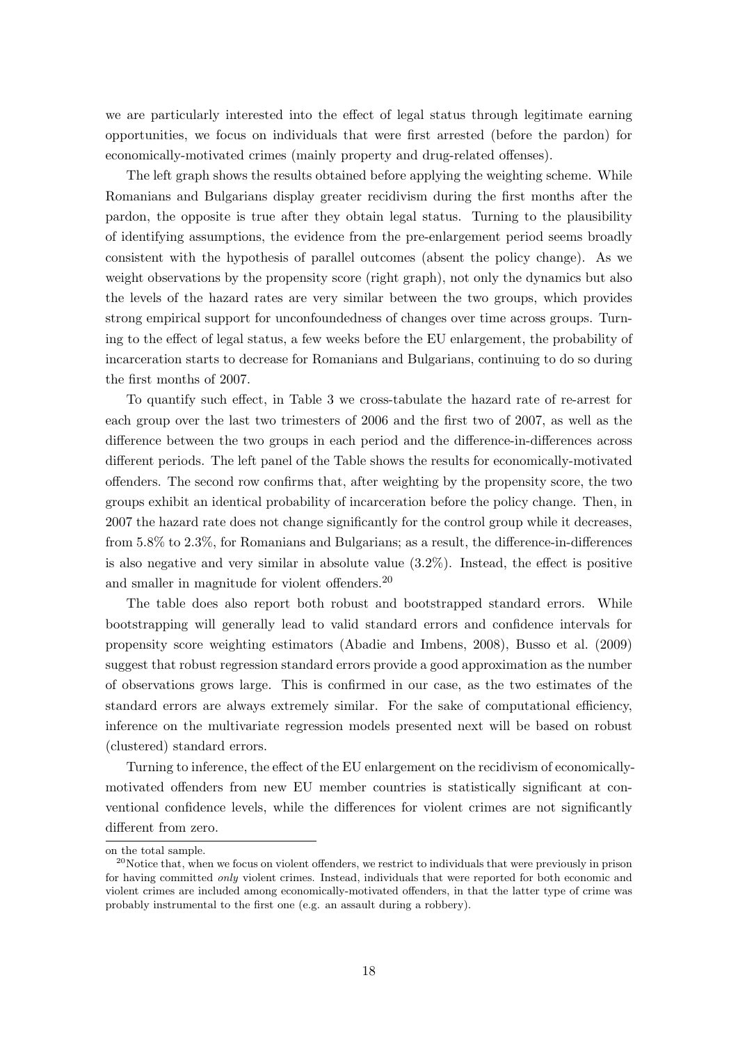we are particularly interested into the effect of legal status through legitimate earning opportunities, we focus on individuals that were first arrested (before the pardon) for economically-motivated crimes (mainly property and drug-related offenses).

The left graph shows the results obtained before applying the weighting scheme. While Romanians and Bulgarians display greater recidivism during the first months after the pardon, the opposite is true after they obtain legal status. Turning to the plausibility of identifying assumptions, the evidence from the pre-enlargement period seems broadly consistent with the hypothesis of parallel outcomes (absent the policy change). As we weight observations by the propensity score (right graph), not only the dynamics but also the levels of the hazard rates are very similar between the two groups, which provides strong empirical support for unconfoundedness of changes over time across groups. Turning to the effect of legal status, a few weeks before the EU enlargement, the probability of incarceration starts to decrease for Romanians and Bulgarians, continuing to do so during the first months of 2007.

To quantify such effect, in Table 3 we cross-tabulate the hazard rate of re-arrest for each group over the last two trimesters of 2006 and the first two of 2007, as well as the difference between the two groups in each period and the difference-in-differences across different periods. The left panel of the Table shows the results for economically-motivated offenders. The second row confirms that, after weighting by the propensity score, the two groups exhibit an identical probability of incarceration before the policy change. Then, in 2007 the hazard rate does not change significantly for the control group while it decreases, from 5.8% to 2.3%, for Romanians and Bulgarians; as a result, the difference-in-differences is also negative and very similar in absolute value (3.2%). Instead, the effect is positive and smaller in magnitude for violent offenders.[20]

The table does also report both robust and bootstrapped standard errors. While bootstrapping will generally lead to valid standard errors and confidence intervals for propensity score weighting estimators (Abadie and Imbens, 2008), Busso et al. (2009) suggest that robust regression standard errors provide a good approximation as the number of observations grows large. This is confirmed in our case, as the two estimates of the standard errors are always extremely similar. For the sake of computational efficiency, inference on the multivariate regression models presented next will be based on robust (clustered) standard errors.

Turning to inference, the effect of the EU enlargement on the recidivism of economically-motivated offenders from new EU member countries is statistically significant at conventional confidence levels, while the differences for violent crimes are not significantly different from zero.

on the total sample.

[20]Notice that, when we focus on violent offenders, we restrict to individuals that were previously in prison for having committed *only* violent crimes. Instead, individuals that were reported for both economic and violent crimes are included among economically-motivated offenders, in that the latter type of crime was probably instrumental to the first one (e.g. an assault during a robbery).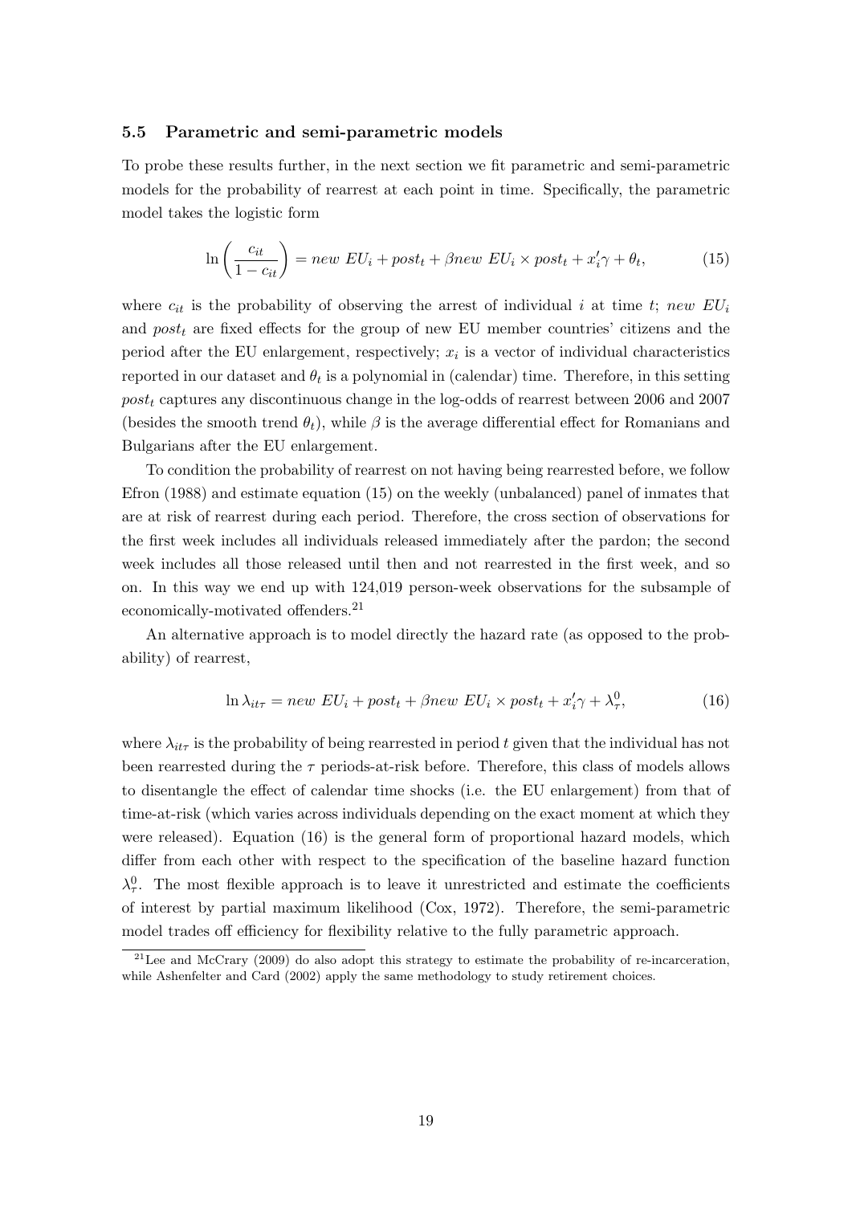### 5.5 Parametric and semi-parametric models

To probe these results further, in the next section we fit parametric and semi-parametric models for the probability of rearrest at each point in time. Specifically, the parametric model takes the logistic form

$$\ln\left(\frac{c_{it}}{1-c_{it}}\right) = new\ EU_i + post_t + \beta new\ EU_i \times post_t + x_i'\gamma + \theta_t, \tag{15}$$

where $c_{it}$ is the probability of observing the arrest of individual $i$ at time $t$; $new\ EU_i$ and $post_t$ are fixed effects for the group of new EU member countries' citizens and the period after the EU enlargement, respectively; $x_i$ is a vector of individual characteristics reported in our dataset and $\theta_t$ is a polynomial in (calendar) time. Therefore, in this setting $post_t$ captures any discontinuous change in the log-odds of rearrest between 2006 and 2007 (besides the smooth trend $\theta_t$), while $\beta$ is the average differential effect for Romanians and Bulgarians after the EU enlargement.

To condition the probability of rearrest on not having being rearrested before, we follow Efron (1988) and estimate equation (15) on the weekly (unbalanced) panel of inmates that are at risk of rearrest during each period. Therefore, the cross section of observations for the first week includes all individuals released immediately after the pardon; the second week includes all those released until then and not rearrested in the first week, and so on. In this way we end up with 124,019 person-week observations for the subsample of economically-motivated offenders.[21]

An alternative approach is to model directly the hazard rate (as opposed to the probability) of rearrest,

$$\ln \lambda_{it\tau} = new\ EU_i + post_t + \beta new\ EU_i \times post_t + x_i'\gamma + \lambda_\tau^0, \tag{16}$$

where $\lambda_{it\tau}$ is the probability of being rearrested in period $t$ given that the individual has not been rearrested during the $\tau$ periods-at-risk before. Therefore, this class of models allows to disentangle the effect of calendar time shocks (i.e. the EU enlargement) from that of time-at-risk (which varies across individuals depending on the exact moment at which they were released). Equation (16) is the general form of proportional hazard models, which differ from each other with respect to the specification of the baseline hazard function $\lambda_\tau^0$. The most flexible approach is to leave it unrestricted and estimate the coefficients of interest by partial maximum likelihood (Cox, 1972). Therefore, the semi-parametric model trades off efficiency for flexibility relative to the fully parametric approach.

[21] Lee and McCrary (2009) do also adopt this strategy to estimate the probability of re-incarceration, while Ashenfelter and Card (2002) apply the same methodology to study retirement choices.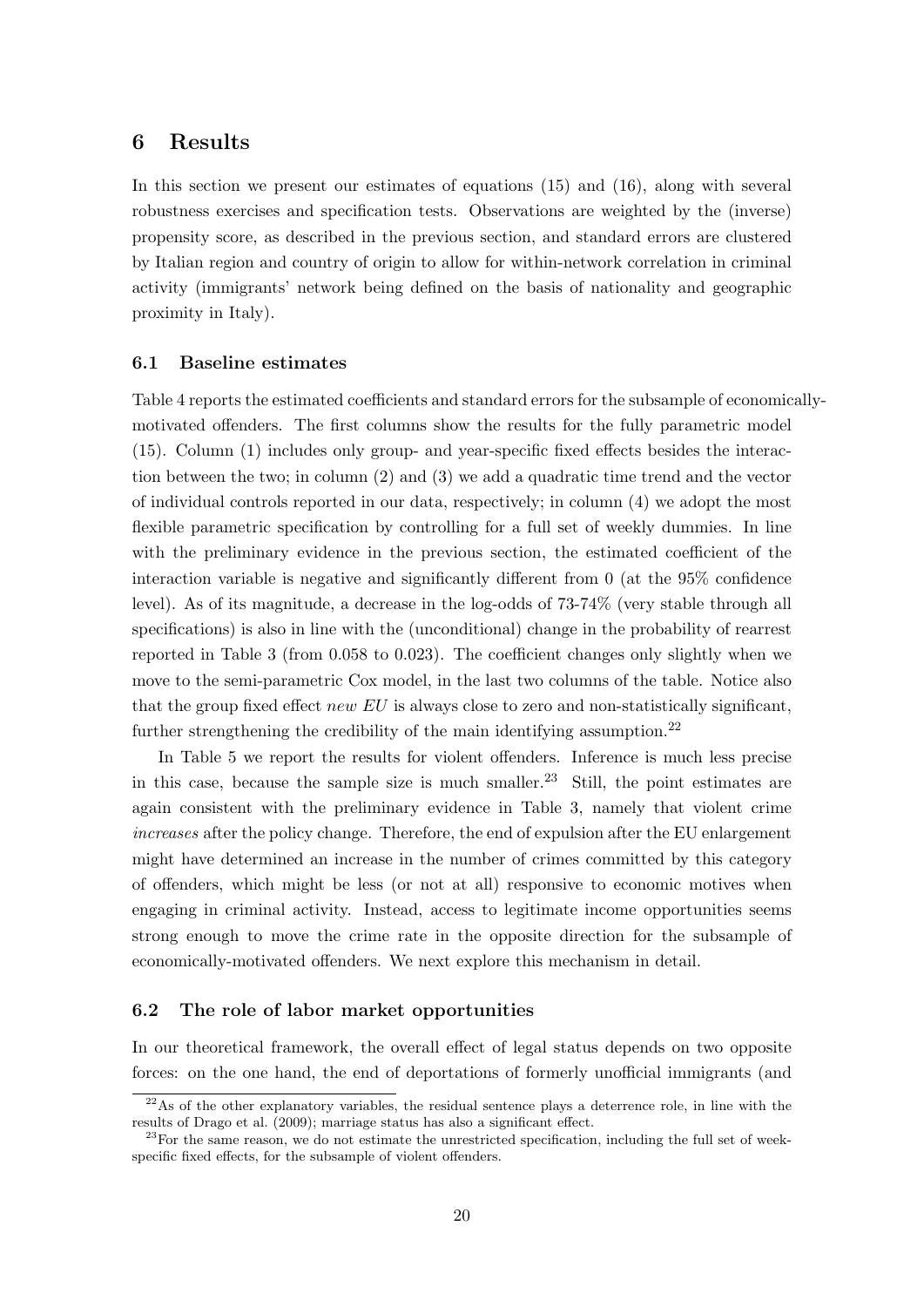## 6 Results

In this section we present our estimates of equations (15) and (16), along with several robustness exercises and specification tests. Observations are weighted by the (inverse) propensity score, as described in the previous section, and standard errors are clustered by Italian region and country of origin to allow for within-network correlation in criminal activity (immigrants' network being defined on the basis of nationality and geographic proximity in Italy).

### 6.1 Baseline estimates

Table 4 reports the estimated coefficients and standard errors for the subsample of economically-motivated offenders. The first columns show the results for the fully parametric model (15). Column (1) includes only group- and year-specific fixed effects besides the interaction between the two; in column (2) and (3) we add a quadratic time trend and the vector of individual controls reported in our data, respectively; in column (4) we adopt the most flexible parametric specification by controlling for a full set of weekly dummies. In line with the preliminary evidence in the previous section, the estimated coefficient of the interaction variable is negative and significantly different from 0 (at the 95% confidence level). As of its magnitude, a decrease in the log-odds of 73-74% (very stable through all specifications) is also in line with the (unconditional) change in the probability of rearrest reported in Table 3 (from 0.058 to 0.023). The coefficient changes only slightly when we move to the semi-parametric Cox model, in the last two columns of the table. Notice also that the group fixed effect *new EU* is always close to zero and non-statistically significant, further strengthening the credibility of the main identifying assumption.[22]

In Table 5 we report the results for violent offenders. Inference is much less precise in this case, because the sample size is much smaller.[23] Still, the point estimates are again consistent with the preliminary evidence in Table 3, namely that violent crime *increases* after the policy change. Therefore, the end of expulsion after the EU enlargement might have determined an increase in the number of crimes committed by this category of offenders, which might be less (or not at all) responsive to economic motives when engaging in criminal activity. Instead, access to legitimate income opportunities seems strong enough to move the crime rate in the opposite direction for the subsample of economically-motivated offenders. We next explore this mechanism in detail.

### 6.2 The role of labor market opportunities

In our theoretical framework, the overall effect of legal status depends on two opposite forces: on the one hand, the end of deportations of formerly unofficial immigrants (and

[22] As of the other explanatory variables, the residual sentence plays a deterrence role, in line with the results of Drago et al. (2009); marriage status has also a significant effect.

[23] For the same reason, we do not estimate the unrestricted specification, including the full set of week-specific fixed effects, for the subsample of violent offenders.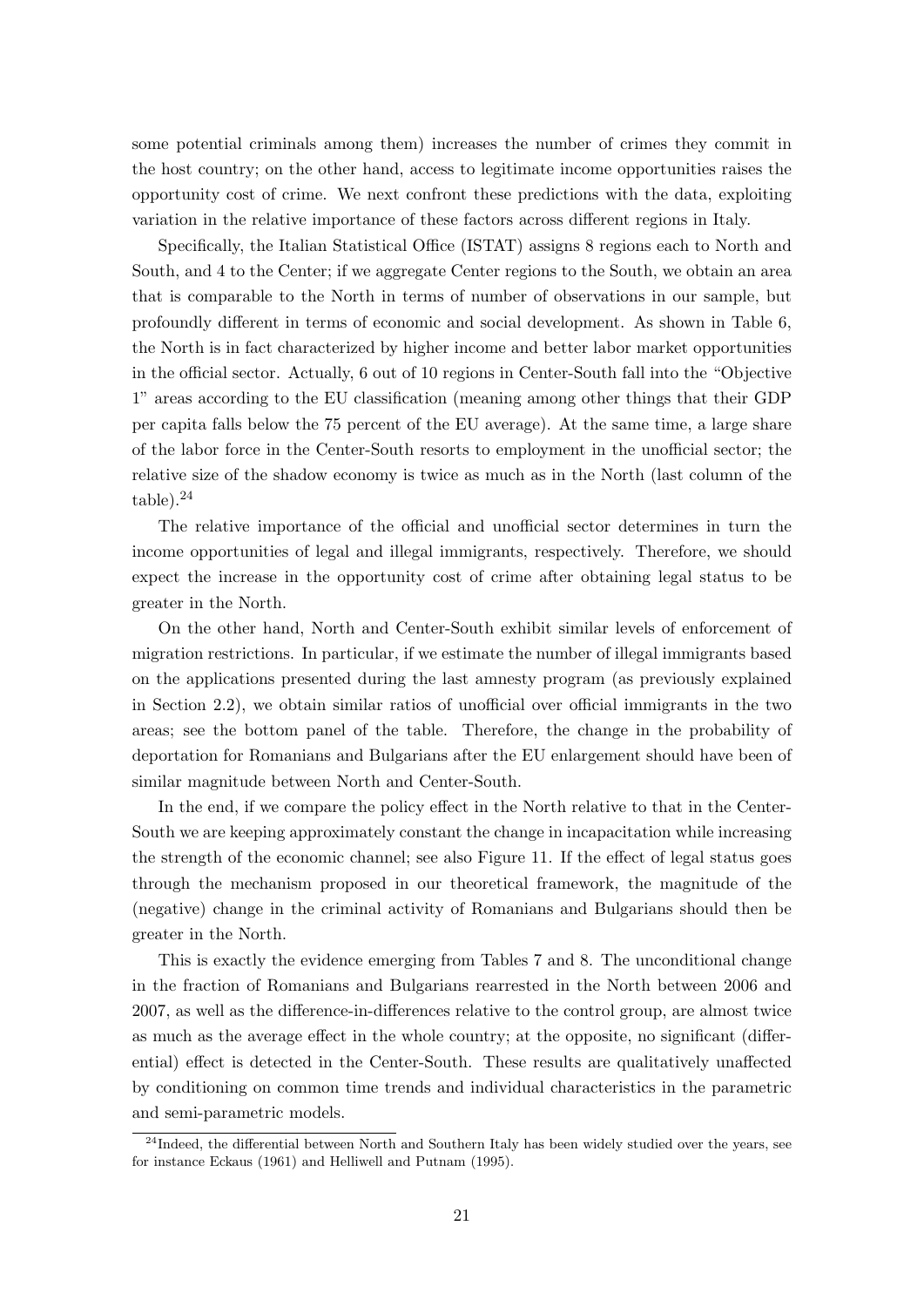some potential criminals among them) increases the number of crimes they commit in the host country; on the other hand, access to legitimate income opportunities raises the opportunity cost of crime. We next confront these predictions with the data, exploiting variation in the relative importance of these factors across different regions in Italy.

Specifically, the Italian Statistical Office (ISTAT) assigns 8 regions each to North and South, and 4 to the Center; if we aggregate Center regions to the South, we obtain an area that is comparable to the North in terms of number of observations in our sample, but profoundly different in terms of economic and social development. As shown in Table 6, the North is in fact characterized by higher income and better labor market opportunities in the official sector. Actually, 6 out of 10 regions in Center-South fall into the "Objective 1" areas according to the EU classification (meaning among other things that their GDP per capita falls below the 75 percent of the EU average). At the same time, a large share of the labor force in the Center-South resorts to employment in the unofficial sector; the relative size of the shadow economy is twice as much as in the North (last column of the table).[24]

The relative importance of the official and unofficial sector determines in turn the income opportunities of legal and illegal immigrants, respectively. Therefore, we should expect the increase in the opportunity cost of crime after obtaining legal status to be greater in the North.

On the other hand, North and Center-South exhibit similar levels of enforcement of migration restrictions. In particular, if we estimate the number of illegal immigrants based on the applications presented during the last amnesty program (as previously explained in Section 2.2), we obtain similar ratios of unofficial over official immigrants in the two areas; see the bottom panel of the table. Therefore, the change in the probability of deportation for Romanians and Bulgarians after the EU enlargement should have been of similar magnitude between North and Center-South.

In the end, if we compare the policy effect in the North relative to that in the Center-South we are keeping approximately constant the change in incapacitation while increasing the strength of the economic channel; see also Figure 11. If the effect of legal status goes through the mechanism proposed in our theoretical framework, the magnitude of the (negative) change in the criminal activity of Romanians and Bulgarians should then be greater in the North.

This is exactly the evidence emerging from Tables 7 and 8. The unconditional change in the fraction of Romanians and Bulgarians rearrested in the North between 2006 and 2007, as well as the difference-in-differences relative to the control group, are almost twice as much as the average effect in the whole country; at the opposite, no significant (differential) effect is detected in the Center-South. These results are qualitatively unaffected by conditioning on common time trends and individual characteristics in the parametric and semi-parametric models.

[24]Indeed, the differential between North and Southern Italy has been widely studied over the years, see for instance Eckaus (1961) and Helliwell and Putnam (1995).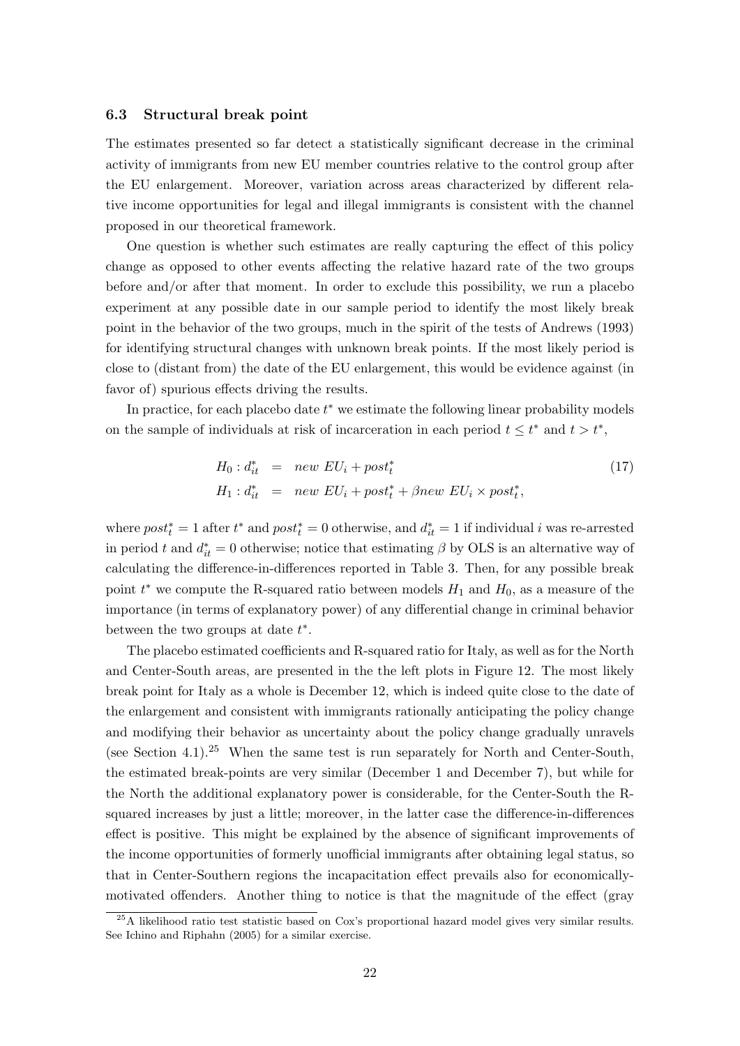### 6.3 Structural break point

The estimates presented so far detect a statistically significant decrease in the criminal activity of immigrants from new EU member countries relative to the control group after the EU enlargement. Moreover, variation across areas characterized by different relative income opportunities for legal and illegal immigrants is consistent with the channel proposed in our theoretical framework.

One question is whether such estimates are really capturing the effect of this policy change as opposed to other events affecting the relative hazard rate of the two groups before and/or after that moment. In order to exclude this possibility, we run a placebo experiment at any possible date in our sample period to identify the most likely break point in the behavior of the two groups, much in the spirit of the tests of Andrews (1993) for identifying structural changes with unknown break points. If the most likely period is close to (distant from) the date of the EU enlargement, this would be evidence against (in favor of) spurious effects driving the results.

In practice, for each placebo date $t^*$ we estimate the following linear probability models on the sample of individuals at risk of incarceration in each period $t \leq t^*$ and $t > t^*$,

$$
\begin{aligned}
H_0 : d_{it}^* &= new\ EU_i + post_t^* \\
H_1 : d_{it}^* &= new\ EU_i + post_t^* + \beta new\ EU_i \times post_t^*,
\end{aligned}
\tag{17}
$$

where $post_t^* = 1$ after $t^*$ and $post_t^* = 0$ otherwise, and $d_{it}^* = 1$ if individual $i$ was re-arrested in period $t$ and $d_{it}^* = 0$ otherwise; notice that estimating $\beta$ by OLS is an alternative way of calculating the difference-in-differences reported in Table 3. Then, for any possible break point $t^*$ we compute the R-squared ratio between models $H_1$ and $H_0$, as a measure of the importance (in terms of explanatory power) of any differential change in criminal behavior between the two groups at date $t^*$.

The placebo estimated coefficients and R-squared ratio for Italy, as well as for the North and Center-South areas, are presented in the the left plots in Figure 12. The most likely break point for Italy as a whole is December 12, which is indeed quite close to the date of the enlargement and consistent with immigrants rationally anticipating the policy change and modifying their behavior as uncertainty about the policy change gradually unravels (see Section 4.1).[25] When the same test is run separately for North and Center-South, the estimated break-points are very similar (December 1 and December 7), but while for the North the additional explanatory power is considerable, for the Center-South the R-squared increases by just a little; moreover, in the latter case the difference-in-differences effect is positive. This might be explained by the absence of significant improvements of the income opportunities of formerly unofficial immigrants after obtaining legal status, so that in Center-Southern regions the incapacitation effect prevails also for economically-motivated offenders. Another thing to notice is that the magnitude of the effect (gray

[25] A likelihood ratio test statistic based on Cox's proportional hazard model gives very similar results. See Ichino and Riphahn (2005) for a similar exercise.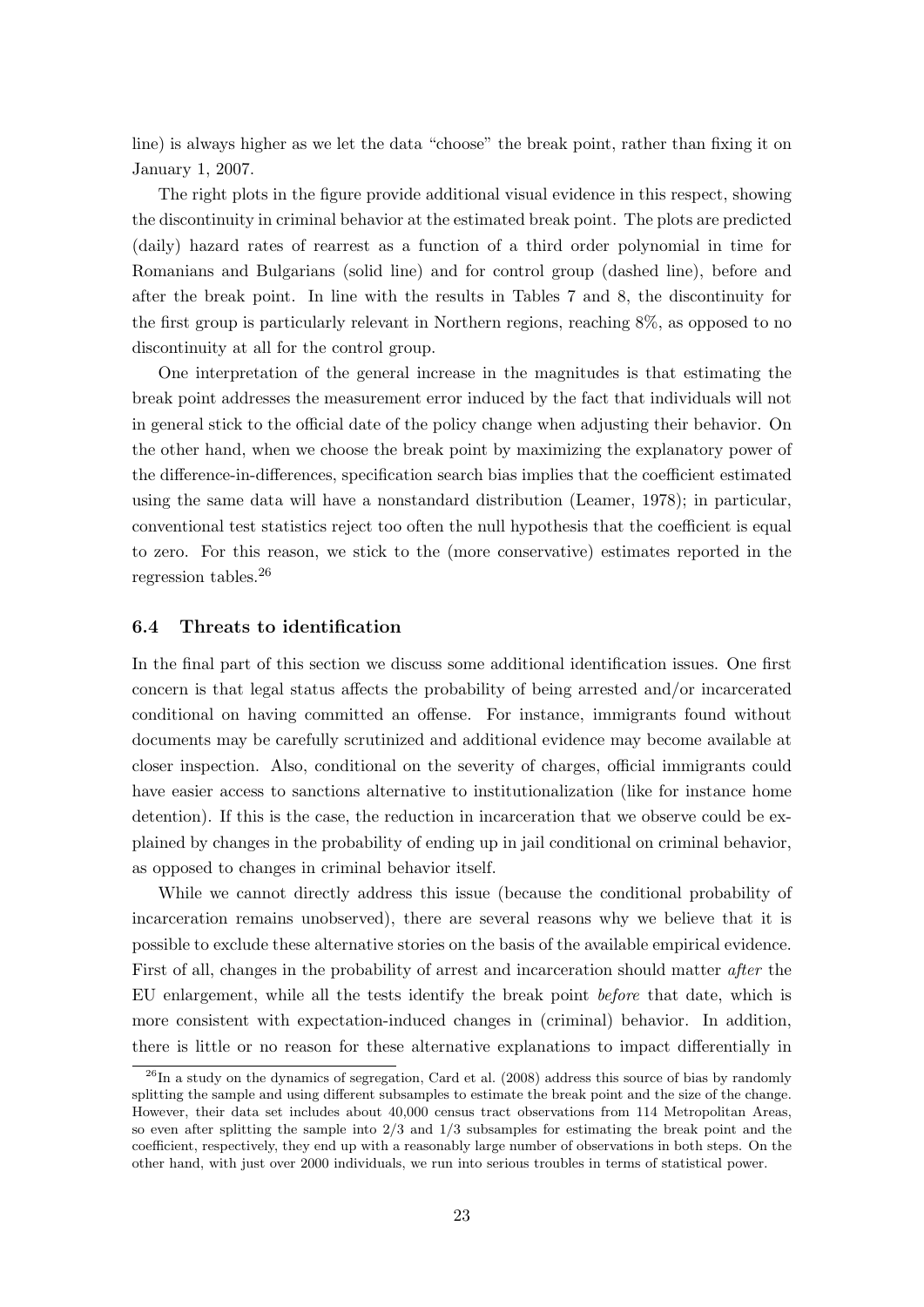line) is always higher as we let the data "choose" the break point, rather than fixing it on January 1, 2007.

The right plots in the figure provide additional visual evidence in this respect, showing the discontinuity in criminal behavior at the estimated break point. The plots are predicted (daily) hazard rates of rearrest as a function of a third order polynomial in time for Romanians and Bulgarians (solid line) and for control group (dashed line), before and after the break point. In line with the results in Tables 7 and 8, the discontinuity for the first group is particularly relevant in Northern regions, reaching 8%, as opposed to no discontinuity at all for the control group.

One interpretation of the general increase in the magnitudes is that estimating the break point addresses the measurement error induced by the fact that individuals will not in general stick to the official date of the policy change when adjusting their behavior. On the other hand, when we choose the break point by maximizing the explanatory power of the difference-in-differences, specification search bias implies that the coefficient estimated using the same data will have a nonstandard distribution (Leamer, 1978); in particular, conventional test statistics reject too often the null hypothesis that the coefficient is equal to zero. For this reason, we stick to the (more conservative) estimates reported in the regression tables.[26]

### 6.4 Threats to identification

In the final part of this section we discuss some additional identification issues. One first concern is that legal status affects the probability of being arrested and/or incarcerated conditional on having committed an offense. For instance, immigrants found without documents may be carefully scrutinized and additional evidence may become available at closer inspection. Also, conditional on the severity of charges, official immigrants could have easier access to sanctions alternative to institutionalization (like for instance home detention). If this is the case, the reduction in incarceration that we observe could be explained by changes in the probability of ending up in jail conditional on criminal behavior, as opposed to changes in criminal behavior itself.

While we cannot directly address this issue (because the conditional probability of incarceration remains unobserved), there are several reasons why we believe that it is possible to exclude these alternative stories on the basis of the available empirical evidence. First of all, changes in the probability of arrest and incarceration should matter *after* the EU enlargement, while all the tests identify the break point *before* that date, which is more consistent with expectation-induced changes in (criminal) behavior. In addition, there is little or no reason for these alternative explanations to impact differentially in

[26] In a study on the dynamics of segregation, Card et al. (2008) address this source of bias by randomly splitting the sample and using different subsamples to estimate the break point and the size of the change. However, their data set includes about 40,000 census tract observations from 114 Metropolitan Areas, so even after splitting the sample into 2/3 and 1/3 subsamples for estimating the break point and the coefficient, respectively, they end up with a reasonably large number of observations in both steps. On the other hand, with just over 2000 individuals, we run into serious troubles in terms of statistical power.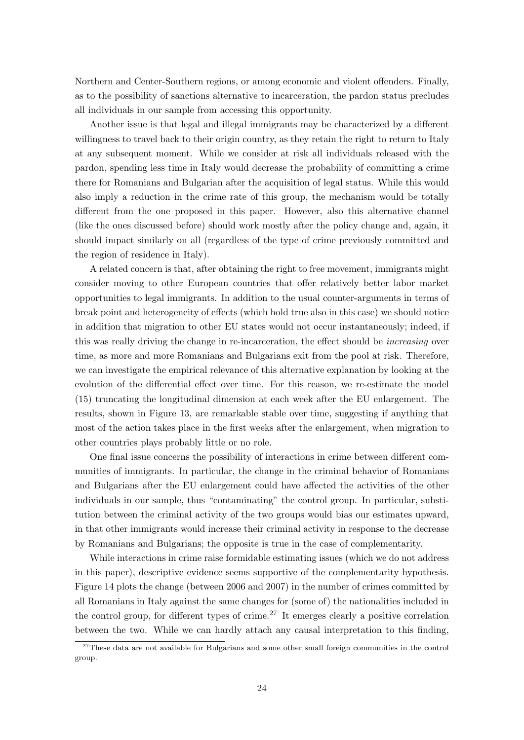Northern and Center-Southern regions, or among economic and violent offenders. Finally, as to the possibility of sanctions alternative to incarceration, the pardon status precludes all individuals in our sample from accessing this opportunity.

Another issue is that legal and illegal immigrants may be characterized by a different willingness to travel back to their origin country, as they retain the right to return to Italy at any subsequent moment. While we consider at risk all individuals released with the pardon, spending less time in Italy would decrease the probability of committing a crime there for Romanians and Bulgarian after the acquisition of legal status. While this would also imply a reduction in the crime rate of this group, the mechanism would be totally different from the one proposed in this paper. However, also this alternative channel (like the ones discussed before) should work mostly after the policy change and, again, it should impact similarly on all (regardless of the type of crime previously committed and the region of residence in Italy).

A related concern is that, after obtaining the right to free movement, immigrants might consider moving to other European countries that offer relatively better labor market opportunities to legal immigrants. In addition to the usual counter-arguments in terms of break point and heterogeneity of effects (which hold true also in this case) we should notice in addition that migration to other EU states would not occur instantaneously; indeed, if this was really driving the change in re-incarceration, the effect should be *increasing* over time, as more and more Romanians and Bulgarians exit from the pool at risk. Therefore, we can investigate the empirical relevance of this alternative explanation by looking at the evolution of the differential effect over time. For this reason, we re-estimate the model (15) truncating the longitudinal dimension at each week after the EU enlargement. The results, shown in Figure 13, are remarkable stable over time, suggesting if anything that most of the action takes place in the first weeks after the enlargement, when migration to other countries plays probably little or no role.

One final issue concerns the possibility of interactions in crime between different communities of immigrants. In particular, the change in the criminal behavior of Romanians and Bulgarians after the EU enlargement could have affected the activities of the other individuals in our sample, thus "contaminating" the control group. In particular, substitution between the criminal activity of the two groups would bias our estimates upward, in that other immigrants would increase their criminal activity in response to the decrease by Romanians and Bulgarians; the opposite is true in the case of complementarity.

While interactions in crime raise formidable estimating issues (which we do not address in this paper), descriptive evidence seems supportive of the complementarity hypothesis. Figure 14 plots the change (between 2006 and 2007) in the number of crimes committed by all Romanians in Italy against the same changes for (some of) the nationalities included in the control group, for different types of crime.[27] It emerges clearly a positive correlation between the two. While we can hardly attach any causal interpretation to this finding,

[27] These data are not available for Bulgarians and some other small foreign communities in the control group.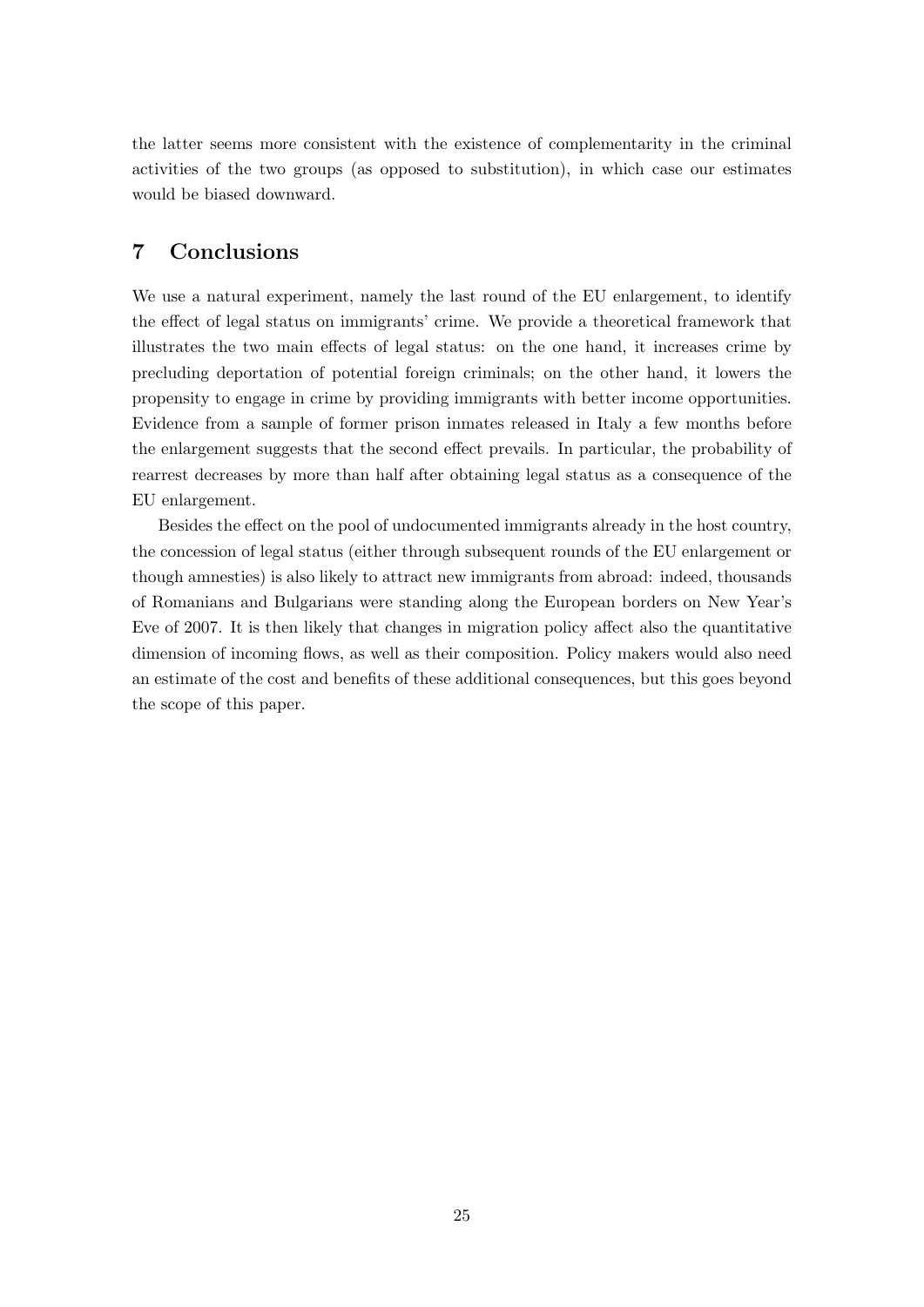the latter seems more consistent with the existence of complementarity in the criminal activities of the two groups (as opposed to substitution), in which case our estimates would be biased downward.

## 7 Conclusions

We use a natural experiment, namely the last round of the EU enlargement, to identify the effect of legal status on immigrants' crime. We provide a theoretical framework that illustrates the two main effects of legal status: on the one hand, it increases crime by precluding deportation of potential foreign criminals; on the other hand, it lowers the propensity to engage in crime by providing immigrants with better income opportunities. Evidence from a sample of former prison inmates released in Italy a few months before the enlargement suggests that the second effect prevails. In particular, the probability of rearrest decreases by more than half after obtaining legal status as a consequence of the EU enlargement.

Besides the effect on the pool of undocumented immigrants already in the host country, the concession of legal status (either through subsequent rounds of the EU enlargement or though amnesties) is also likely to attract new immigrants from abroad: indeed, thousands of Romanians and Bulgarians were standing along the European borders on New Year's Eve of 2007. It is then likely that changes in migration policy affect also the quantitative dimension of incoming flows, as well as their composition. Policy makers would also need an estimate of the cost and benefits of these additional consequences, but this goes beyond the scope of this paper.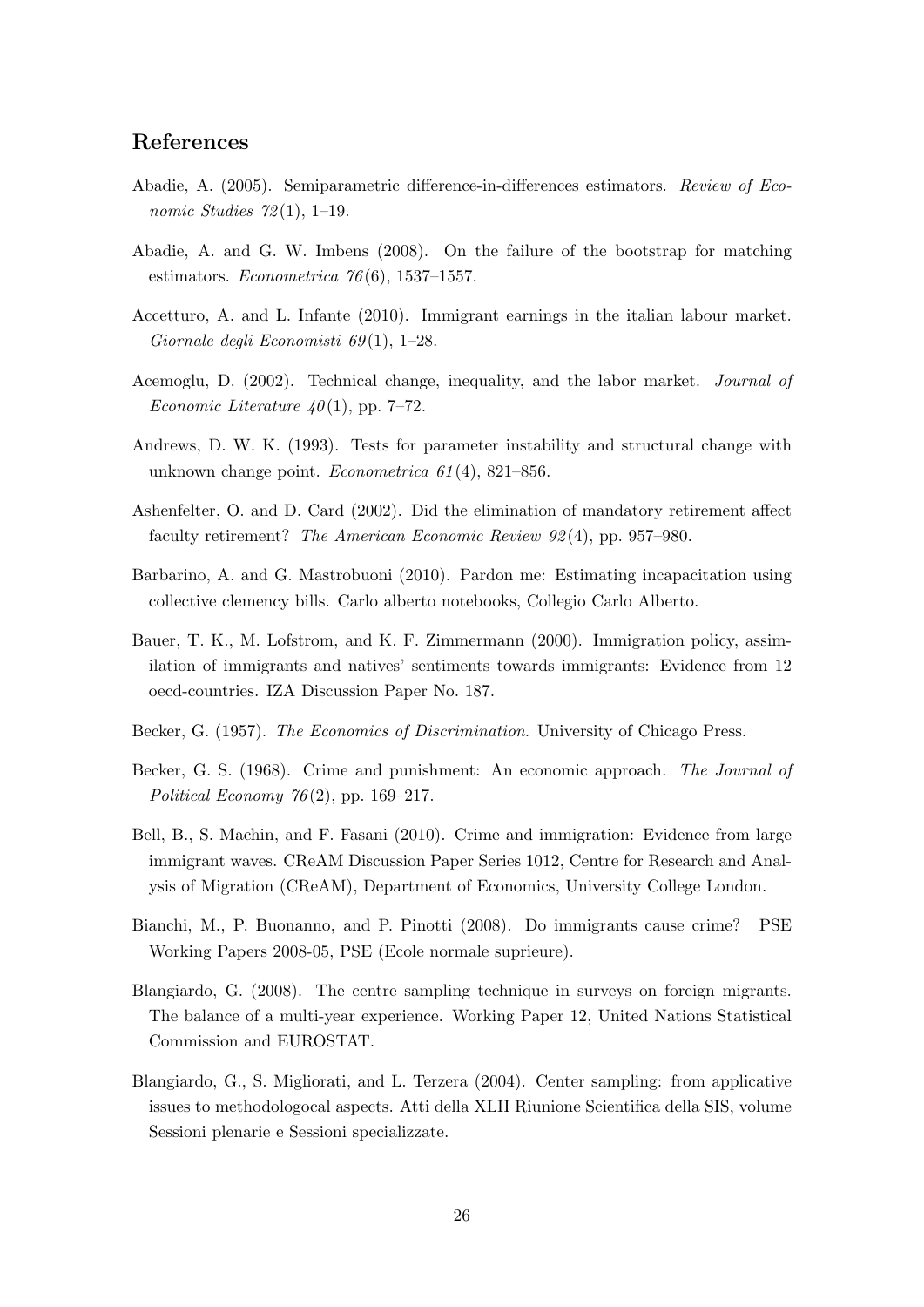## References

Abadie, A. (2005). Semiparametric difference-in-differences estimators. *Review of Economic Studies 72*(1), 1–19.

Abadie, A. and G. W. Imbens (2008). On the failure of the bootstrap for matching estimators. *Econometrica 76*(6), 1537–1557.

Accetturo, A. and L. Infante (2010). Immigrant earnings in the italian labour market. *Giornale degli Economisti 69*(1), 1–28.

Acemoglu, D. (2002). Technical change, inequality, and the labor market. *Journal of Economic Literature 40*(1), pp. 7–72.

Andrews, D. W. K. (1993). Tests for parameter instability and structural change with unknown change point. *Econometrica 61*(4), 821–856.

Ashenfelter, O. and D. Card (2002). Did the elimination of mandatory retirement affect faculty retirement? *The American Economic Review 92*(4), pp. 957–980.

Barbarino, A. and G. Mastrobuoni (2010). Pardon me: Estimating incapacitation using collective clemency bills. Carlo alberto notebooks, Collegio Carlo Alberto.

Bauer, T. K., M. Lofstrom, and K. F. Zimmermann (2000). Immigration policy, assimilation of immigrants and natives' sentiments towards immigrants: Evidence from 12 oecd-countries. IZA Discussion Paper No. 187.

Becker, G. (1957). *The Economics of Discrimination*. University of Chicago Press.

Becker, G. S. (1968). Crime and punishment: An economic approach. *The Journal of Political Economy 76*(2), pp. 169–217.

Bell, B., S. Machin, and F. Fasani (2010). Crime and immigration: Evidence from large immigrant waves. CReAM Discussion Paper Series 1012, Centre for Research and Analysis of Migration (CReAM), Department of Economics, University College London.

Bianchi, M., P. Buonanno, and P. Pinotti (2008). Do immigrants cause crime? PSE Working Papers 2008-05, PSE (Ecole normale suprieure).

Blangiardo, G. (2008). The centre sampling technique in surveys on foreign migrants. The balance of a multi-year experience. Working Paper 12, United Nations Statistical Commission and EUROSTAT.

Blangiardo, G., S. Migliorati, and L. Terzera (2004). Center sampling: from applicative issues to methodologocal aspects. Atti della XLII Riunione Scientifica della SIS, volume Sessioni plenarie e Sessioni specializzate.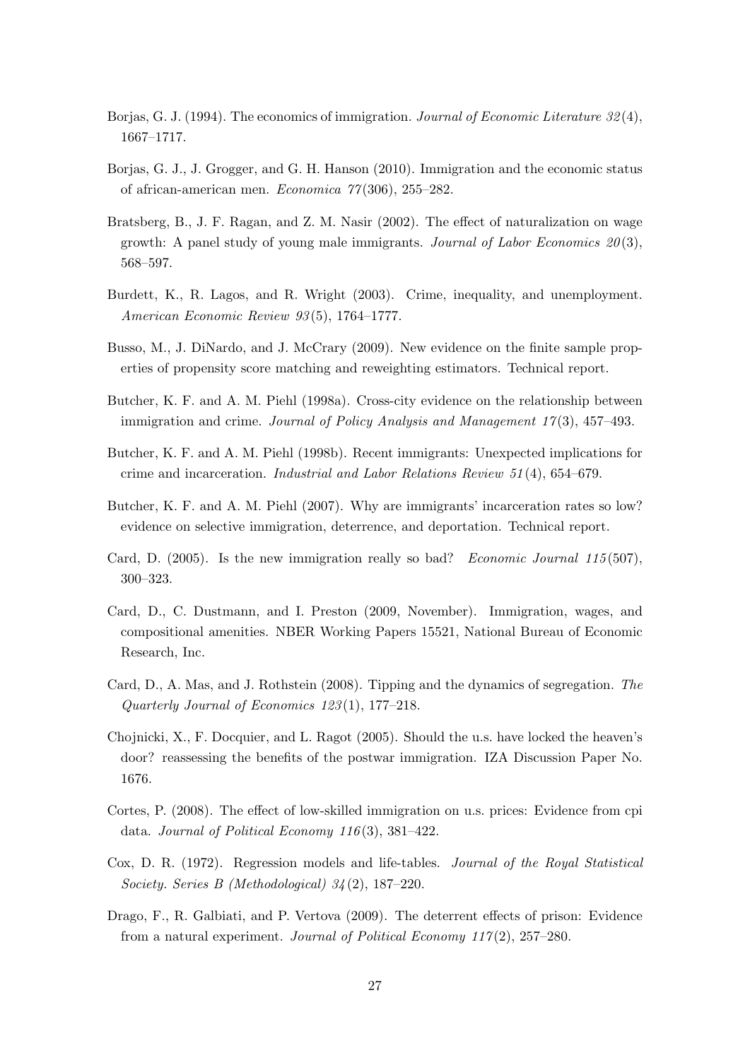Borjas, G. J. (1994). The economics of immigration. *Journal of Economic Literature 32*(4), 1667–1717.

Borjas, G. J., J. Grogger, and G. H. Hanson (2010). Immigration and the economic status of african-american men. *Economica 77*(306), 255–282.

Bratsberg, B., J. F. Ragan, and Z. M. Nasir (2002). The effect of naturalization on wage growth: A panel study of young male immigrants. *Journal of Labor Economics 20*(3), 568–597.

Burdett, K., R. Lagos, and R. Wright (2003). Crime, inequality, and unemployment. *American Economic Review 93*(5), 1764–1777.

Busso, M., J. DiNardo, and J. McCrary (2009). New evidence on the finite sample properties of propensity score matching and reweighting estimators. Technical report.

Butcher, K. F. and A. M. Piehl (1998a). Cross-city evidence on the relationship between immigration and crime. *Journal of Policy Analysis and Management 17*(3), 457–493.

Butcher, K. F. and A. M. Piehl (1998b). Recent immigrants: Unexpected implications for crime and incarceration. *Industrial and Labor Relations Review 51*(4), 654–679.

Butcher, K. F. and A. M. Piehl (2007). Why are immigrants' incarceration rates so low? evidence on selective immigration, deterrence, and deportation. Technical report.

Card, D. (2005). Is the new immigration really so bad? *Economic Journal 115*(507), 300–323.

Card, D., C. Dustmann, and I. Preston (2009, November). Immigration, wages, and compositional amenities. NBER Working Papers 15521, National Bureau of Economic Research, Inc.

Card, D., A. Mas, and J. Rothstein (2008). Tipping and the dynamics of segregation. *The Quarterly Journal of Economics 123*(1), 177–218.

Chojnicki, X., F. Docquier, and L. Ragot (2005). Should the u.s. have locked the heaven's door? reassessing the benefits of the postwar immigration. IZA Discussion Paper No. 1676.

Cortes, P. (2008). The effect of low-skilled immigration on u.s. prices: Evidence from cpi data. *Journal of Political Economy 116*(3), 381–422.

Cox, D. R. (1972). Regression models and life-tables. *Journal of the Royal Statistical Society. Series B (Methodological) 34*(2), 187–220.

Drago, F., R. Galbiati, and P. Vertova (2009). The deterrent effects of prison: Evidence from a natural experiment. *Journal of Political Economy 117*(2), 257–280.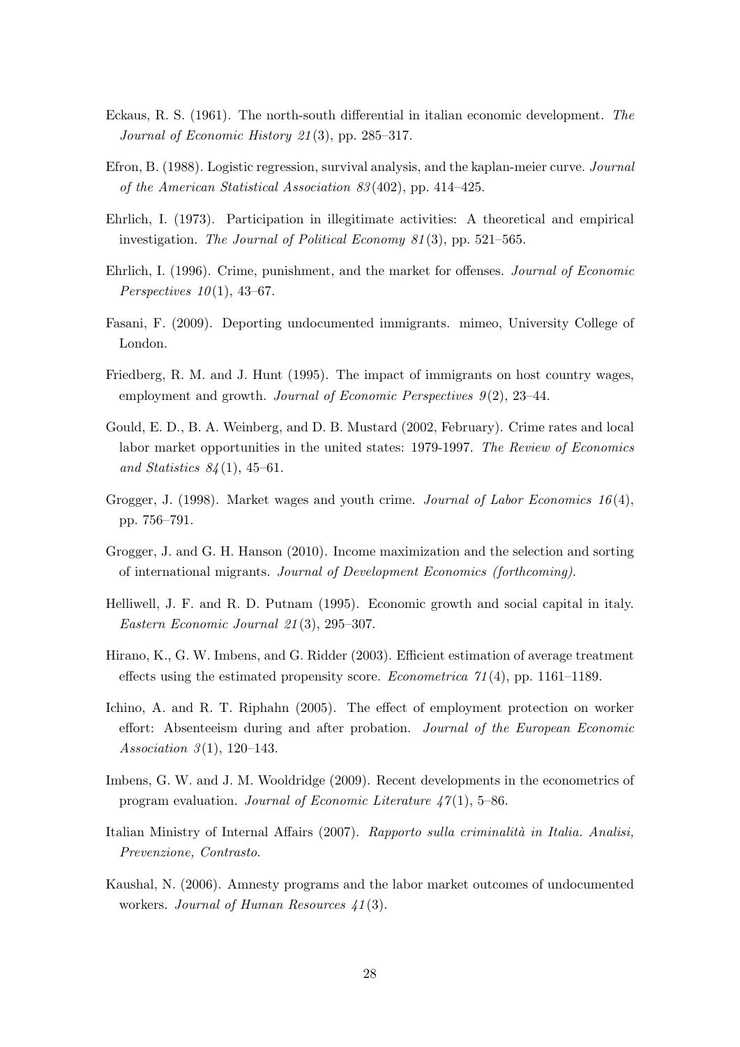Eckaus, R. S. (1961). The north-south differential in italian economic development. *The Journal of Economic History 21*(3), pp. 285–317.

Efron, B. (1988). Logistic regression, survival analysis, and the kaplan-meier curve. *Journal of the American Statistical Association 83*(402), pp. 414–425.

Ehrlich, I. (1973). Participation in illegitimate activities: A theoretical and empirical investigation. *The Journal of Political Economy 81*(3), pp. 521–565.

Ehrlich, I. (1996). Crime, punishment, and the market for offenses. *Journal of Economic Perspectives 10*(1), 43–67.

Fasani, F. (2009). Deporting undocumented immigrants. mimeo, University College of London.

Friedberg, R. M. and J. Hunt (1995). The impact of immigrants on host country wages, employment and growth. *Journal of Economic Perspectives 9*(2), 23–44.

Gould, E. D., B. A. Weinberg, and D. B. Mustard (2002, February). Crime rates and local labor market opportunities in the united states: 1979-1997. *The Review of Economics and Statistics 84*(1), 45–61.

Grogger, J. (1998). Market wages and youth crime. *Journal of Labor Economics 16*(4), pp. 756–791.

Grogger, J. and G. H. Hanson (2010). Income maximization and the selection and sorting of international migrants. *Journal of Development Economics (forthcoming).*

Helliwell, J. F. and R. D. Putnam (1995). Economic growth and social capital in italy. *Eastern Economic Journal 21*(3), 295–307.

Hirano, K., G. W. Imbens, and G. Ridder (2003). Efficient estimation of average treatment effects using the estimated propensity score. *Econometrica 71*(4), pp. 1161–1189.

Ichino, A. and R. T. Riphahn (2005). The effect of employment protection on worker effort: Absenteeism during and after probation. *Journal of the European Economic Association 3*(1), 120–143.

Imbens, G. W. and J. M. Wooldridge (2009). Recent developments in the econometrics of program evaluation. *Journal of Economic Literature 47*(1), 5–86.

Italian Ministry of Internal Affairs (2007). *Rapporto sulla criminalità in Italia. Analisi, Prevenzione, Contrasto.*

Kaushal, N. (2006). Amnesty programs and the labor market outcomes of undocumented workers. *Journal of Human Resources 41*(3).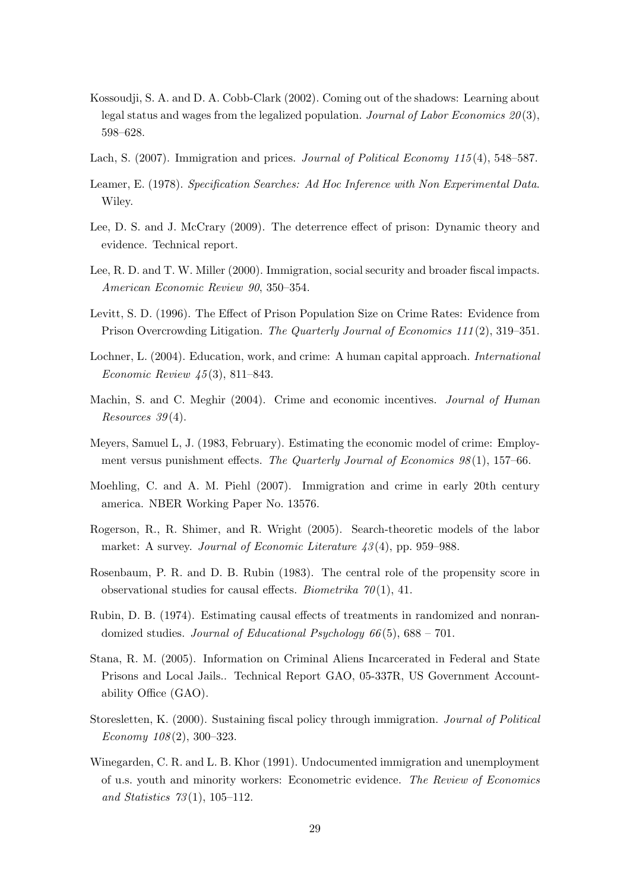Kossoudji, S. A. and D. A. Cobb-Clark (2002). Coming out of the shadows: Learning about legal status and wages from the legalized population. *Journal of Labor Economics 20*(3), 598–628.

Lach, S. (2007). Immigration and prices. *Journal of Political Economy 115*(4), 548–587.

Leamer, E. (1978). *Specification Searches: Ad Hoc Inference with Non Experimental Data*. Wiley.

Lee, D. S. and J. McCrary (2009). The deterrence effect of prison: Dynamic theory and evidence. Technical report.

Lee, R. D. and T. W. Miller (2000). Immigration, social security and broader fiscal impacts. *American Economic Review 90*, 350–354.

Levitt, S. D. (1996). The Effect of Prison Population Size on Crime Rates: Evidence from Prison Overcrowding Litigation. *The Quarterly Journal of Economics 111*(2), 319–351.

Lochner, L. (2004). Education, work, and crime: A human capital approach. *International Economic Review 45*(3), 811–843.

Machin, S. and C. Meghir (2004). Crime and economic incentives. *Journal of Human Resources 39*(4).

Meyers, Samuel L, J. (1983, February). Estimating the economic model of crime: Employment versus punishment effects. *The Quarterly Journal of Economics 98*(1), 157–66.

Moehling, C. and A. M. Piehl (2007). Immigration and crime in early 20th century america. NBER Working Paper No. 13576.

Rogerson, R., R. Shimer, and R. Wright (2005). Search-theoretic models of the labor market: A survey. *Journal of Economic Literature 43*(4), pp. 959–988.

Rosenbaum, P. R. and D. B. Rubin (1983). The central role of the propensity score in observational studies for causal effects. *Biometrika 70*(1), 41.

Rubin, D. B. (1974). Estimating causal effects of treatments in randomized and nonrandomized studies. *Journal of Educational Psychology 66*(5), 688 – 701.

Stana, R. M. (2005). Information on Criminal Aliens Incarcerated in Federal and State Prisons and Local Jails.. Technical Report GAO, 05-337R, US Government Accountability Office (GAO).

Storesletten, K. (2000). Sustaining fiscal policy through immigration. *Journal of Political Economy 108*(2), 300–323.

Winegarden, C. R. and L. B. Khor (1991). Undocumented immigration and unemployment of u.s. youth and minority workers: Econometric evidence. *The Review of Economics and Statistics 73*(1), 105–112.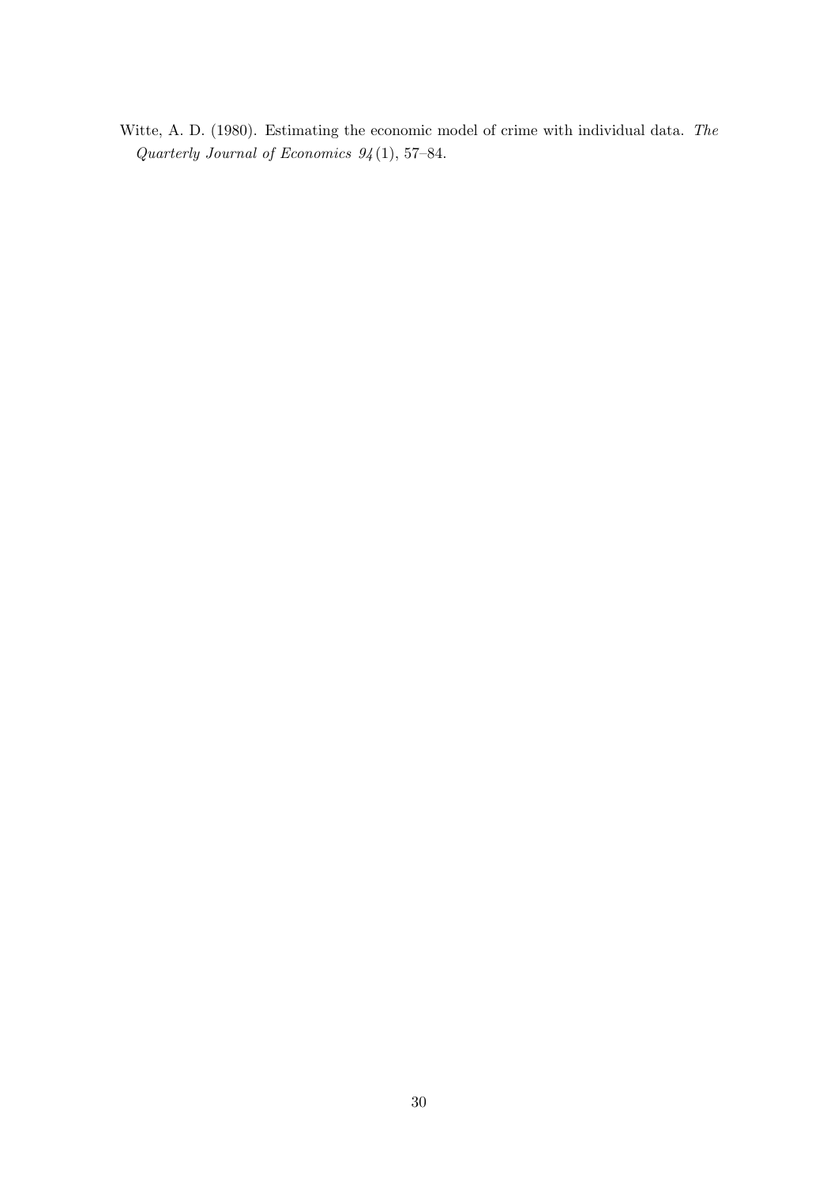Witte, A. D. (1980). Estimating the economic model of crime with individual data. *The Quarterly Journal of Economics 94*(1), 57–84.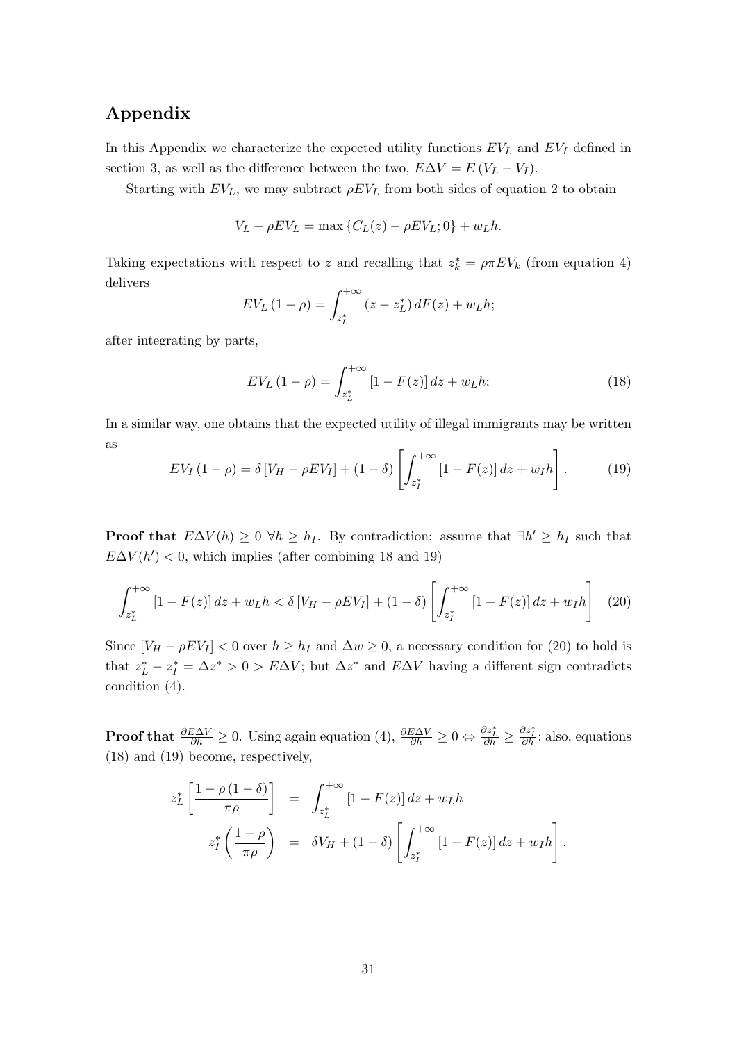## Appendix

In this Appendix we characterize the expected utility functions $EV_L$ and $EV_I$ defined in section 3, as well as the difference between the two, $E\Delta V = E(V_L - V_I)$.

Starting with $EV_L$, we may subtract $\rho EV_L$ from both sides of equation 2 to obtain

$$V_L - \rho EV_L = \max\{C_L(z) - \rho EV_L; 0\} + w_L h.$$

Taking expectations with respect to $z$ and recalling that $z_k^* = \rho\pi EV_k$ (from equation 4) delivers

$$EV_L(1-\rho) = \int_{z_L^*}^{+\infty} (z - z_L^*)\, dF(z) + w_L h;$$

after integrating by parts,

$$EV_L(1-\rho) = \int_{z_L^*}^{+\infty} [1 - F(z)]\, dz + w_L h; \tag{18}$$

In a similar way, one obtains that the expected utility of illegal immigrants may be written as

$$EV_I(1-\rho) = \delta[V_H - \rho EV_I] + (1-\delta)\left[\int_{z_I^*}^{+\infty} [1 - F(z)]\, dz + w_I h\right]. \tag{19}$$

**Proof that** $E\Delta V(h) \geq 0\ \forall h \geq h_I$. By contradiction: assume that $\exists h' \geq h_I$ such that $E\Delta V(h') < 0$, which implies (after combining 18 and 19)

$$\int_{z_L^*}^{+\infty} [1 - F(z)]\, dz + w_L h < \delta[V_H - \rho EV_I] + (1-\delta)\left[\int_{z_I^*}^{+\infty} [1 - F(z)]\, dz + w_I h\right] \tag{20}$$

Since $[V_H - \rho EV_I] < 0$ over $h \geq h_I$ and $\Delta w \geq 0$, a necessary condition for (20) to hold is that $z_L^* - z_I^* = \Delta z^* > 0 > E\Delta V$; but $\Delta z^*$ and $E\Delta V$ having a different sign contradicts condition (4).

**Proof that** $\frac{\partial E\Delta V}{\partial h} \geq 0$. Using again equation (4), $\frac{\partial E\Delta V}{\partial h} \geq 0 \Leftrightarrow \frac{\partial z_L^*}{\partial h} \geq \frac{\partial z_I^*}{\partial h}$; also, equations (18) and (19) become, respectively,

$$\begin{aligned} z_L^*\left[\frac{1-\rho(1-\delta)}{\pi\rho}\right] &= \int_{z_L^*}^{+\infty} [1 - F(z)]\, dz + w_L h \\ z_I^*\left(\frac{1-\rho}{\pi\rho}\right) &= \delta V_H + (1-\delta)\left[\int_{z_I^*}^{+\infty} [1 - F(z)]\, dz + w_I h\right]. \end{aligned}$$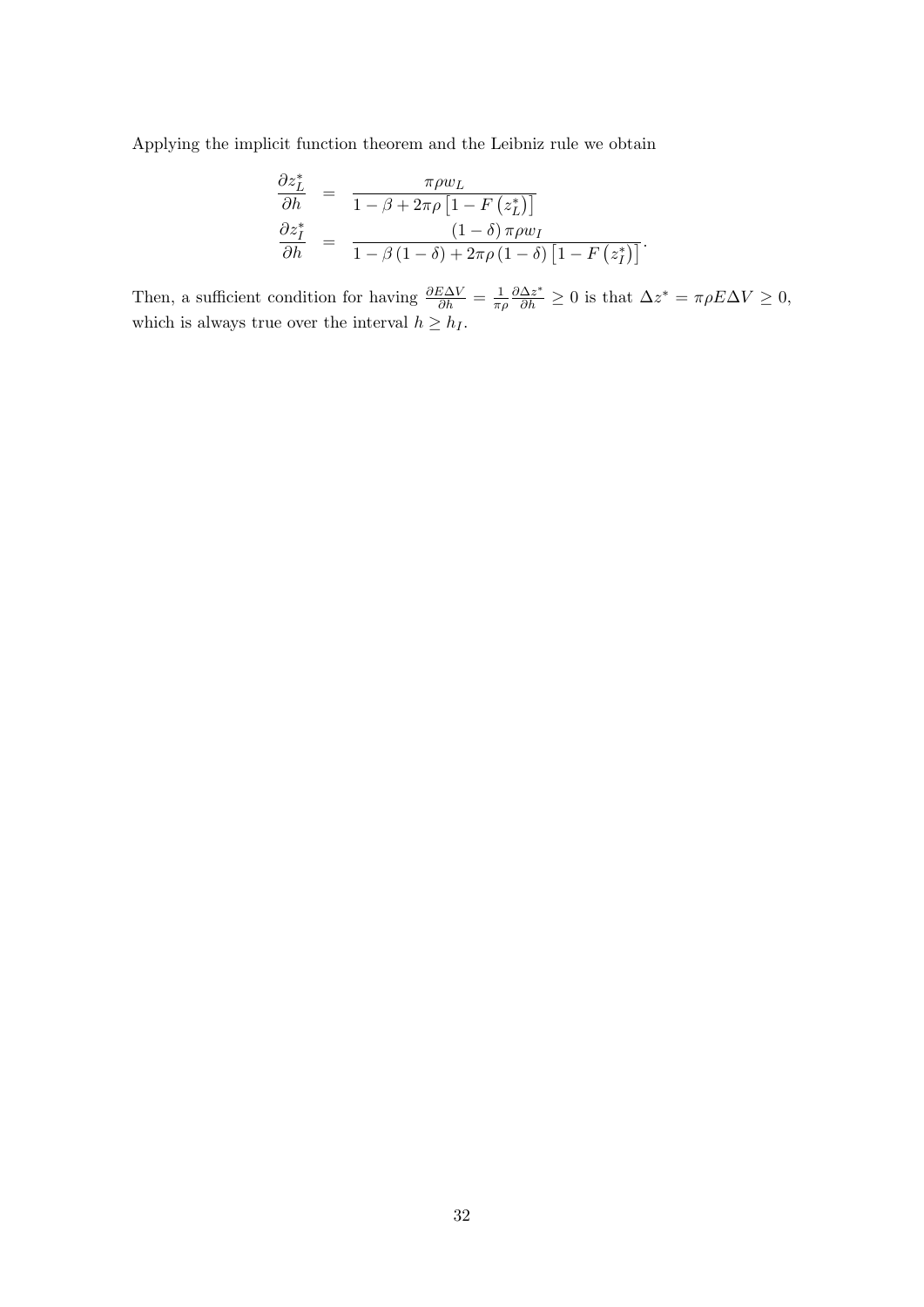Applying the implicit function theorem and the Leibniz rule we obtain

$$
\begin{aligned}
\frac{\partial z_L^*}{\partial h} &= \frac{\pi \rho w_L}{1-\beta+2\pi\rho\left[1-F\left(z_L^*\right)\right]} \\
\frac{\partial z_I^*}{\partial h} &= \frac{(1-\delta)\,\pi\rho w_I}{1-\beta\,(1-\delta)+2\pi\rho\,(1-\delta)\left[1-F\left(z_I^*\right)\right]}.
\end{aligned}
$$

Then, a sufficient condition for having $\frac{\partial E\Delta V}{\partial h} = \frac{1}{\pi\rho}\frac{\partial \Delta z^*}{\partial h} \geq 0$ is that $\Delta z^* = \pi\rho E\Delta V \geq 0$, which is always true over the interval $h \geq h_I$.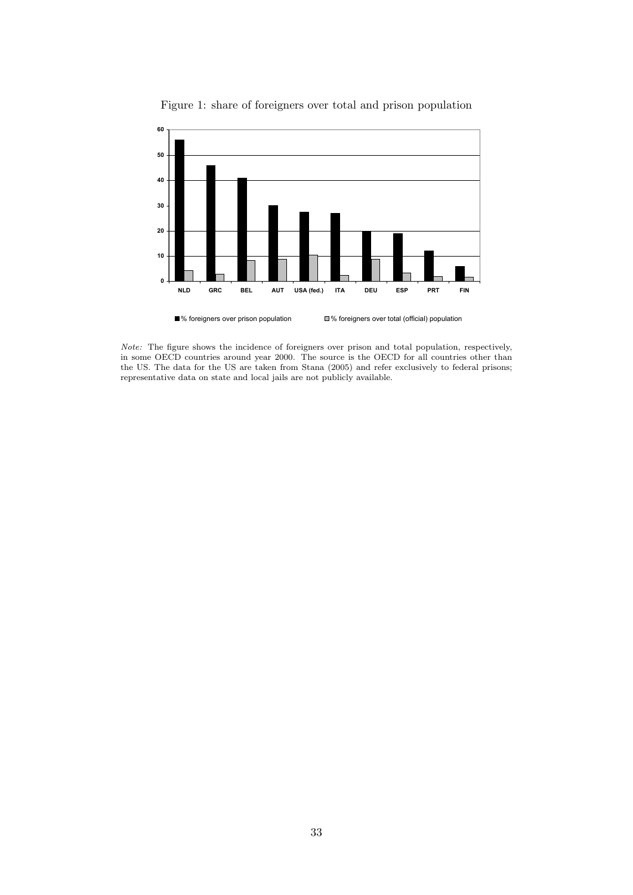Figure 1: share of foreigners over total and prison population

*Note:* The figure shows the incidence of foreigners over prison and total population, respectively, in some OECD countries around year 2000. The source is the OECD for all countries other than the US. The data for the US are taken from Stana (2005) and refer exclusively to federal prisons; representative data on state and local jails are not publicly available.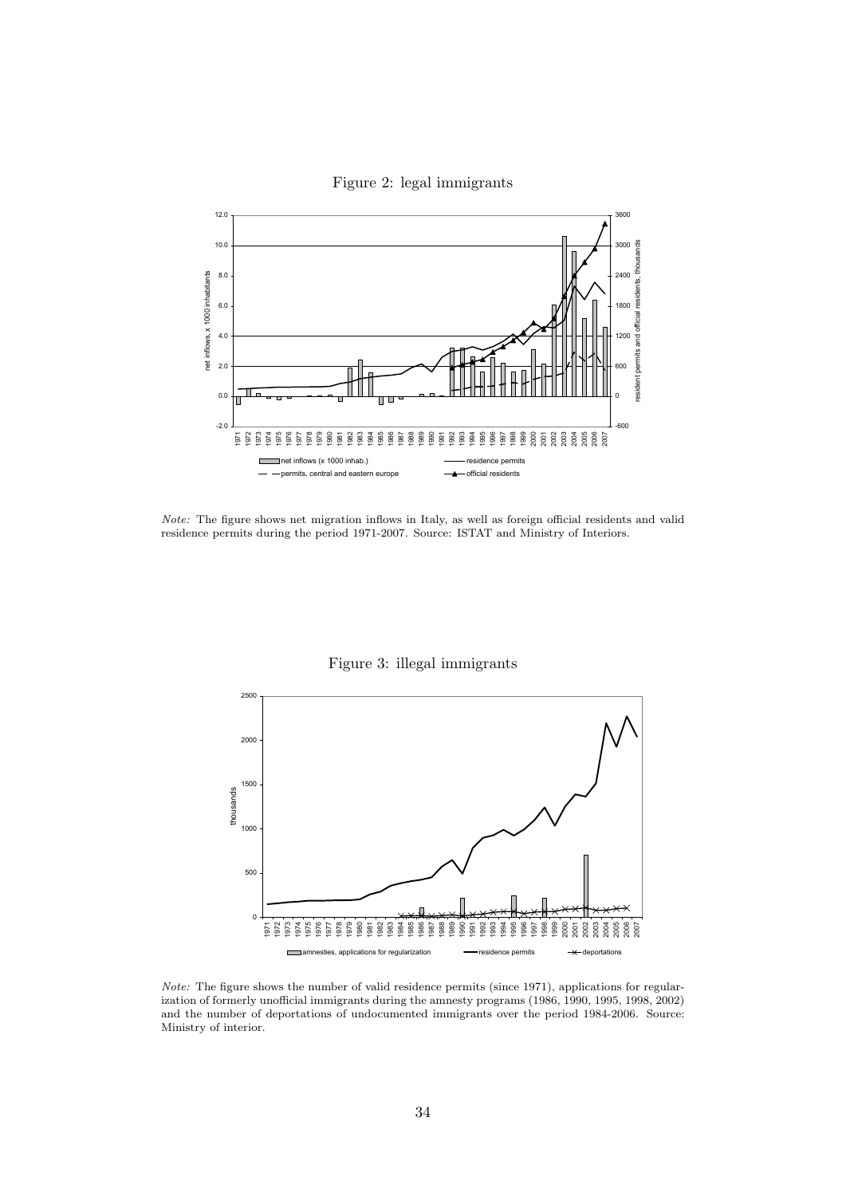Figure 2: legal immigrants

*Note:* The figure shows net migration inflows in Italy, as well as foreign official residents and valid residence permits during the period 1971-2007. Source: ISTAT and Ministry of Interiors.

Figure 3: illegal immigrants

*Note:* The figure shows the number of valid residence permits (since 1971), applications for regularization of formerly unofficial immigrants during the amnesty programs (1986, 1990, 1995, 1998, 2002) and the number of deportations of undocumented immigrants over the period 1984-2006. Source: Ministry of interior.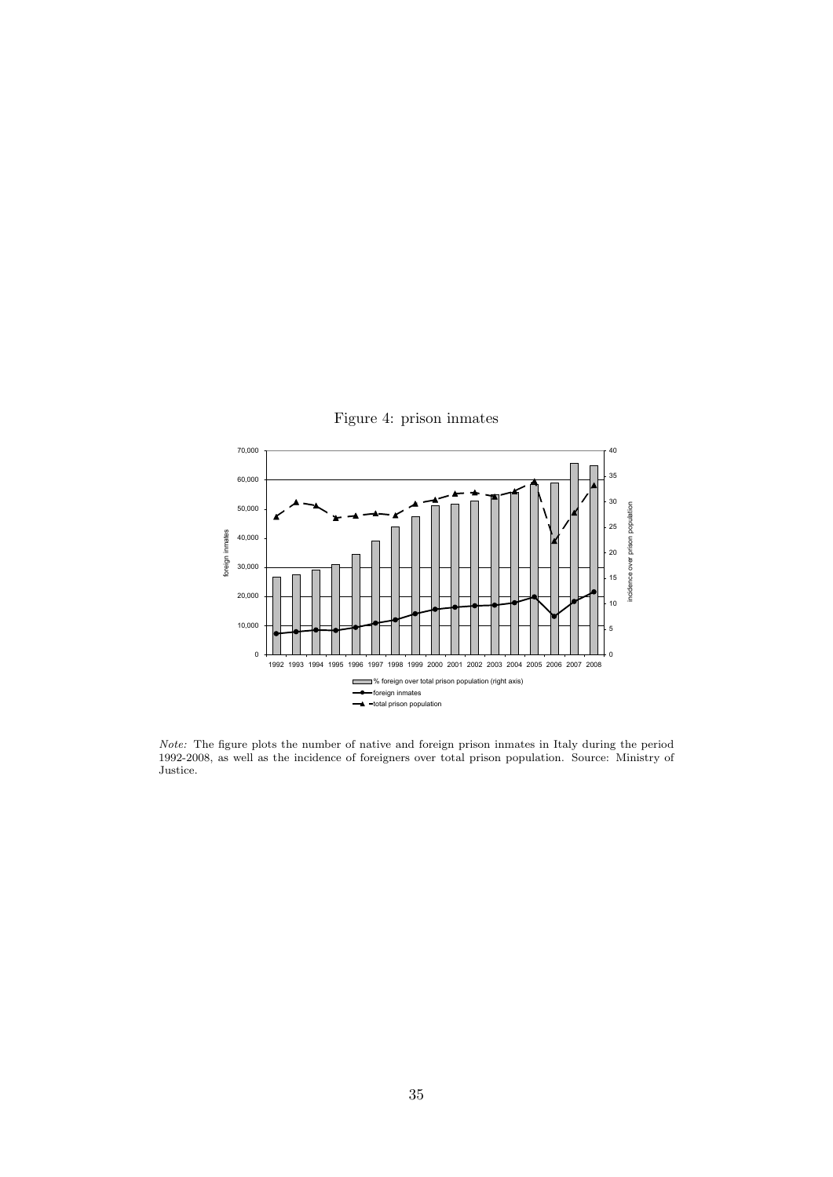Figure 4: prison inmates

*Note:* The figure plots the number of native and foreign prison inmates in Italy during the period 1992-2008, as well as the incidence of foreigners over total prison population. Source: Ministry of Justice.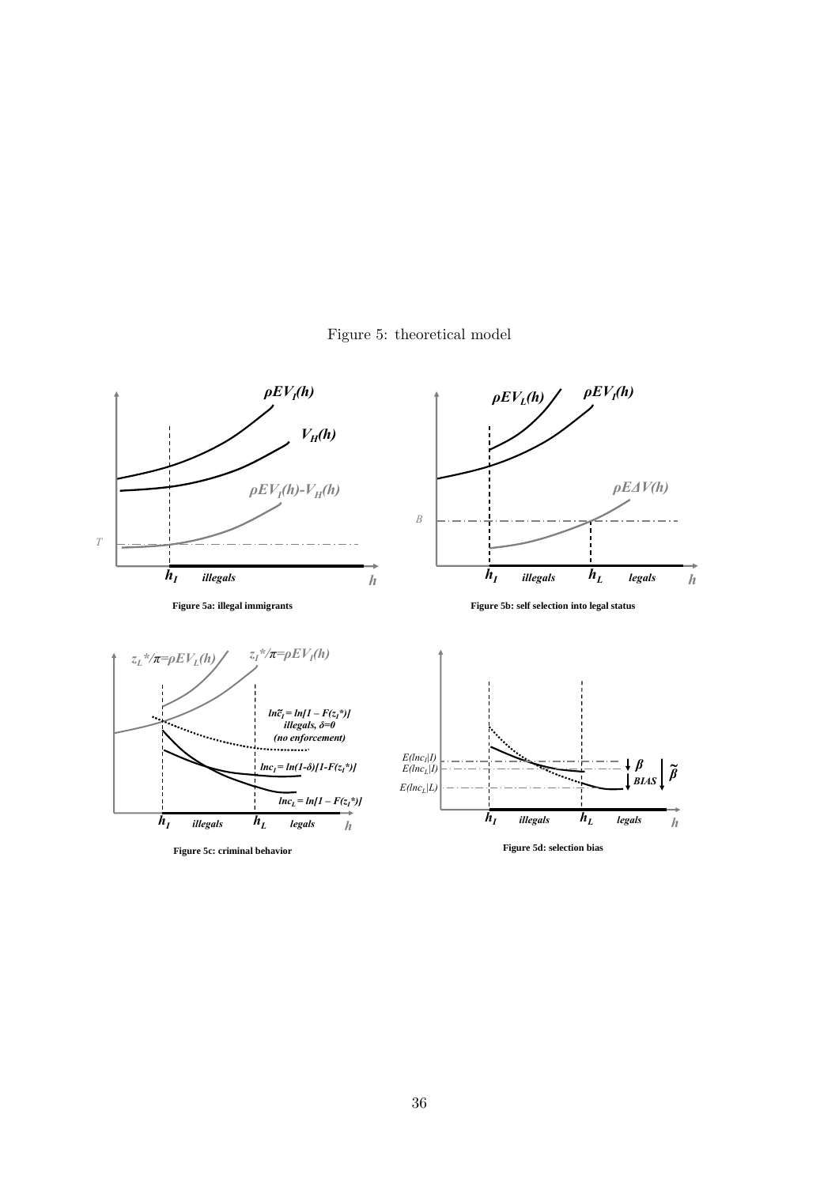Figure 5: theoretical model

**Figure 5a: illegal immigrants**

**Figure 5b: self selection into legal status**

**Figure 5c: criminal behavior**

**Figure 5d: selection bias**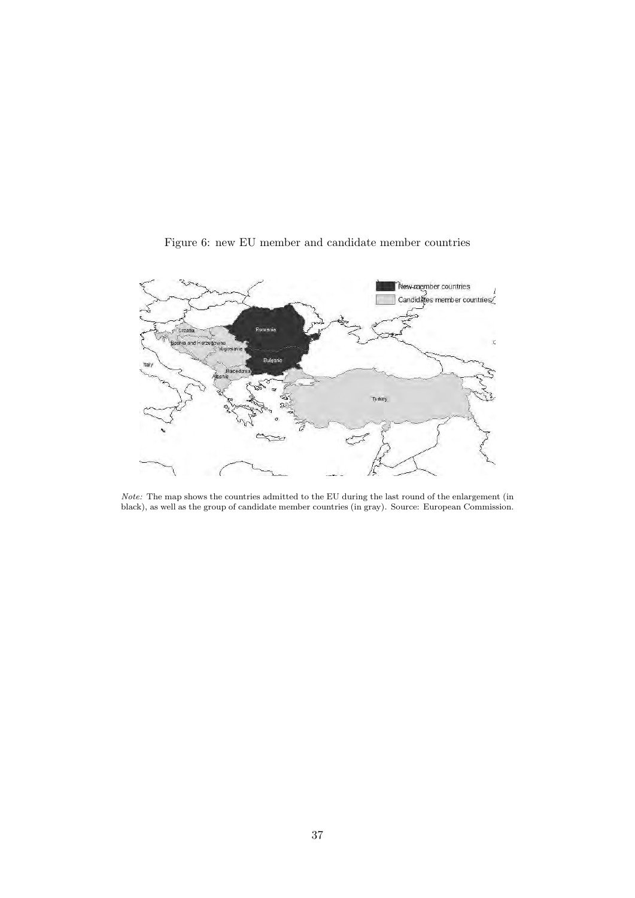Figure 6: new EU member and candidate member countries

*Note:* The map shows the countries admitted to the EU during the last round of the enlargement (in black), as well as the group of candidate member countries (in gray). Source: European Commission.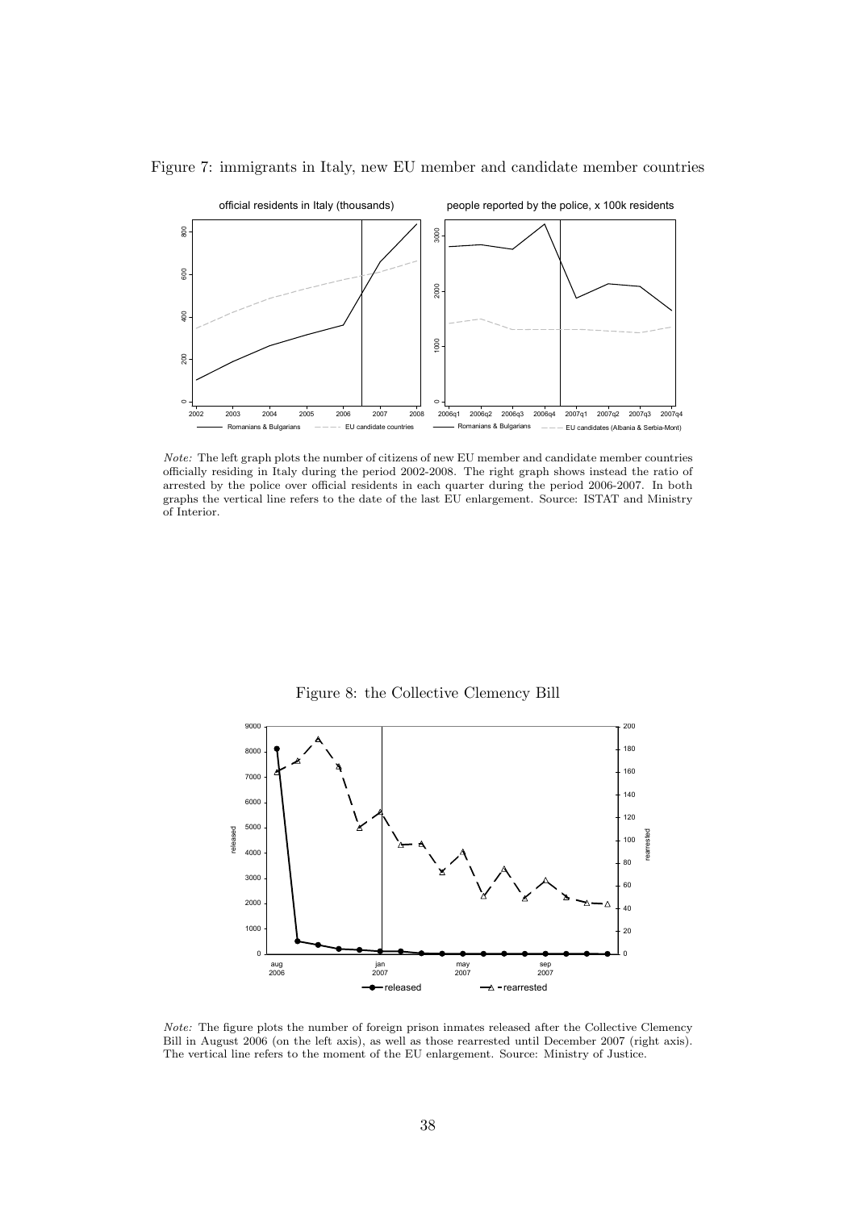Figure 7: immigrants in Italy, new EU member and candidate member countries

*Note:* The left graph plots the number of citizens of new EU member and candidate member countries officially residing in Italy during the period 2002-2008. The right graph shows instead the ratio of arrested by the police over official residents in each quarter during the period 2006-2007. In both graphs the vertical line refers to the date of the last EU enlargement. Source: ISTAT and Ministry of Interior.

Figure 8: the Collective Clemency Bill

*Note:* The figure plots the number of foreign prison inmates released after the Collective Clemency Bill in August 2006 (on the left axis), as well as those rearrested until December 2007 (right axis). The vertical line refers to the moment of the EU enlargement. Source: Ministry of Justice.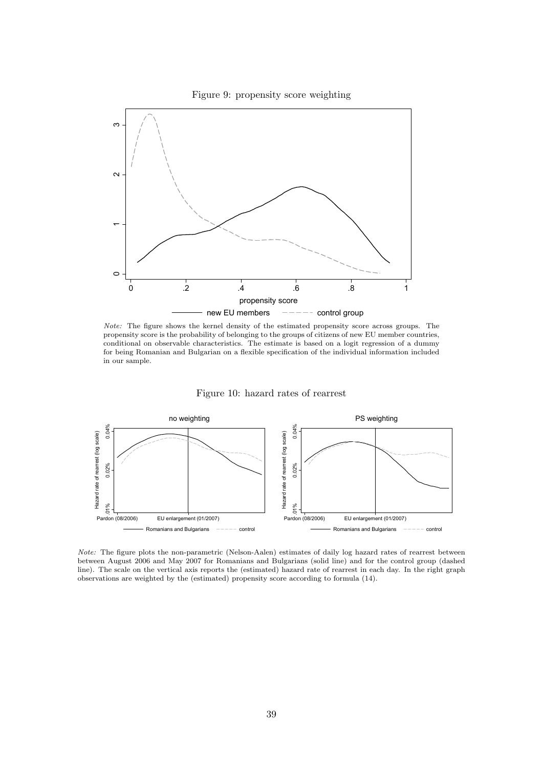Figure 9: propensity score weighting

*Note:* The figure shows the kernel density of the estimated propensity score across groups. The propensity score is the probability of belonging to the groups of citizens of new EU member countries, conditional on observable characteristics. The estimate is based on a logit regression of a dummy for being Romanian and Bulgarian on a flexible specification of the individual information included in our sample.

Figure 10: hazard rates of rearrest

*Note:* The figure plots the non-parametric (Nelson-Aalen) estimates of daily log hazard rates of rearrest between between August 2006 and May 2007 for Romanians and Bulgarians (solid line) and for the control group (dashed line). The scale on the vertical axis reports the (estimated) hazard rate of rearrest in each day. In the right graph observations are weighted by the (estimated) propensity score according to formula (14).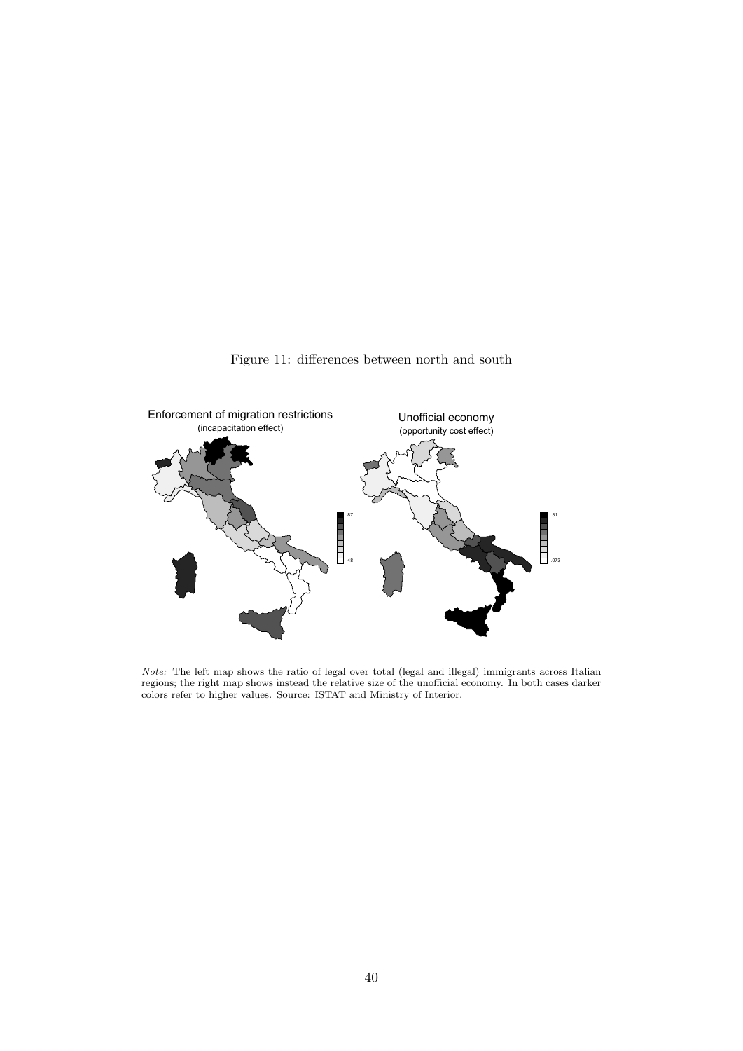Figure 11: differences between north and south

*Note:* The left map shows the ratio of legal over total (legal and illegal) immigrants across Italian regions; the right map shows instead the relative size of the unofficial economy. In both cases darker colors refer to higher values. Source: ISTAT and Ministry of Interior.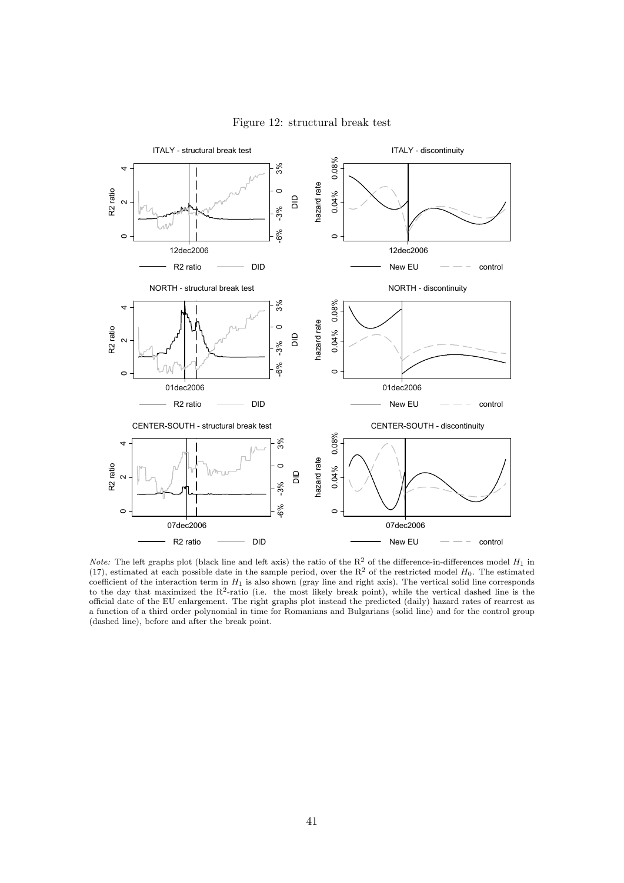Figure 12: structural break test

*Note:* The left graphs plot (black line and left axis) the ratio of the $R^2$ of the difference-in-differences model $H_1$ in (17), estimated at each possible date in the sample period, over the $R^2$ of the restricted model $H_0$. The estimated coefficient of the interaction term in $H_1$ is also shown (gray line and right axis). The vertical solid line corresponds to the day that maximized the $R^2$-ratio (i.e. the most likely break point), while the vertical dashed line is the official date of the EU enlargement. The right graphs plot instead the predicted (daily) hazard rates of rearrest as a function of a third order polynomial in time for Romanians and Bulgarians (solid line) and for the control group (dashed line), before and after the break point.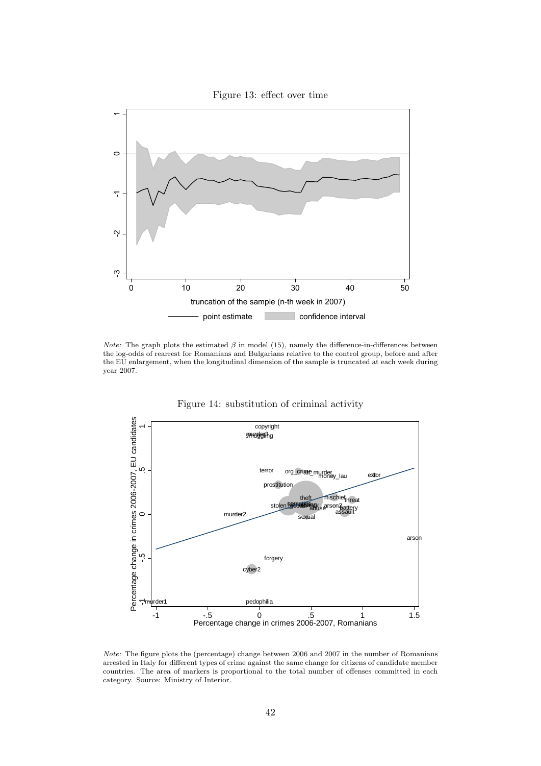Figure 13: effect over time

*Note:* The graph plots the estimated $\beta$ in model (15), namely the difference-in-differences between the log-odds of rearrest for Romanians and Bulgarians relative to the control group, before and after the EU enlargement, when the longitudinal dimension of the sample is truncated at each week during year 2007.

Figure 14: substitution of criminal activity

*Note:* The figure plots the (percentage) change between 2006 and 2007 in the number of Romanians arrested in Italy for different types of crime against the same change for citizens of candidate member countries. The area of markers is proportional to the total number of offenses committed in each category. Source: Ministry of Interior.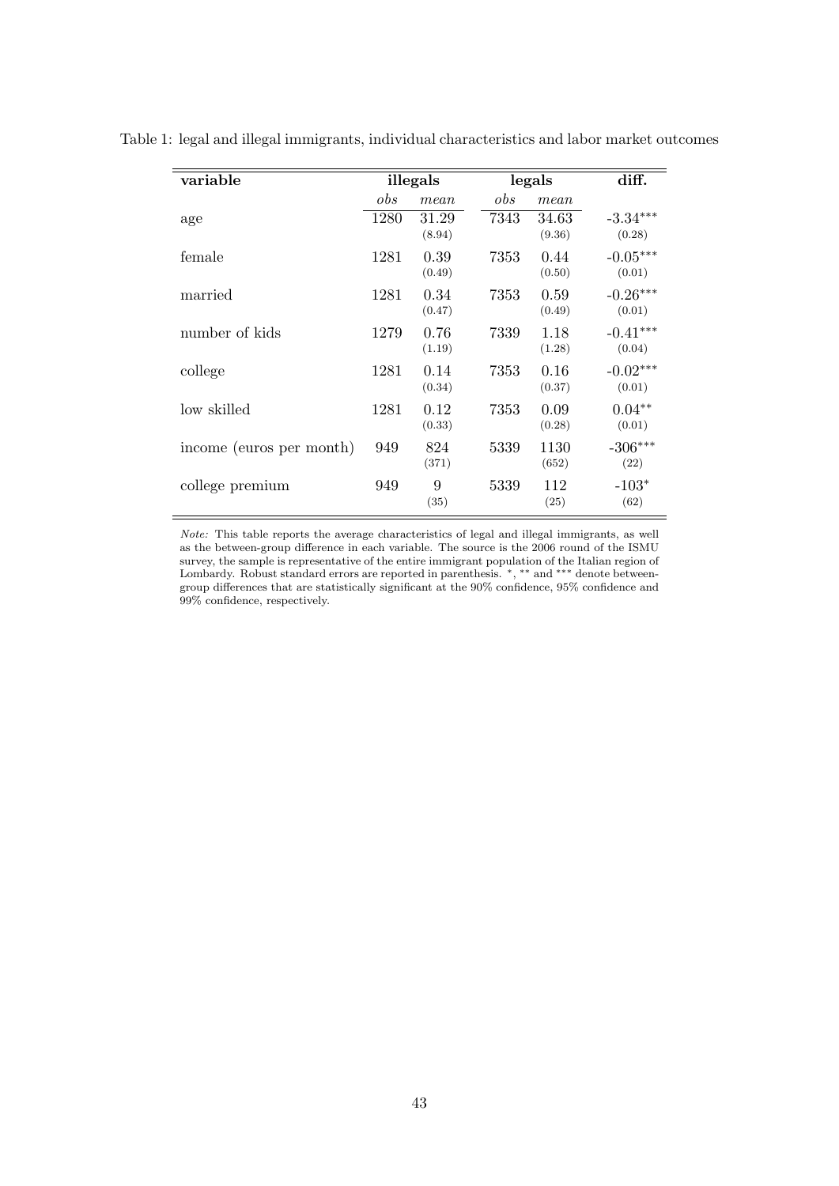Table 1: legal and illegal immigrants, individual characteristics and labor market outcomes

| **variable** | **illegals** | | **legals** | | **diff.** |
|---|---|---|---|---|---|
| | *obs* | *mean* | *obs* | *mean* | |
| age | 1280 | 31.29 (8.94) | 7343 | 34.63 (9.36) | -3.34*** (0.28) |
| female | 1281 | 0.39 (0.49) | 7353 | 0.44 (0.50) | -0.05*** (0.01) |
| married | 1281 | 0.34 (0.47) | 7353 | 0.59 (0.49) | -0.26*** (0.01) |
| number of kids | 1279 | 0.76 (1.19) | 7339 | 1.18 (1.28) | -0.41*** (0.04) |
| college | 1281 | 0.14 (0.34) | 7353 | 0.16 (0.37) | -0.02*** (0.01) |
| low skilled | 1281 | 0.12 (0.33) | 7353 | 0.09 (0.28) | 0.04** (0.01) |
| income (euros per month) | 949 | 824 (371) | 5339 | 1130 (652) | -306*** (22) |
| college premium | 949 | 9 (35) | 5339 | 112 (25) | -103* (62) |

*Note:* This table reports the average characteristics of legal and illegal immigrants, as well as the between-group difference in each variable. The source is the 2006 round of the ISMU survey, the sample is representative of the entire immigrant population of the Italian region of Lombardy. Robust standard errors are reported in parenthesis. *, ** and *** denote between-group differences that are statistically significant at the 90% confidence, 95% confidence and 99% confidence, respectively.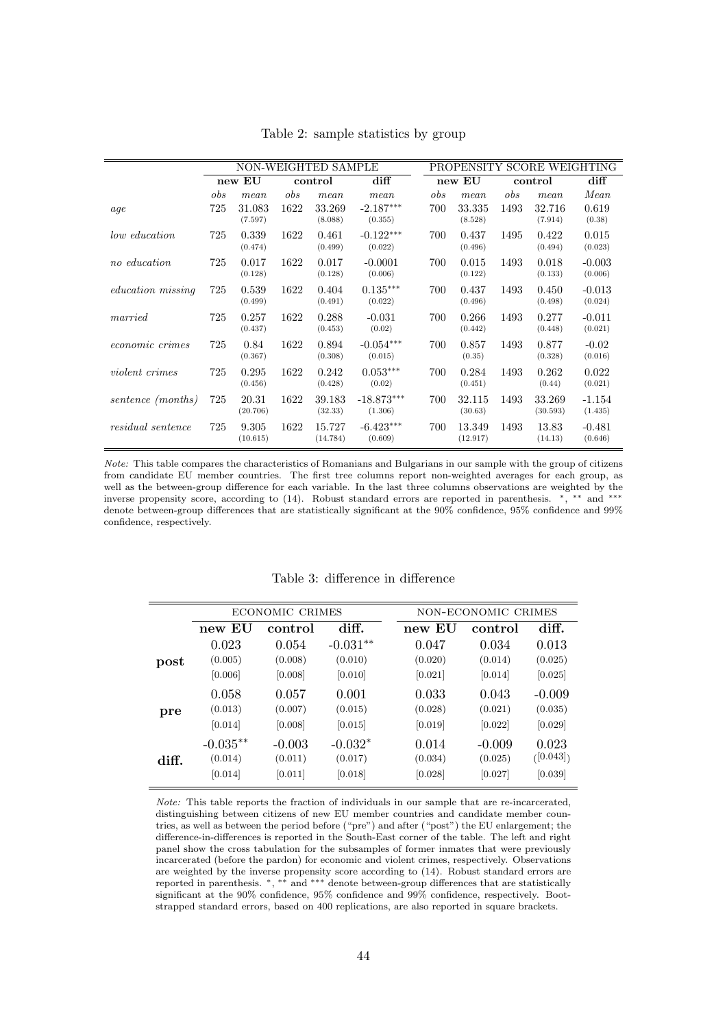Table 2: sample statistics by group

| | NON-WEIGHTED SAMPLE | | | | | PROPENSITY SCORE WEIGHTING | | | | |
|---|---|---|---|---|---|---|---|---|---|---|
| | **new EU** | | **control** | | **diff** | **new EU** | | **control** | | **diff** |
| | *obs* | *mean* | *obs* | *mean* | *mean* | *obs* | *mean* | *obs* | *mean* | *Mean* |
| *age* | 725 | 31.083 (7.597) | 1622 | 33.269 (8.088) | -2.187*** (0.355) | 700 | 33.335 (8.528) | 1493 | 32.716 (7.914) | 0.619 (0.38) |
| *low education* | 725 | 0.339 (0.474) | 1622 | 0.461 (0.499) | -0.122*** (0.022) | 700 | 0.437 (0.496) | 1495 | 0.422 (0.494) | 0.015 (0.023) |
| *no education* | 725 | 0.017 (0.128) | 1622 | 0.017 (0.128) | -0.0001 (0.006) | 700 | 0.015 (0.122) | 1493 | 0.018 (0.133) | -0.003 (0.006) |
| *education missing* | 725 | 0.539 (0.499) | 1622 | 0.404 (0.491) | 0.135*** (0.022) | 700 | 0.437 (0.496) | 1493 | 0.450 (0.498) | -0.013 (0.024) |
| *married* | 725 | 0.257 (0.437) | 1622 | 0.288 (0.453) | -0.031 (0.02) | 700 | 0.266 (0.442) | 1493 | 0.277 (0.448) | -0.011 (0.021) |
| *economic crimes* | 725 | 0.84 (0.367) | 1622 | 0.894 (0.308) | -0.054*** (0.015) | 700 | 0.857 (0.35) | 1493 | 0.877 (0.328) | -0.02 (0.016) |
| *violent crimes* | 725 | 0.295 (0.456) | 1622 | 0.242 (0.428) | 0.053*** (0.02) | 700 | 0.284 (0.451) | 1493 | 0.262 (0.44) | 0.022 (0.021) |
| *sentence (months)* | 725 | 20.31 (20.706) | 1622 | 39.183 (32.33) | -18.873*** (1.306) | 700 | 32.115 (30.63) | 1493 | 33.269 (30.593) | -1.154 (1.435) |
| *residual sentence* | 725 | 9.305 (10.615) | 1622 | 15.727 (14.784) | -6.423*** (0.609) | 700 | 13.349 (12.917) | 1493 | 13.83 (14.13) | -0.481 (0.646) |

*Note:* This table compares the characteristics of Romanians and Bulgarians in our sample with the group of citizens from candidate EU member countries. The first tree columns report non-weighted averages for each group, as well as the between-group difference for each variable. In the last three columns observations are weighted by the inverse propensity score, according to (14). Robust standard errors are reported in parenthesis. *, ** and *** denote between-group differences that are statistically significant at the 90% confidence, 95% confidence and 99% confidence, respectively.

Table 3: difference in difference

| | ECONOMIC CRIMES | | | NON-ECONOMIC CRIMES | | |
|---|---|---|---|---|---|---|
| | **new EU** | **control** | **diff.** | **new EU** | **control** | **diff.** |
| **post** | 0.023 (0.005) [0.006] | 0.054 (0.008) [0.008] | -0.031** (0.010) [0.010] | 0.047 (0.020) [0.021] | 0.034 (0.014) [0.014] | 0.013 (0.025) [0.025] |
| **pre** | 0.058 (0.013) [0.014] | 0.057 (0.007) [0.008] | 0.001 (0.015) [0.015] | 0.033 (0.028) [0.019] | 0.043 (0.021) [0.022] | -0.009 (0.035) [0.029] |
| **diff.** | -0.035** (0.014) [0.014] | -0.003 (0.011) [0.011] | -0.032* (0.017) [0.018] | 0.014 (0.034) [0.028] | -0.009 (0.025) [0.027] | 0.023 ([0.043]) [0.039] |

*Note:* This table reports the fraction of individuals in our sample that are re-incarcerated, distinguishing between citizens of new EU member countries and candidate member countries, as well as between the period before ("pre") and after ("post") the EU enlargement; the difference-in-differences is reported in the South-East corner of the table. The left and right panel show the cross tabulation for the subsamples of former inmates that were previously incarcerated (before the pardon) for economic and violent crimes, respectively. Observations are weighted by the inverse propensity score according to (14). Robust standard errors are reported in parenthesis. *, ** and *** denote between-group differences that are statistically significant at the 90% confidence, 95% confidence and 99% confidence, respectively. Bootstrapped standard errors, based on 400 replications, are also reported in square brackets.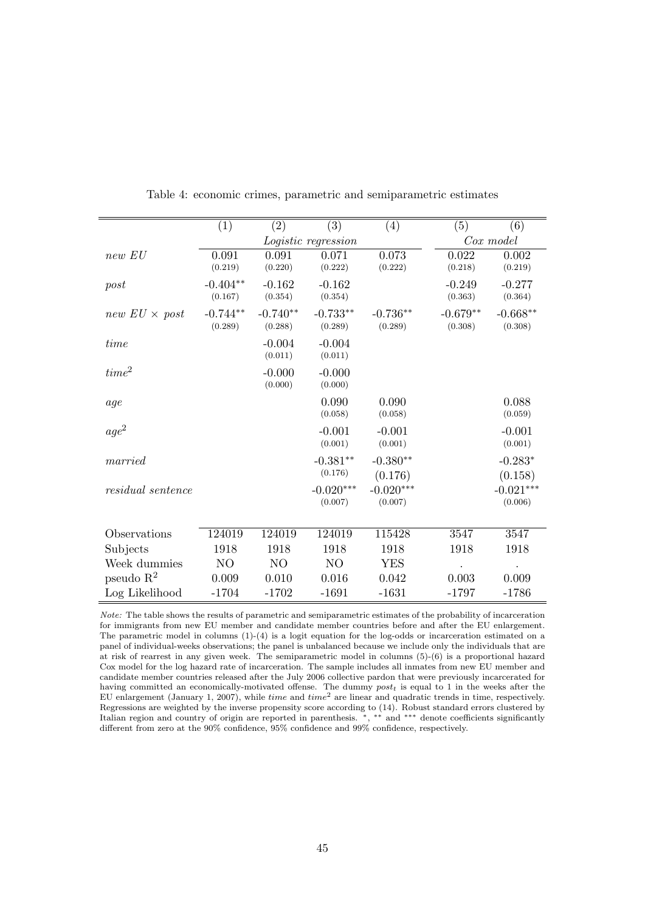Table 4: economic crimes, parametric and semiparametric estimates

| | (1) | (2) | (3) | (4) | (5) | (6) |
|---|---|---|---|---|---|---|
| | *Logistic regression* | | | | *Cox model* | |
| *new EU* | 0.091 | 0.091 | 0.071 | 0.073 | 0.022 | 0.002 |
| | (0.219) | (0.220) | (0.222) | (0.222) | (0.218) | (0.219) |
| *post* | -0.404** | -0.162 | -0.162 | | -0.249 | -0.277 |
| | (0.167) | (0.354) | (0.354) | | (0.363) | (0.364) |
| *new EU* × *post* | -0.744** | -0.740** | -0.733** | -0.736** | -0.679** | -0.668** |
| | (0.289) | (0.288) | (0.289) | (0.289) | (0.308) | (0.308) |
| *time* | | -0.004 | -0.004 | | | |
| | | (0.011) | (0.011) | | | |
| $time^2$ | | -0.000 | -0.000 | | | |
| | | (0.000) | (0.000) | | | |
| *age* | | | 0.090 | 0.090 | | 0.088 |
| | | | (0.058) | (0.058) | | (0.059) |
| $age^2$ | | | -0.001 | -0.001 | | -0.001 |
| | | | (0.001) | (0.001) | | (0.001) |
| *married* | | | -0.381** | -0.380** | | -0.283* |
| | | | (0.176) | (0.176) | | (0.158) |
| *residual sentence* | | | -0.020*** | -0.020*** | | -0.021*** |
| | | | (0.007) | (0.007) | | (0.006) |
| Observations | 124019 | 124019 | 124019 | 115428 | 3547 | 3547 |
| Subjects | 1918 | 1918 | 1918 | 1918 | 1918 | 1918 |
| Week dummies | NO | NO | NO | YES | . | . |
| pseudo $R^2$ | 0.009 | 0.010 | 0.016 | 0.042 | 0.003 | 0.009 |
| Log Likelihood | -1704 | -1702 | -1691 | -1631 | -1797 | -1786 |

*Note:* The table shows the results of parametric and semiparametric estimates of the probability of incarceration for immigrants from new EU member and candidate member countries before and after the EU enlargement. The parametric model in columns (1)-(4) is a logit equation for the log-odds or incarceration estimated on a panel of individual-weeks observations; the panel is unbalanced because we include only the individuals that are at risk of rearrest in any given week. The semiparametric model in columns (5)-(6) is a proportional hazard Cox model for the log hazard rate of incarceration. The sample includes all inmates from new EU member and candidate member countries released after the July 2006 collective pardon that were previously incarcerated for having committed an economically-motivated offense. The dummy $post_t$ is equal to 1 in the weeks after the EU enlargement (January 1, 2007), while *time* and $time^2$ are linear and quadratic trends in time, respectively. Regressions are weighted by the inverse propensity score according to (14). Robust standard errors clustered by Italian region and country of origin are reported in parenthesis. *, ** and *** denote coefficients significantly different from zero at the 90% confidence, 95% confidence and 99% confidence, respectively.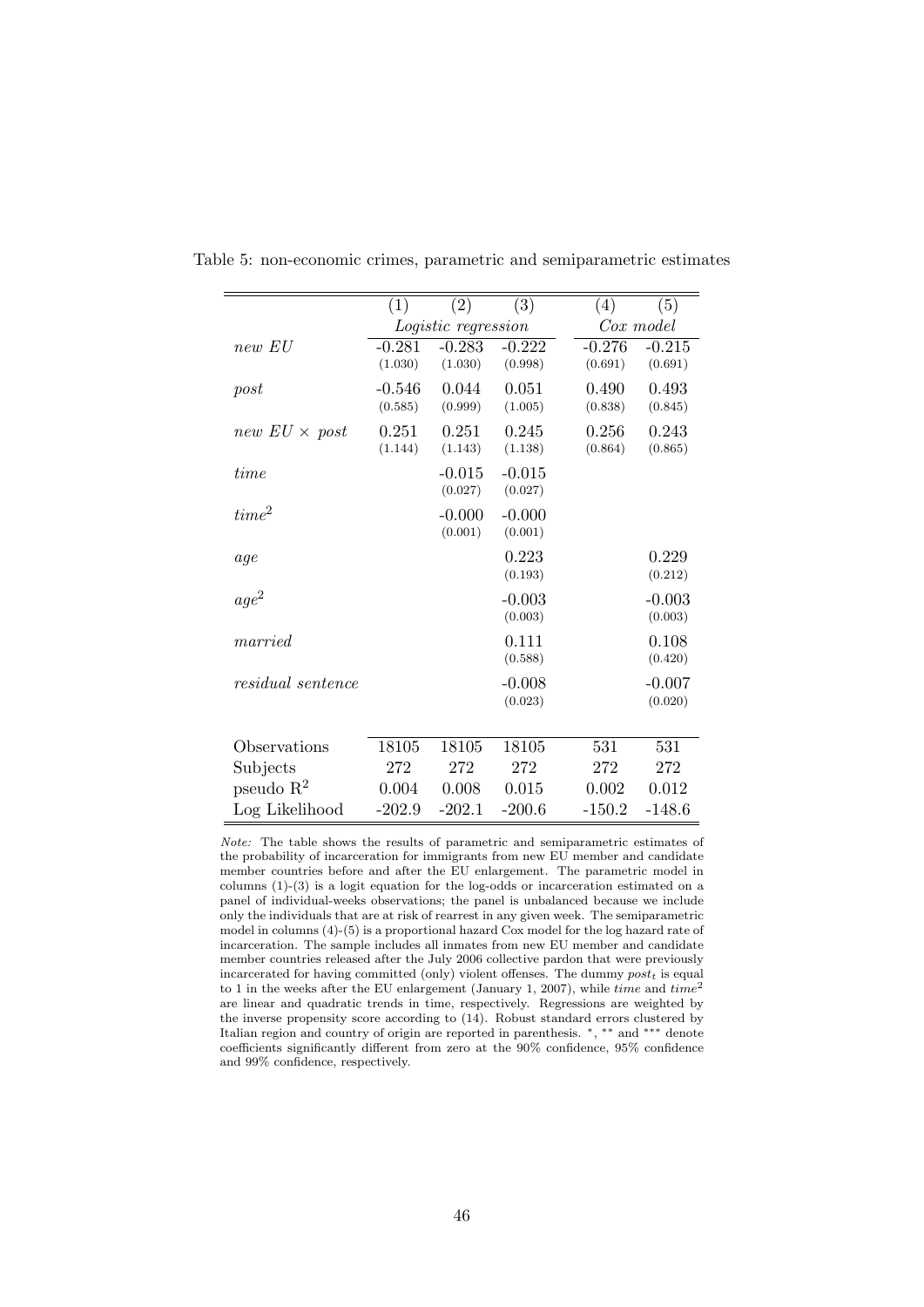Table 5: non-economic crimes, parametric and semiparametric estimates

| | (1) | (2) | (3) | (4) | (5) |
|---|---|---|---|---|---|
| | *Logistic regression* | | | *Cox model* | |
| *new EU* | -0.281 | -0.283 | -0.222 | -0.276 | -0.215 |
| | (1.030) | (1.030) | (0.998) | (0.691) | (0.691) |
| *post* | -0.546 | 0.044 | 0.051 | 0.490 | 0.493 |
| | (0.585) | (0.999) | (1.005) | (0.838) | (0.845) |
| *new EU* × *post* | 0.251 | 0.251 | 0.245 | 0.256 | 0.243 |
| | (1.144) | (1.143) | (1.138) | (0.864) | (0.865) |
| *time* | | -0.015 | -0.015 | | |
| | | (0.027) | (0.027) | | |
| $time^2$ | | -0.000 | -0.000 | | |
| | | (0.001) | (0.001) | | |
| *age* | | | 0.223 | | 0.229 |
| | | | (0.193) | | (0.212) |
| $age^2$ | | | -0.003 | | -0.003 |
| | | | (0.003) | | (0.003) |
| *married* | | | 0.111 | | 0.108 |
| | | | (0.588) | | (0.420) |
| *residual sentence* | | | -0.008 | | -0.007 |
| | | | (0.023) | | (0.020) |
| Observations | 18105 | 18105 | 18105 | 531 | 531 |
| Subjects | 272 | 272 | 272 | 272 | 272 |
| pseudo $R^2$ | 0.004 | 0.008 | 0.015 | 0.002 | 0.012 |
| Log Likelihood | -202.9 | -202.1 | -200.6 | -150.2 | -148.6 |

*Note:* The table shows the results of parametric and semiparametric estimates of the probability of incarceration for immigrants from new EU member and candidate member countries before and after the EU enlargement. The parametric model in columns (1)-(3) is a logit equation for the log-odds or incarceration estimated on a panel of individual-weeks observations; the panel is unbalanced because we include only the individuals that are at risk of rearrest in any given week. The semiparametric model in columns (4)-(5) is a proportional hazard Cox model for the log hazard rate of incarceration. The sample includes all inmates from new EU member and candidate member countries released after the July 2006 collective pardon that were previously incarcerated for having committed (only) violent offenses. The dummy $post_t$ is equal to 1 in the weeks after the EU enlargement (January 1, 2007), while *time* and $time^2$ are linear and quadratic trends in time, respectively. Regressions are weighted by the inverse propensity score according to (14). Robust standard errors clustered by Italian region and country of origin are reported in parenthesis. *, ** and *** denote coefficients significantly different from zero at the 90% confidence, 95% confidence and 99% confidence, respectively.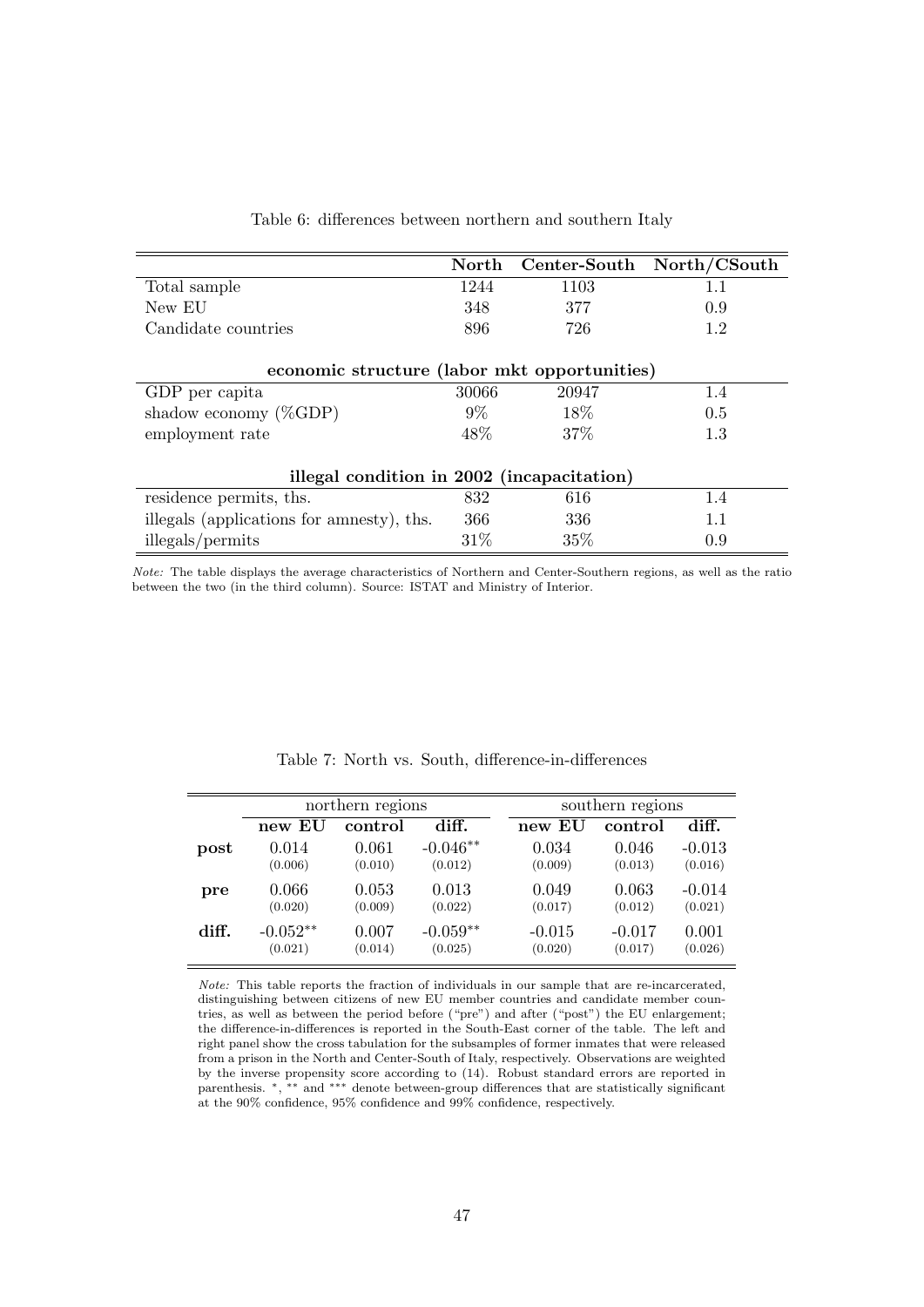Table 6: differences between northern and southern Italy

| | North | Center-South | North/CSouth |
|---|---|---|---|
| Total sample | 1244 | 1103 | 1.1 |
| New EU | 348 | 377 | 0.9 |
| Candidate countries | 896 | 726 | 1.2 |
| **economic structure (labor mkt opportunities)** | | | |
| GDP per capita | 30066 | 20947 | 1.4 |
| shadow economy (%GDP) | 9% | 18% | 0.5 |
| employment rate | 48% | 37% | 1.3 |
| **illegal condition in 2002 (incapacitation)** | | | |
| residence permits, ths. | 832 | 616 | 1.4 |
| illegals (applications for amnesty), ths. | 366 | 336 | 1.1 |
| illegals/permits | 31% | 35% | 0.9 |

*Note:* The table displays the average characteristics of Northern and Center-Southern regions, as well as the ratio between the two (in the third column). Source: ISTAT and Ministry of Interior.

Table 7: North vs. South, difference-in-differences

| | northern regions | | | southern regions | | |
|---|---|---|---|---|---|---|
| | **new EU** | **control** | **diff.** | **new EU** | **control** | **diff.** |
| **post** | 0.014 | 0.061 | -0.046** | 0.034 | 0.046 | -0.013 |
| | (0.006) | (0.010) | (0.012) | (0.009) | (0.013) | (0.016) |
| **pre** | 0.066 | 0.053 | 0.013 | 0.049 | 0.063 | -0.014 |
| | (0.020) | (0.009) | (0.022) | (0.017) | (0.012) | (0.021) |
| **diff.** | -0.052** | 0.007 | -0.059** | -0.015 | -0.017 | 0.001 |
| | (0.021) | (0.014) | (0.025) | (0.020) | (0.017) | (0.026) |

*Note:* This table reports the fraction of individuals in our sample that are re-incarcerated, distinguishing between citizens of new EU member countries and candidate member countries, as well as between the period before ("pre") and after ("post") the EU enlargement; the difference-in-differences is reported in the South-East corner of the table. The left and right panel show the cross tabulation for the subsamples of former inmates that were released from a prison in the North and Center-South of Italy, respectively. Observations are weighted by the inverse propensity score according to (14). Robust standard errors are reported in parenthesis. *, ** and *** denote between-group differences that are statistically significant at the 90% confidence, 95% confidence and 99% confidence, respectively.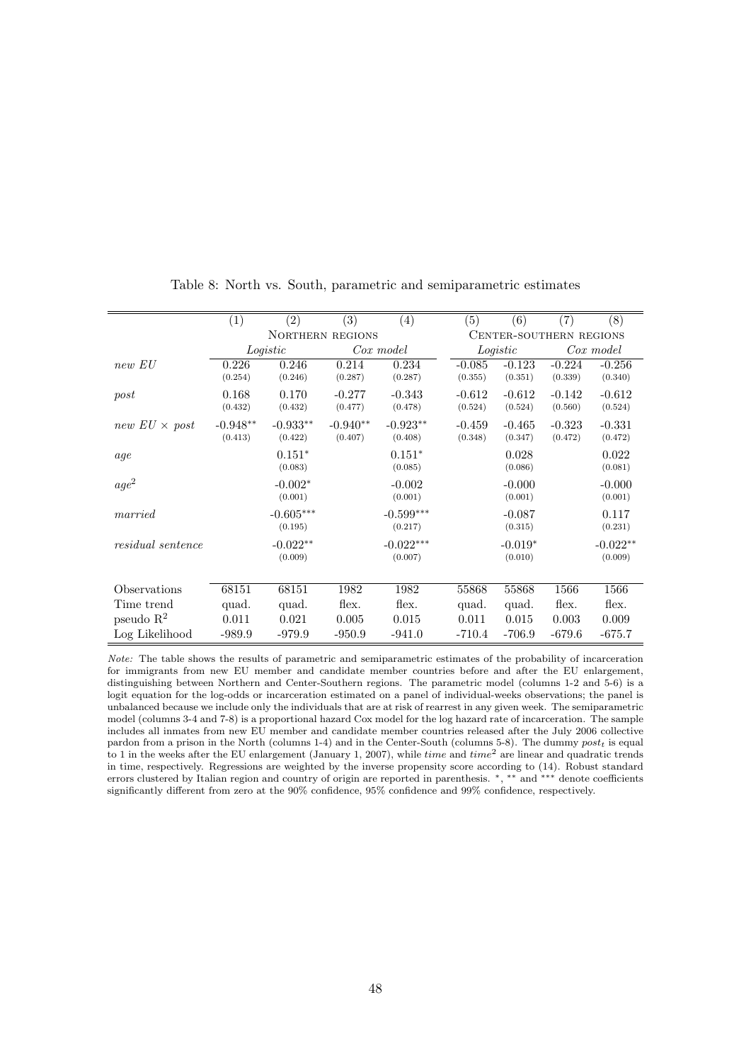Table 8: North vs. South, parametric and semiparametric estimates

| | (1) | (2) | (3) | (4) | (5) | (6) | (7) | (8) |
|---|---|---|---|---|---|---|---|---|
| | Northern regions | | | | Center-southern regions | | | |
| | *Logistic* | | *Cox model* | | *Logistic* | | *Cox model* | |
| *new EU* | 0.226<br>(0.254) | 0.246<br>(0.246) | 0.214<br>(0.287) | 0.234<br>(0.287) | -0.085<br>(0.355) | -0.123<br>(0.351) | -0.224<br>(0.339) | -0.256<br>(0.340) |
| *post* | 0.168<br>(0.432) | 0.170<br>(0.432) | -0.277<br>(0.477) | -0.343<br>(0.478) | -0.612<br>(0.524) | -0.612<br>(0.524) | -0.142<br>(0.560) | -0.612<br>(0.524) |
| *new EU* $\times$ *post* | -0.948**<br>(0.413) | -0.933**<br>(0.422) | -0.940**<br>(0.407) | -0.923**<br>(0.408) | -0.459<br>(0.348) | -0.465<br>(0.347) | -0.323<br>(0.472) | -0.331<br>(0.472) |
| *age* | | 0.151*<br>(0.083) | | 0.151*<br>(0.085) | | 0.028<br>(0.086) | | 0.022<br>(0.081) |
| *age*$^2$ | | -0.002*<br>(0.001) | | -0.002<br>(0.001) | | -0.000<br>(0.001) | | -0.000<br>(0.001) |
| *married* | | -0.605***<br>(0.195) | | -0.599***<br>(0.217) | | -0.087<br>(0.315) | | 0.117<br>(0.231) |
| *residual sentence* | | -0.022**<br>(0.009) | | -0.022***<br>(0.007) | | -0.019*<br>(0.010) | | -0.022**<br>(0.009) |
| Observations | 68151 | 68151 | 1982 | 1982 | 55868 | 55868 | 1566 | 1566 |
| Time trend | quad. | quad. | flex. | flex. | quad. | quad. | flex. | flex. |
| pseudo R$^2$ | 0.011 | 0.021 | 0.005 | 0.015 | 0.011 | 0.015 | 0.003 | 0.009 |
| Log Likelihood | -989.9 | -979.9 | -950.9 | -941.0 | -710.4 | -706.9 | -679.6 | -675.7 |

*Note:* The table shows the results of parametric and semiparametric estimates of the probability of incarceration for immigrants from new EU member and candidate member countries before and after the EU enlargement, distinguishing between Northern and Center-Southern regions. The parametric model (columns 1-2 and 5-6) is a logit equation for the log-odds or incarceration estimated on a panel of individual-weeks observations; the panel is unbalanced because we include only the individuals that are at risk of rearrest in any given week. The semiparametric model (columns 3-4 and 7-8) is a proportional hazard Cox model for the log hazard rate of incarceration. The sample includes all inmates from new EU member and candidate member countries released after the July 2006 collective pardon from a prison in the North (columns 1-4) and in the Center-South (columns 5-8). The dummy $post_t$ is equal to 1 in the weeks after the EU enlargement (January 1, 2007), while $time$ and $time^2$ are linear and quadratic trends in time, respectively. Regressions are weighted by the inverse propensity score according to (14). Robust standard errors clustered by Italian region and country of origin are reported in parenthesis. *, ** and *** denote coefficients significantly different from zero at the 90% confidence, 95% confidence and 99% confidence, respectively.